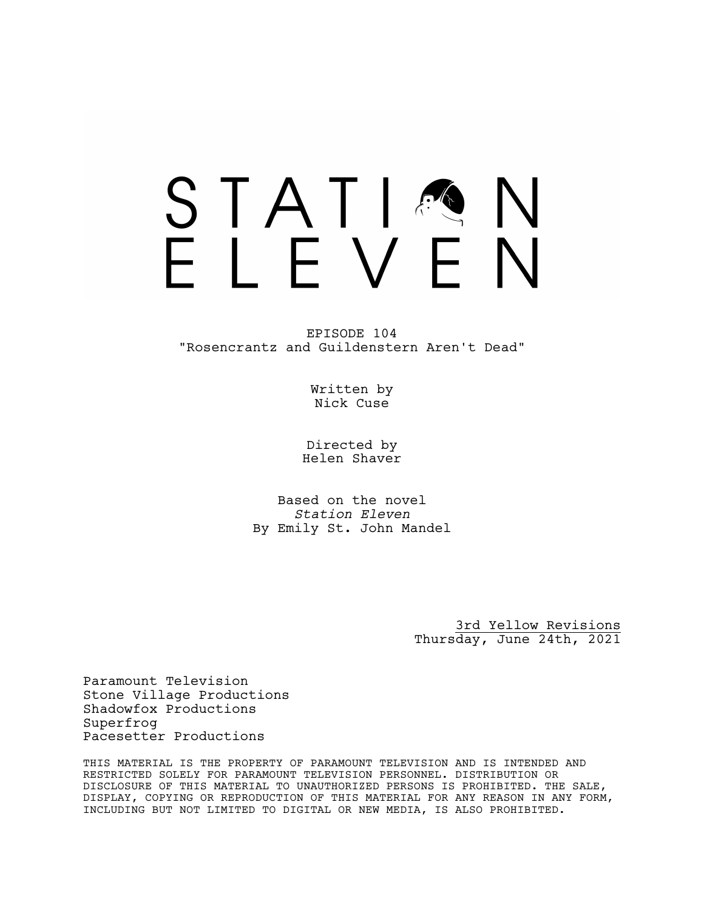# STATION ELEVEN

EPISODE 104
"Rosencrantz and Guildenstern Aren't Dead"

Written by
Nick Cuse

Directed by
Helen Shaver

Based on the novel
*Station Eleven*
By Emily St. John Mandel

<u>3rd Yellow Revisions</u>
Thursday, June 24th, 2021

Paramount Television
Stone Village Productions
Shadowfox Productions
Superfrog
Pacesetter Productions

THIS MATERIAL IS THE PROPERTY OF PARAMOUNT TELEVISION AND IS INTENDED AND RESTRICTED SOLELY FOR PARAMOUNT TELEVISION PERSONNEL. DISTRIBUTION OR DISCLOSURE OF THIS MATERIAL TO UNAUTHORIZED PERSONS IS PROHIBITED. THE SALE, DISPLAY, COPYING OR REPRODUCTION OF THIS MATERIAL FOR ANY REASON IN ANY FORM, INCLUDING BUT NOT LIMITED TO DIGITAL OR NEW MEDIA, IS ALSO PROHIBITED.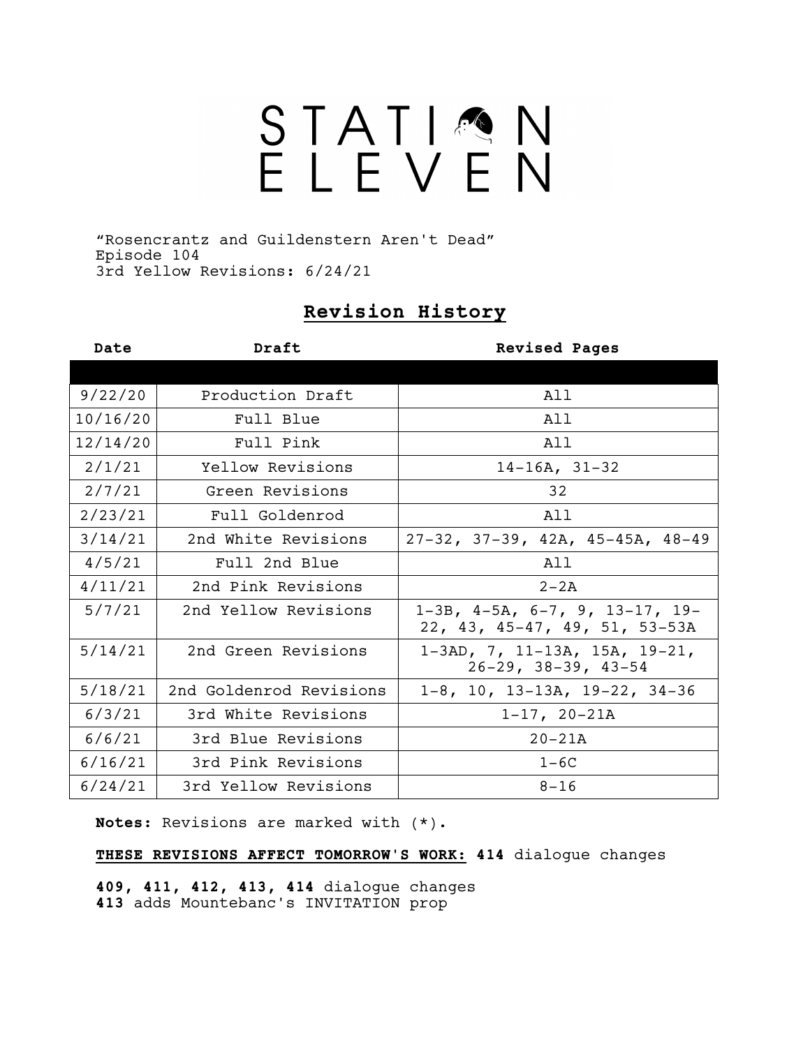# STATION ELEVEN

"Rosencrantz and Guildenstern Aren't Dead"
Episode 104
3rd Yellow Revisions: 6/24/21

## Revision History

| Date | Draft | Revised Pages |
|---|---|---|
| 9/22/20 | Production Draft | All |
| 10/16/20 | Full Blue | All |
| 12/14/20 | Full Pink | All |
| 2/1/21 | Yellow Revisions | 14-16A, 31-32 |
| 2/7/21 | Green Revisions | 32 |
| 2/23/21 | Full Goldenrod | All |
| 3/14/21 | 2nd White Revisions | 27-32, 37-39, 42A, 45-45A, 48-49 |
| 4/5/21 | Full 2nd Blue | All |
| 4/11/21 | 2nd Pink Revisions | 2-2A |
| 5/7/21 | 2nd Yellow Revisions | 1-3B, 4-5A, 6-7, 9, 13-17, 19-22, 43, 45-47, 49, 51, 53-53A |
| 5/14/21 | 2nd Green Revisions | 1-3AD, 7, 11-13A, 15A, 19-21, 26-29, 38-39, 43-54 |
| 5/18/21 | 2nd Goldenrod Revisions | 1-8, 10, 13-13A, 19-22, 34-36 |
| 6/3/21 | 3rd White Revisions | 1-17, 20-21A |
| 6/6/21 | 3rd Blue Revisions | 20-21A |
| 6/16/21 | 3rd Pink Revisions | 1-6C |
| 6/24/21 | 3rd Yellow Revisions | 8-16 |

**Notes:** Revisions are marked with (*).

**THESE REVISIONS AFFECT TOMORROW'S WORK: 414** dialogue changes

**409, 411, 412, 413, 414** dialogue changes
**413** adds Mountebanc's INVITATION prop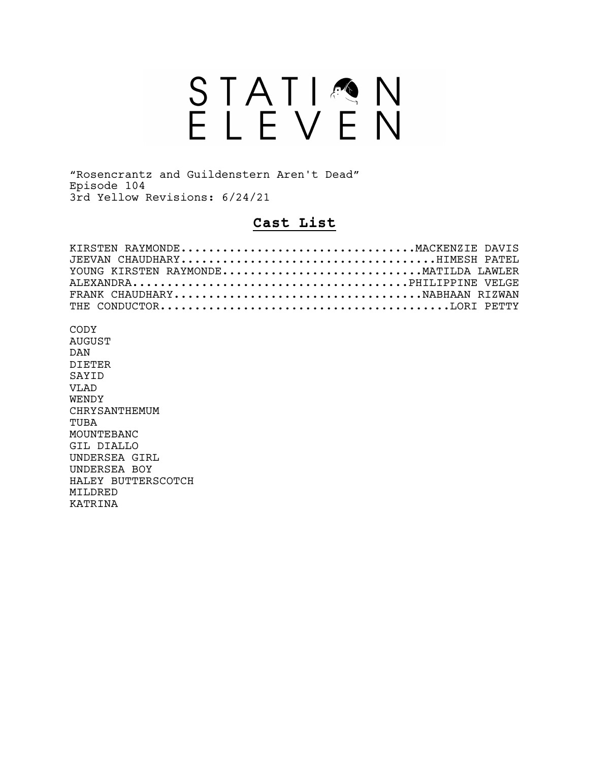# STATION ELEVEN

"Rosencrantz and Guildenstern Aren't Dead"
Episode 104
3rd Yellow Revisions: 6/24/21

## **Cast List**

KIRSTEN RAYMONDE.................................MACKENZIE DAVIS
JEEVAN CHAUDHARY....................................HIMESH PATEL
YOUNG KIRSTEN RAYMONDE............................MATILDA LAWLER
ALEXANDRA.......................................PHILIPPINE VELGE
FRANK CHAUDHARY....................................NABHAAN RIZWAN
THE CONDUCTOR..........................................LORI PETTY

CODY
AUGUST
DAN
DIETER
SAYID
VLAD
WENDY
CHRYSANTHEMUM
TUBA
MOUNTEBANC
GIL DIALLO
UNDERSEA GIRL
UNDERSEA BOY
HALEY BUTTERSCOTCH
MILDRED
KATRINA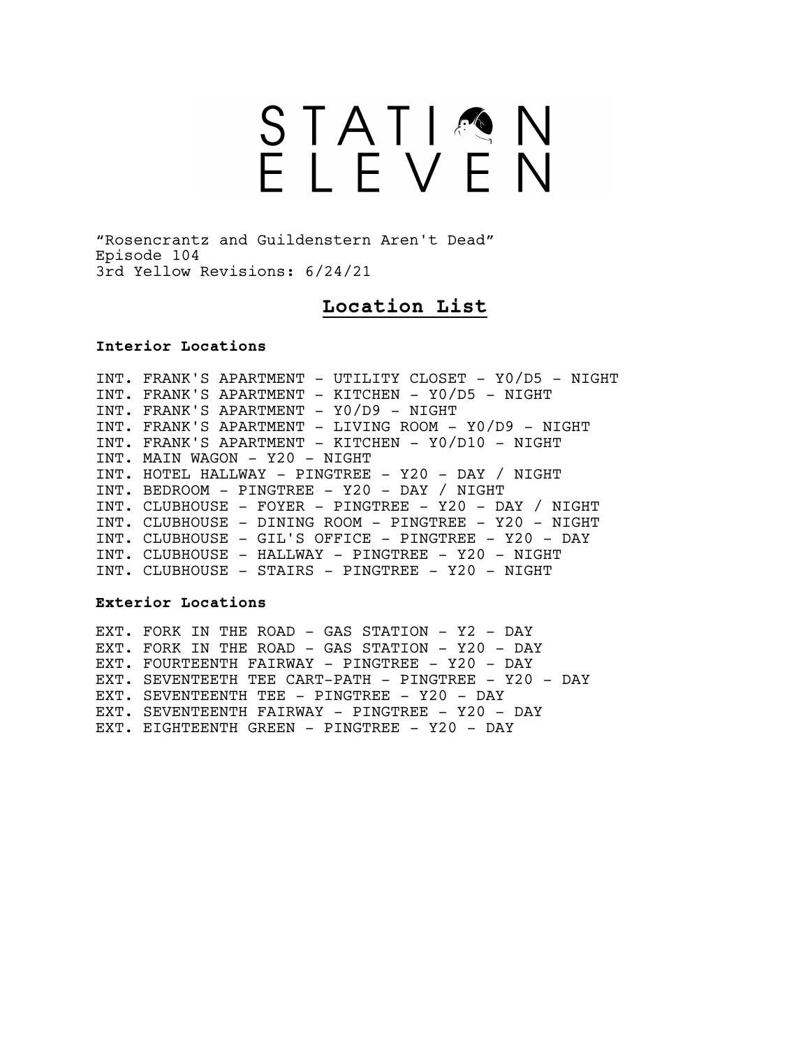# STATION ELEVEN

"Rosencrantz and Guildenstern Aren't Dead"
Episode 104
3rd Yellow Revisions: 6/24/21

## Location List

**Interior Locations**

INT. FRANK'S APARTMENT - UTILITY CLOSET - Y0/D5 - NIGHT
INT. FRANK'S APARTMENT - KITCHEN - Y0/D5 - NIGHT
INT. FRANK'S APARTMENT - Y0/D9 - NIGHT
INT. FRANK'S APARTMENT - LIVING ROOM - Y0/D9 - NIGHT
INT. FRANK'S APARTMENT - KITCHEN - Y0/D10 - NIGHT
INT. MAIN WAGON - Y20 - NIGHT
INT. HOTEL HALLWAY - PINGTREE - Y20 - DAY / NIGHT
INT. BEDROOM - PINGTREE - Y20 - DAY / NIGHT
INT. CLUBHOUSE - FOYER - PINGTREE - Y20 - DAY / NIGHT
INT. CLUBHOUSE - DINING ROOM - PINGTREE - Y20 - NIGHT
INT. CLUBHOUSE - GIL'S OFFICE - PINGTREE - Y20 - DAY
INT. CLUBHOUSE - HALLWAY - PINGTREE - Y20 - NIGHT
INT. CLUBHOUSE - STAIRS - PINGTREE - Y20 - NIGHT

**Exterior Locations**

EXT. FORK IN THE ROAD - GAS STATION - Y2 - DAY
EXT. FORK IN THE ROAD - GAS STATION - Y20 - DAY
EXT. FOURTEENTH FAIRWAY - PINGTREE - Y20 - DAY
EXT. SEVENTEETH TEE CART-PATH - PINGTREE - Y20 - DAY
EXT. SEVENTEENTH TEE - PINGTREE - Y20 - DAY
EXT. SEVENTEENTH FAIRWAY - PINGTREE - Y20 - DAY
EXT. EIGHTEENTH GREEN - PINGTREE - Y20 - DAY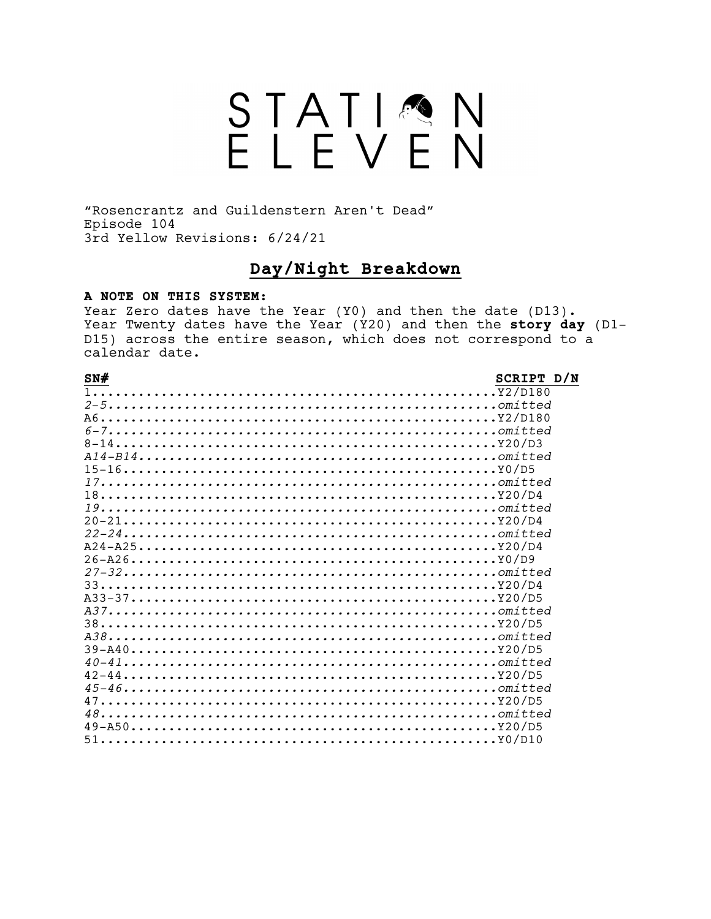# STATION ELEVEN

"Rosencrantz and Guildenstern Aren't Dead"
Episode 104
3rd Yellow Revisions: 6/24/21

## Day/Night Breakdown

**A NOTE ON THIS SYSTEM:**
Year Zero dates have the Year (Y0) and then the date (D13). Year Twenty dates have the Year (Y20) and then the **story day** (D1-D15) across the entire season, which does not correspond to a calendar date.

| SN# | SCRIPT D/N |
|---|---|
| 1 | Y2/D180 |
| *2-5* | *omitted* |
| A6 | Y2/D180 |
| *6-7* | *omitted* |
| 8-14 | Y20/D3 |
| *A14-B14* | *omitted* |
| 15-16 | Y0/D5 |
| *17* | *omitted* |
| 18 | Y20/D4 |
| *19* | *omitted* |
| 20-21 | Y20/D4 |
| *22-24* | *omitted* |
| A24-A25 | Y20/D4 |
| 26-A26 | Y0/D9 |
| *27-32* | *omitted* |
| 33 | Y20/D4 |
| A33-37 | Y20/D5 |
| *A37* | *omitted* |
| 38 | Y20/D5 |
| *A38* | *omitted* |
| 39-A40 | Y20/D5 |
| *40-41* | *omitted* |
| 42-44 | Y20/D5 |
| *45-46* | *omitted* |
| 47 | Y20/D5 |
| *48* | *omitted* |
| 49-A50 | Y20/D5 |
| 51 | Y0/D10 |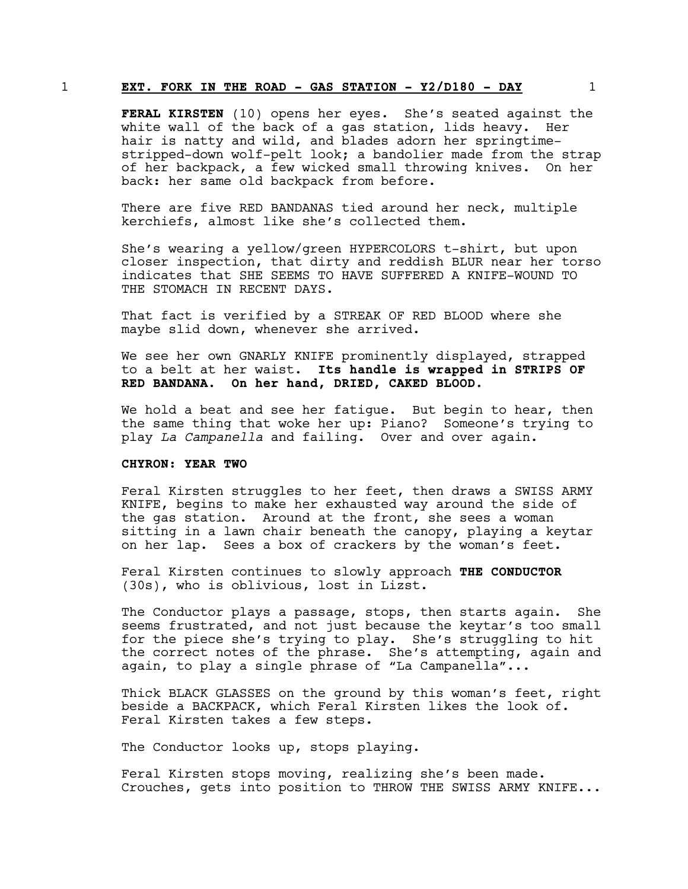1 **EXT. FORK IN THE ROAD - GAS STATION - Y2/D180 - DAY** 1

**FERAL KIRSTEN** (10) opens her eyes. She's seated against the white wall of the back of a gas station, lids heavy. Her hair is natty and wild, and blades adorn her springtime-stripped-down wolf-pelt look; a bandolier made from the strap of her backpack, a few wicked small throwing knives. On her back: her same old backpack from before.

There are five RED BANDANAS tied around her neck, multiple kerchiefs, almost like she's collected them.

She's wearing a yellow/green HYPERCOLORS t-shirt, but upon closer inspection, that dirty and reddish BLUR near her torso indicates that SHE SEEMS TO HAVE SUFFERED A KNIFE-WOUND TO THE STOMACH IN RECENT DAYS.

That fact is verified by a STREAK OF RED BLOOD where she maybe slid down, whenever she arrived.

We see her own GNARLY KNIFE prominently displayed, strapped to a belt at her waist. **Its handle is wrapped in STRIPS OF RED BANDANA. On her hand, DRIED, CAKED BLOOD.**

We hold a beat and see her fatigue. But begin to hear, then the same thing that woke her up: Piano? Someone's trying to play *La Campanella* and failing. Over and over again.

**CHYRON: YEAR TWO**

Feral Kirsten struggles to her feet, then draws a SWISS ARMY KNIFE, begins to make her exhausted way around the side of the gas station. Around at the front, she sees a woman sitting in a lawn chair beneath the canopy, playing a keytar on her lap. Sees a box of crackers by the woman's feet.

Feral Kirsten continues to slowly approach **THE CONDUCTOR** (30s), who is oblivious, lost in Lizst.

The Conductor plays a passage, stops, then starts again. She seems frustrated, and not just because the keytar's too small for the piece she's trying to play. She's struggling to hit the correct notes of the phrase. She's attempting, again and again, to play a single phrase of "La Campanella"...

Thick BLACK GLASSES on the ground by this woman's feet, right beside a BACKPACK, which Feral Kirsten likes the look of. Feral Kirsten takes a few steps.

The Conductor looks up, stops playing.

Feral Kirsten stops moving, realizing she's been made. Crouches, gets into position to THROW THE SWISS ARMY KNIFE...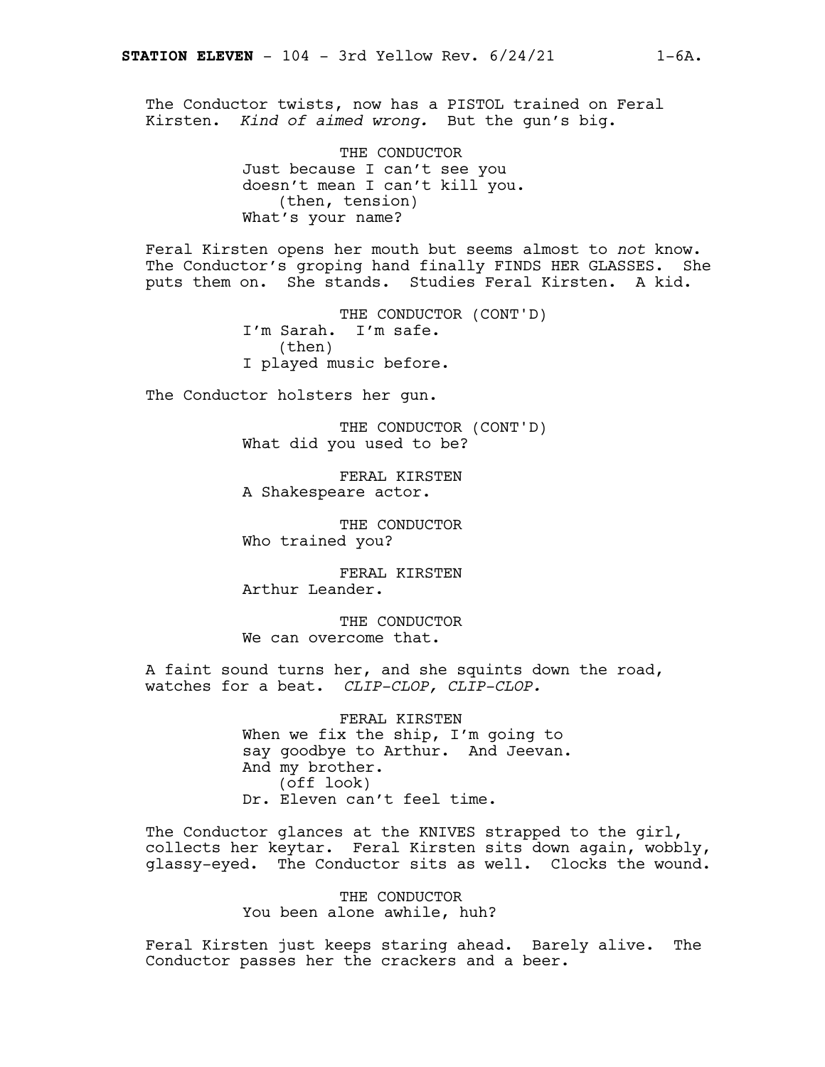The Conductor twists, now has a PISTOL trained on Feral Kirsten. *Kind of aimed wrong.* But the gun's big.

THE CONDUCTOR
Just because I can't see you doesn't mean I can't kill you.
(then, tension)
What's your name?

Feral Kirsten opens her mouth but seems almost to *not* know. The Conductor's groping hand finally FINDS HER GLASSES. She puts them on. She stands. Studies Feral Kirsten. A kid.

THE CONDUCTOR (CONT'D)
I'm Sarah. I'm safe.
(then)
I played music before.

The Conductor holsters her gun.

THE CONDUCTOR (CONT'D)
What did you used to be?

FERAL KIRSTEN
A Shakespeare actor.

THE CONDUCTOR
Who trained you?

FERAL KIRSTEN
Arthur Leander.

THE CONDUCTOR
We can overcome that.

A faint sound turns her, and she squints down the road, watches for a beat. *CLIP-CLOP, CLIP-CLOP.*

FERAL KIRSTEN
When we fix the ship, I'm going to say goodbye to Arthur. And Jeevan. And my brother.
(off look)
Dr. Eleven can't feel time.

The Conductor glances at the KNIVES strapped to the girl, collects her keytar. Feral Kirsten sits down again, wobbly, glassy-eyed. The Conductor sits as well. Clocks the wound.

THE CONDUCTOR
You been alone awhile, huh?

Feral Kirsten just keeps staring ahead. Barely alive. The Conductor passes her the crackers and a beer.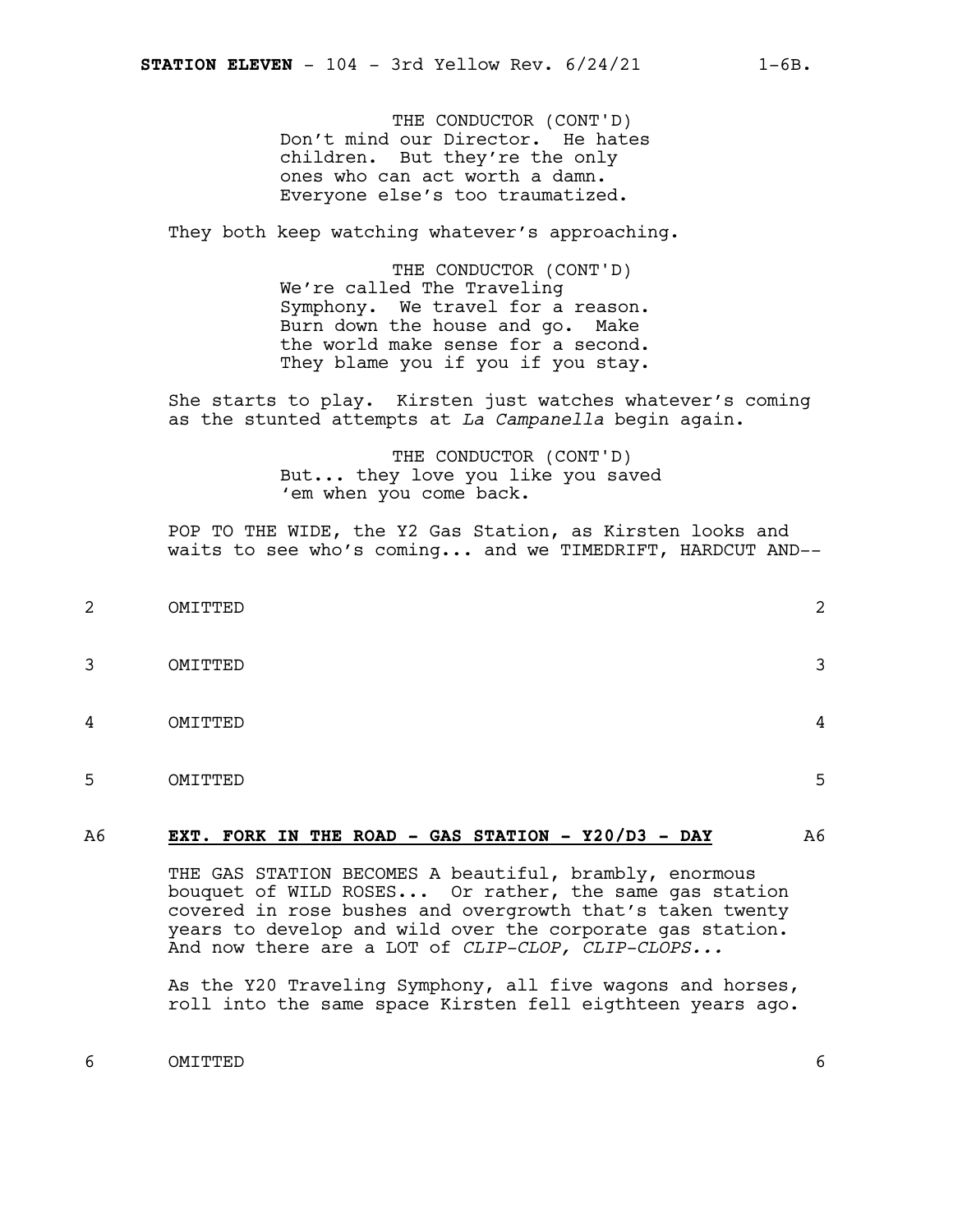THE CONDUCTOR (CONT'D)
Don't mind our Director. He hates children. But they're the only ones who can act worth a damn. Everyone else's too traumatized.

They both keep watching whatever's approaching.

THE CONDUCTOR (CONT'D)
We're called The Traveling Symphony. We travel for a reason. Burn down the house and go. Make the world make sense for a second. They blame you if you if you stay.

She starts to play. Kirsten just watches whatever's coming as the stunted attempts at *La Campanella* begin again.

THE CONDUCTOR (CONT'D)
But... they love you like you saved 'em when you come back.

POP TO THE WIDE, the Y2 Gas Station, as Kirsten looks and waits to see who's coming... and we TIMEDRIFT, HARDCUT AND--

2 OMITTED 2

3 OMITTED 3

4 OMITTED 4

5 OMITTED 5

A6 **EXT. FORK IN THE ROAD - GAS STATION - Y20/D3 - DAY** A6

THE GAS STATION BECOMES A beautiful, brambly, enormous bouquet of WILD ROSES... Or rather, the same gas station covered in rose bushes and overgrowth that's taken twenty years to develop and wild over the corporate gas station. And now there are a LOT of *CLIP-CLOP, CLIP-CLOPS...*

As the Y20 Traveling Symphony, all five wagons and horses, roll into the same space Kirsten fell eigthteen years ago.

6 OMITTED 6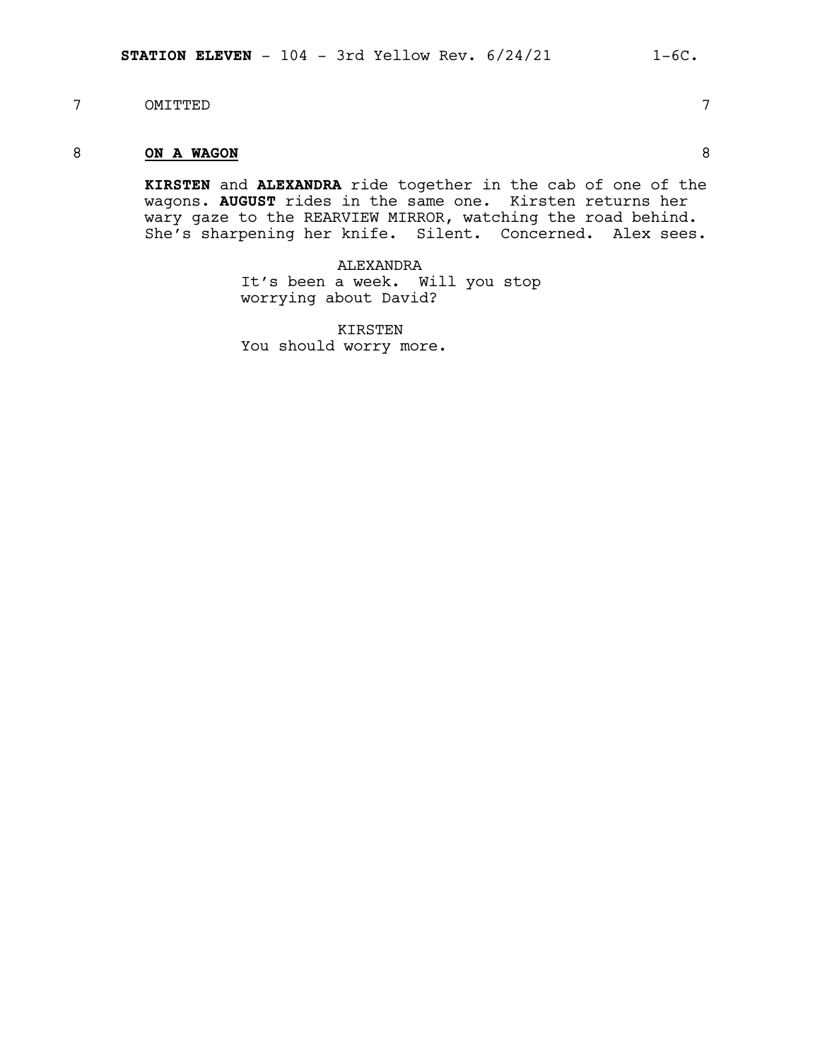7 OMITTED 7

8 **ON A WAGON** 8

**KIRSTEN** and **ALEXANDRA** ride together in the cab of one of the wagons. **AUGUST** rides in the same one. Kirsten returns her wary gaze to the REARVIEW MIRROR, watching the road behind. She's sharpening her knife. Silent. Concerned. Alex sees.

ALEXANDRA
It's been a week. Will you stop worrying about David?

KIRSTEN
You should worry more.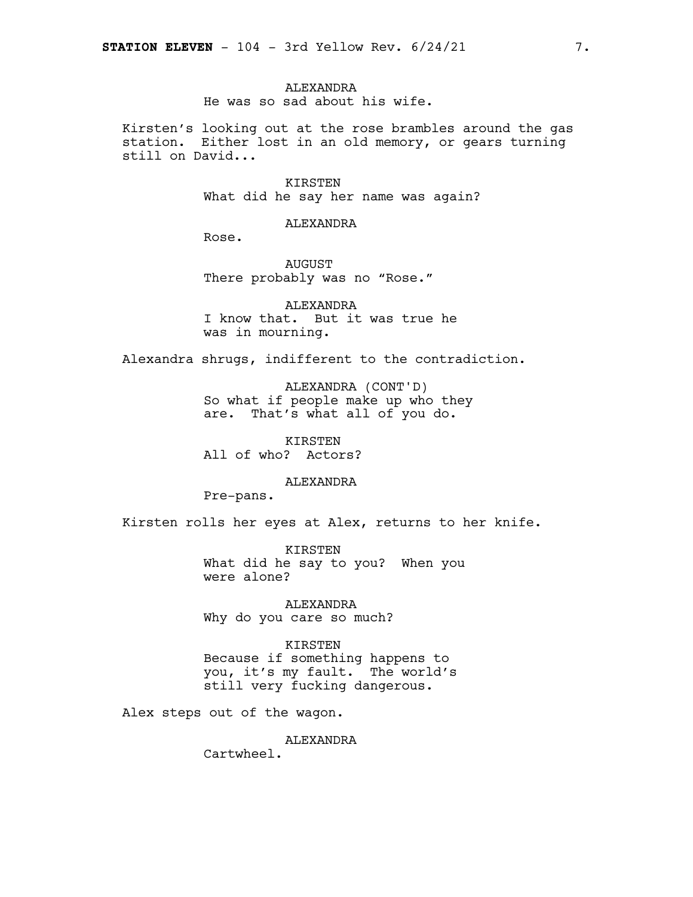ALEXANDRA
He was so sad about his wife.

Kirsten's looking out at the rose brambles around the gas station. Either lost in an old memory, or gears turning still on David...

KIRSTEN
What did he say her name was again?

ALEXANDRA
Rose.

AUGUST
There probably was no "Rose."

ALEXANDRA
I know that. But it was true he was in mourning.

Alexandra shrugs, indifferent to the contradiction.

ALEXANDRA (CONT'D)
So what if people make up who they are. That's what all of you do.

KIRSTEN
All of who? Actors?

ALEXANDRA
Pre-pans.

Kirsten rolls her eyes at Alex, returns to her knife.

KIRSTEN
What did he say to you? When you were alone?

ALEXANDRA
Why do you care so much?

KIRSTEN
Because if something happens to you, it's my fault. The world's still very fucking dangerous.

Alex steps out of the wagon.

ALEXANDRA
Cartwheel.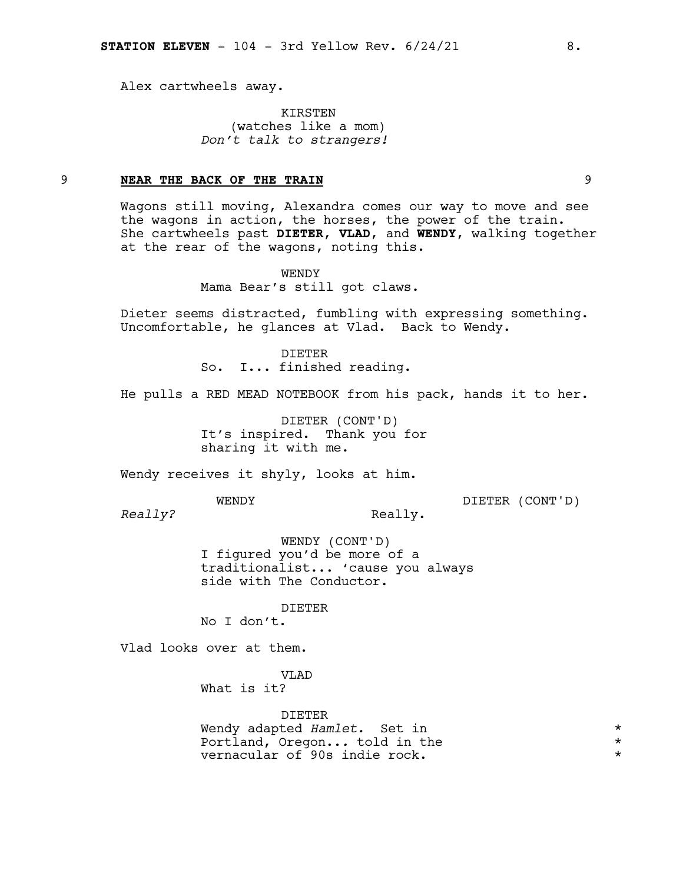Alex cartwheels away.

KIRSTEN
(watches like a mom)
*Don't talk to strangers!*

9 **NEAR THE BACK OF THE TRAIN** 9

Wagons still moving, Alexandra comes our way to move and see the wagons in action, the horses, the power of the train. She cartwheels past **DIETER**, **VLAD**, and **WENDY**, walking together at the rear of the wagons, noting this.

WENDY
Mama Bear's still got claws.

Dieter seems distracted, fumbling with expressing something. Uncomfortable, he glances at Vlad. Back to Wendy.

DIETER
So. I... finished reading.

He pulls a RED MEAD NOTEBOOK from his pack, hands it to her.

DIETER (CONT'D)
It's inspired. Thank you for sharing it with me.

Wendy receives it shyly, looks at him.

WENDY
*Really?*

DIETER (CONT'D)
Really.

WENDY (CONT'D)
I figured you'd be more of a traditionalist... 'cause you always side with The Conductor.

DIETER
No I don't.

Vlad looks over at them.

VLAD
What is it?

DIETER
Wendy adapted *Hamlet.* Set in Portland, Oregon... told in the vernacular of 90s indie rock. *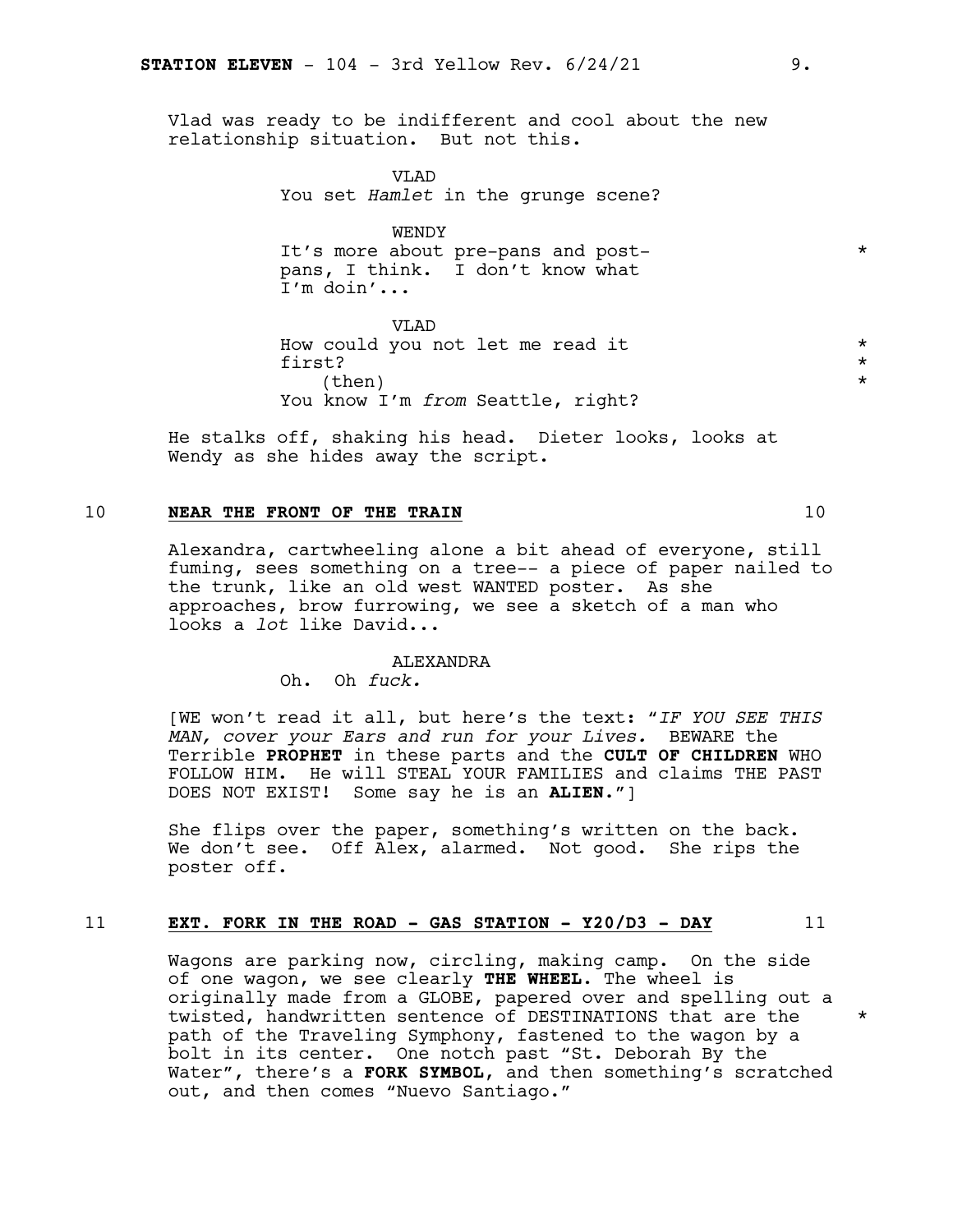Vlad was ready to be indifferent and cool about the new relationship situation. But not this.

VLAD
You set *Hamlet* in the grunge scene?

WENDY
It's more about pre-pans and post-pans, I think. I don't know what I'm doin'... *

VLAD
How could you not let me read it first? *
(then) *
You know I'm *from* Seattle, right?

He stalks off, shaking his head. Dieter looks, looks at Wendy as she hides away the script.

10 **NEAR THE FRONT OF THE TRAIN** 10

Alexandra, cartwheeling alone a bit ahead of everyone, still fuming, sees something on a tree-- a piece of paper nailed to the trunk, like an old west WANTED poster. As she approaches, brow furrowing, we see a sketch of a man who looks a *lot* like David...

ALEXANDRA
Oh. Oh *fuck.*

[WE won't read it all, but here's the text: "*IF YOU SEE THIS MAN, cover your Ears and run for your Lives.* BEWARE the Terrible **PROPHET** in these parts and the **CULT OF CHILDREN** WHO FOLLOW HIM. He will STEAL YOUR FAMILIES and claims THE PAST DOES NOT EXIST! Some say he is an **ALIEN**."]

She flips over the paper, something's written on the back. We don't see. Off Alex, alarmed. Not good. She rips the poster off.

11 **EXT. FORK IN THE ROAD - GAS STATION - Y20/D3 - DAY** 11

Wagons are parking now, circling, making camp. On the side of one wagon, we see clearly **THE WHEEL.** The wheel is originally made from a GLOBE, papered over and spelling out a twisted, handwritten sentence of DESTINATIONS that are the path of the Traveling Symphony, fastened to the wagon by a bolt in its center. One notch past "St. Deborah By the Water", there's a **FORK SYMBOL**, and then something's scratched out, and then comes "Nuevo Santiago." *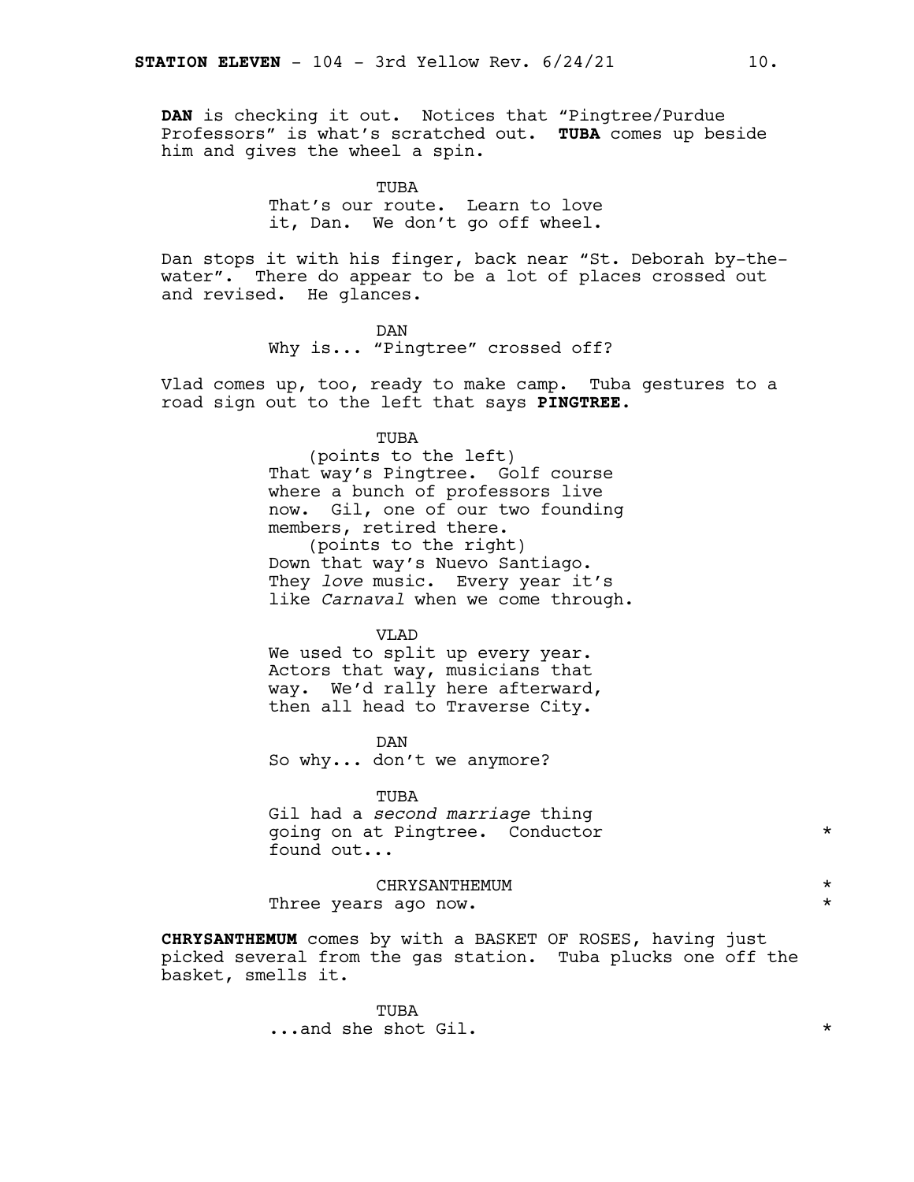**DAN** is checking it out. Notices that "Pingtree/Purdue Professors" is what's scratched out. **TUBA** comes up beside him and gives the wheel a spin.

TUBA
That's our route. Learn to love it, Dan. We don't go off wheel.

Dan stops it with his finger, back near "St. Deborah by-the-water". There do appear to be a lot of places crossed out and revised. He glances.

DAN
Why is... "Pingtree" crossed off?

Vlad comes up, too, ready to make camp. Tuba gestures to a road sign out to the left that says **PINGTREE**.

TUBA
(points to the left)
That way's Pingtree. Golf course where a bunch of professors live now. Gil, one of our two founding members, retired there.
(points to the right)
Down that way's Nuevo Santiago. They *love* music. Every year it's like *Carnaval* when we come through.

VLAD
We used to split up every year. Actors that way, musicians that way. We'd rally here afterward, then all head to Traverse City.

DAN
So why... don't we anymore?

TUBA
Gil had a *second marriage* thing going on at Pingtree. Conductor found out... *

CHRYSANTHEMUM *
Three years ago now. *

**CHRYSANTHEMUM** comes by with a BASKET OF ROSES, having just picked several from the gas station. Tuba plucks one off the basket, smells it.

TUBA
...and she shot Gil. *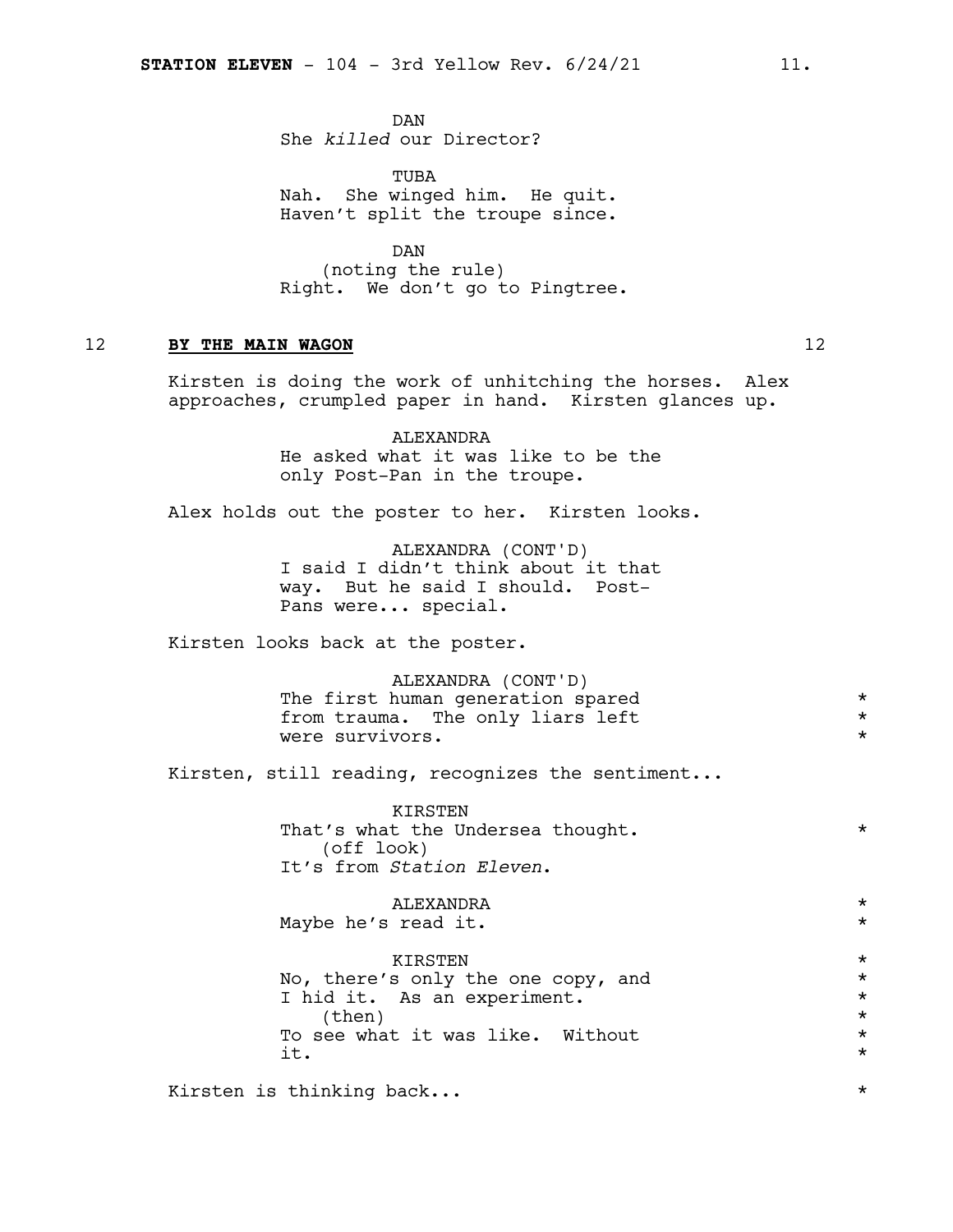DAN
She *killed* our Director?

TUBA
Nah. She winged him. He quit.
Haven't split the troupe since.

DAN
(noting the rule)
Right. We don't go to Pingtree.

12 **BY THE MAIN WAGON** 12

Kirsten is doing the work of unhitching the horses. Alex approaches, crumpled paper in hand. Kirsten glances up.

ALEXANDRA
He asked what it was like to be the only Post-Pan in the troupe.

Alex holds out the poster to her. Kirsten looks.

ALEXANDRA (CONT'D)
I said I didn't think about it that way. But he said I should. Post-Pans were... special.

Kirsten looks back at the poster.

ALEXANDRA (CONT'D)
The first human generation spared from trauma. The only liars left were survivors. *

Kirsten, still reading, recognizes the sentiment...

KIRSTEN
That's what the Undersea thought. *
(off look)
It's from *Station Eleven*.

ALEXANDRA *
Maybe he's read it. *

KIRSTEN *
No, there's only the one copy, and I hid it. As an experiment. *
(then) *
To see what it was like. Without it. *

Kirsten is thinking back... *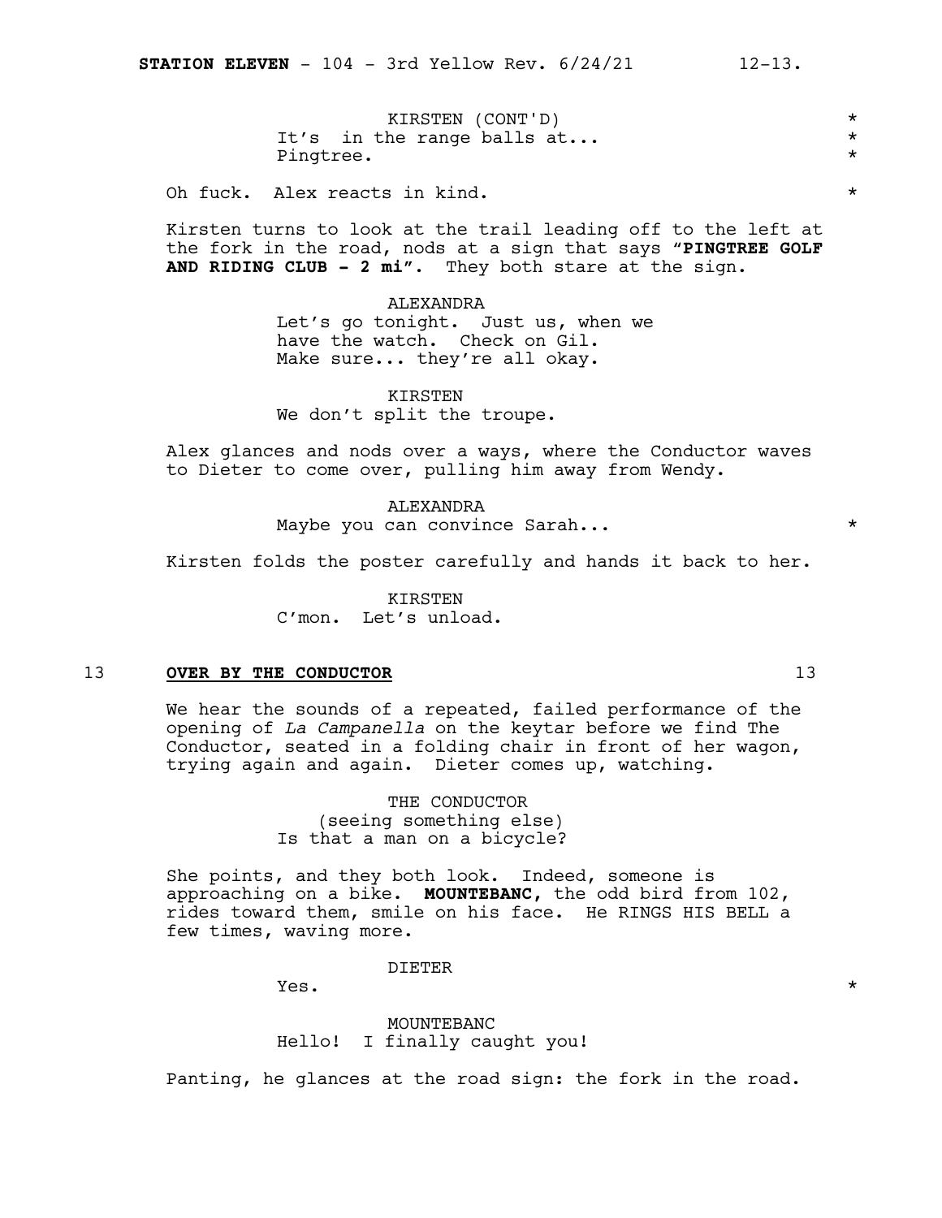KIRSTEN (CONT'D)
It's in the range balls at...
Pingtree.

Oh fuck. Alex reacts in kind.

Kirsten turns to look at the trail leading off to the left at the fork in the road, nods at a sign that says "**PINGTREE GOLF AND RIDING CLUB - 2 mi**". They both stare at the sign.

ALEXANDRA
Let's go tonight. Just us, when we have the watch. Check on Gil. Make sure... they're all okay.

KIRSTEN
We don't split the troupe.

Alex glances and nods over a ways, where the Conductor waves to Dieter to come over, pulling him away from Wendy.

ALEXANDRA
Maybe you can convince Sarah...

Kirsten folds the poster carefully and hands it back to her.

KIRSTEN
C'mon. Let's unload.

## 13 OVER BY THE CONDUCTOR 13

We hear the sounds of a repeated, failed performance of the opening of *La Campanella* on the keytar before we find The Conductor, seated in a folding chair in front of her wagon, trying again and again. Dieter comes up, watching.

THE CONDUCTOR
(seeing something else)
Is that a man on a bicycle?

She points, and they both look. Indeed, someone is approaching on a bike. **MOUNTEBANC,** the odd bird from 102, rides toward them, smile on his face. He RINGS HIS BELL a few times, waving more.

DIETER
Yes.

MOUNTEBANC
Hello! I finally caught you!

Panting, he glances at the road sign: the fork in the road.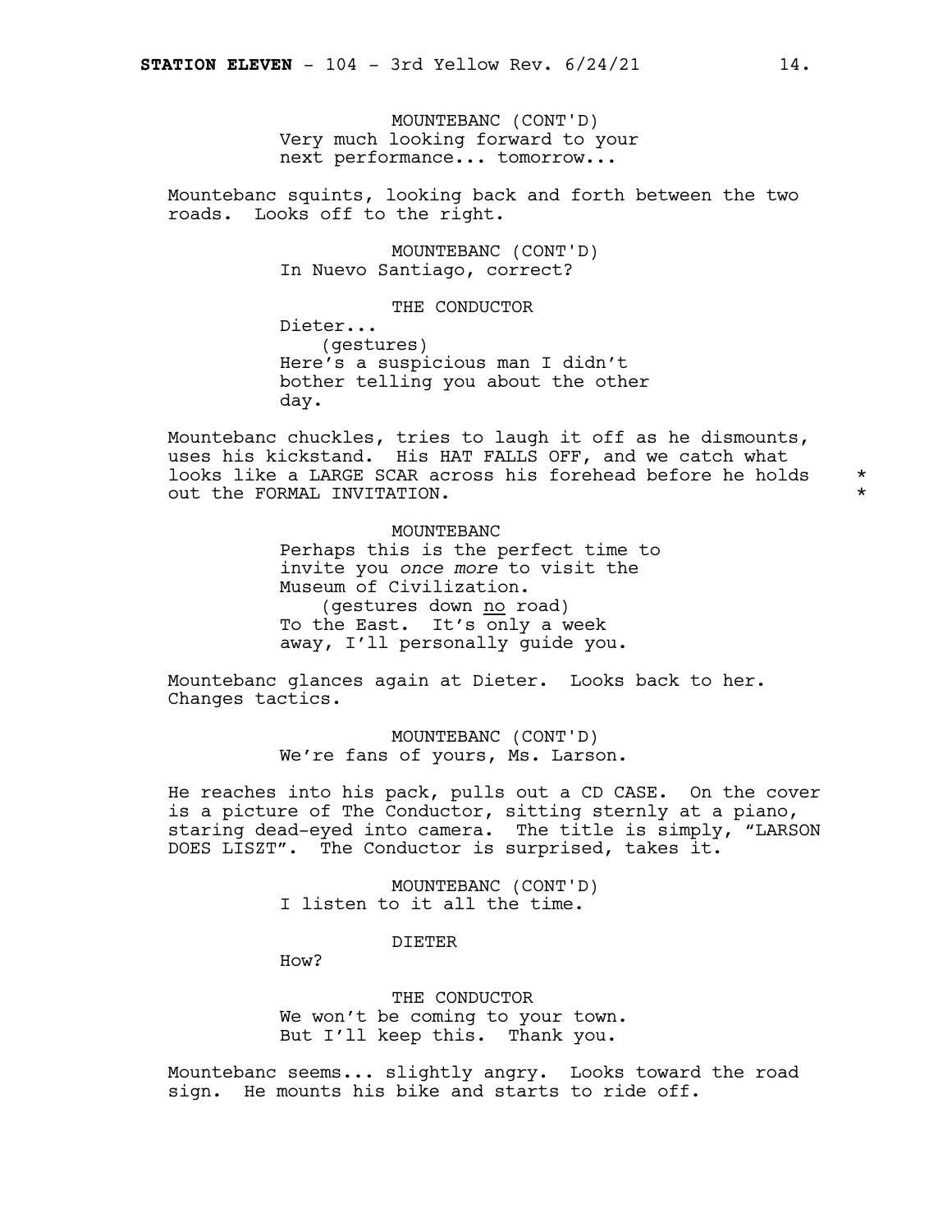MOUNTEBANC (CONT'D)
Very much looking forward to your next performance... tomorrow...

Mountebanc squints, looking back and forth between the two roads. Looks off to the right.

MOUNTEBANC (CONT'D)
In Nuevo Santiago, correct?

THE CONDUCTOR
Dieter...
(gestures)
Here's a suspicious man I didn't bother telling you about the other day.

Mountebanc chuckles, tries to laugh it off as he dismounts, uses his kickstand. His HAT FALLS OFF, and we catch what looks like a LARGE SCAR across his forehead before he holds out the FORMAL INVITATION. *

MOUNTEBANC
Perhaps this is the perfect time to invite you *once more* to visit the Museum of Civilization.
(gestures down no road)
To the East. It's only a week away, I'll personally guide you.

Mountebanc glances again at Dieter. Looks back to her. Changes tactics.

MOUNTEBANC (CONT'D)
We're fans of yours, Ms. Larson.

He reaches into his pack, pulls out a CD CASE. On the cover is a picture of The Conductor, sitting sternly at a piano, staring dead-eyed into camera. The title is simply, "LARSON DOES LISZT". The Conductor is surprised, takes it.

MOUNTEBANC (CONT'D)
I listen to it all the time.

DIETER
How?

THE CONDUCTOR
We won't be coming to your town. But I'll keep this. Thank you.

Mountebanc seems... slightly angry. Looks toward the road sign. He mounts his bike and starts to ride off.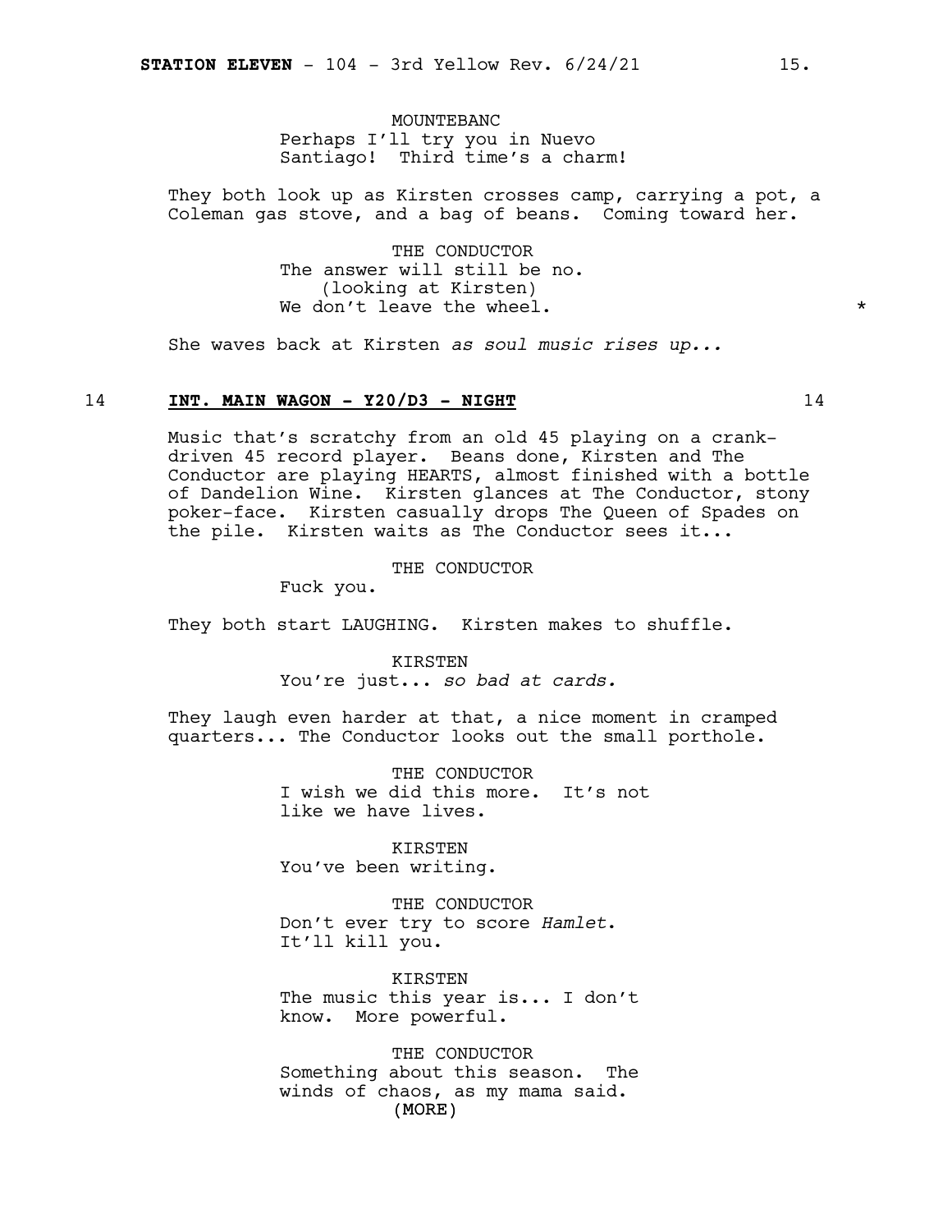MOUNTEBANC
Perhaps I'll try you in Nuevo Santiago! Third time's a charm!

They both look up as Kirsten crosses camp, carrying a pot, a Coleman gas stove, and a bag of beans. Coming toward her.

THE CONDUCTOR
The answer will still be no.
(looking at Kirsten)
We don't leave the wheel. *

She waves back at Kirsten *as soul music rises up...*

14 **INT. MAIN WAGON - Y20/D3 - NIGHT** 14

Music that's scratchy from an old 45 playing on a crank-driven 45 record player. Beans done, Kirsten and The Conductor are playing HEARTS, almost finished with a bottle of Dandelion Wine. Kirsten glances at The Conductor, stony poker-face. Kirsten casually drops The Queen of Spades on the pile. Kirsten waits as The Conductor sees it...

THE CONDUCTOR
Fuck you.

They both start LAUGHING. Kirsten makes to shuffle.

KIRSTEN
You're just... *so bad at cards.*

They laugh even harder at that, a nice moment in cramped quarters... The Conductor looks out the small porthole.

THE CONDUCTOR
I wish we did this more. It's not like we have lives.

KIRSTEN
You've been writing.

THE CONDUCTOR
Don't ever try to score *Hamlet*. It'll kill you.

KIRSTEN
The music this year is... I don't know. More powerful.

THE CONDUCTOR
Something about this season. The winds of chaos, as my mama said.
(MORE)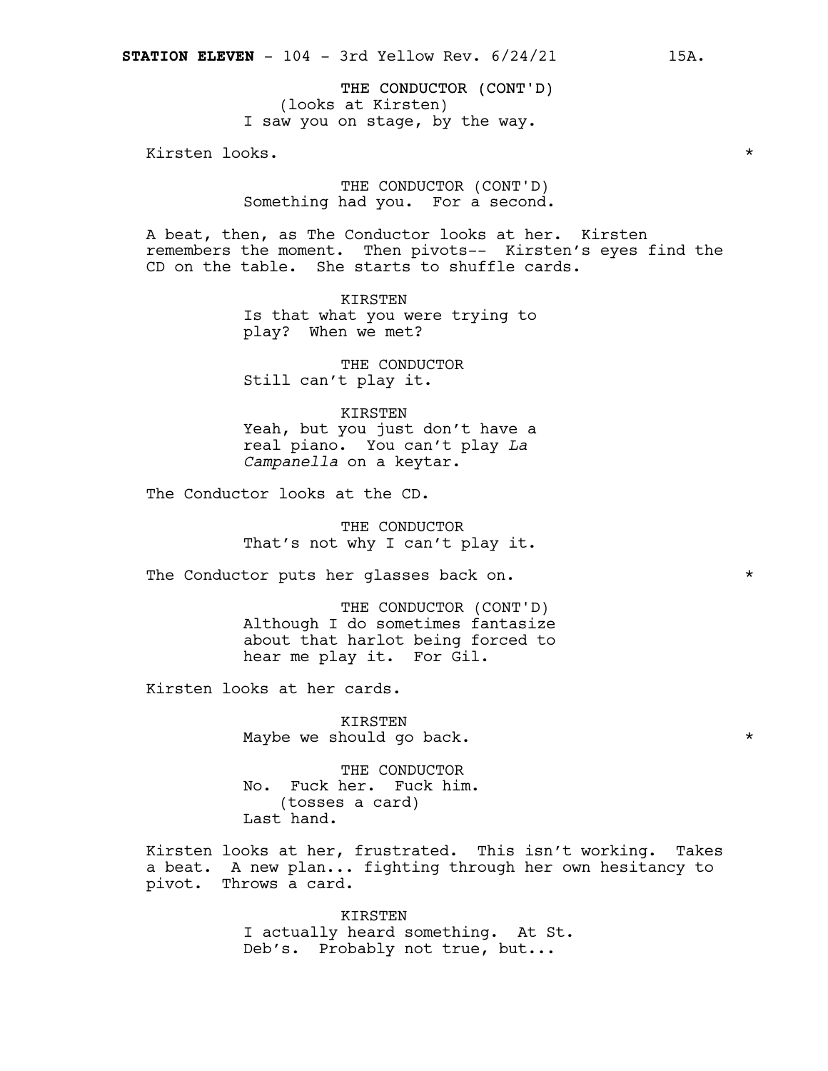THE CONDUCTOR (CONT'D)
(looks at Kirsten)
I saw you on stage, by the way.

Kirsten looks. *

THE CONDUCTOR (CONT'D)
Something had you. For a second.

A beat, then, as The Conductor looks at her. Kirsten remembers the moment. Then pivots-- Kirsten's eyes find the CD on the table. She starts to shuffle cards.

KIRSTEN
Is that what you were trying to play? When we met?

THE CONDUCTOR
Still can't play it.

KIRSTEN
Yeah, but you just don't have a real piano. You can't play *La Campanella* on a keytar.

The Conductor looks at the CD.

THE CONDUCTOR
That's not why I can't play it.

The Conductor puts her glasses back on. *

THE CONDUCTOR (CONT'D)
Although I do sometimes fantasize about that harlot being forced to hear me play it. For Gil.

Kirsten looks at her cards.

KIRSTEN
Maybe we should go back. *

THE CONDUCTOR
No. Fuck her. Fuck him.
(tosses a card)
Last hand.

Kirsten looks at her, frustrated. This isn't working. Takes a beat. A new plan... fighting through her own hesitancy to pivot. Throws a card.

KIRSTEN
I actually heard something. At St. Deb's. Probably not true, but...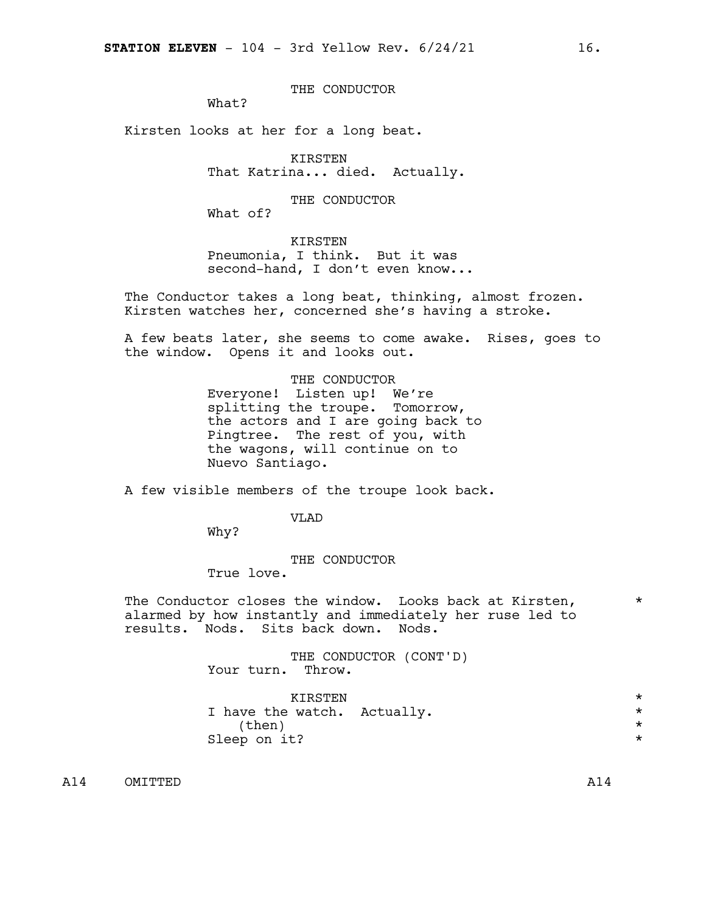THE CONDUCTOR
What?

Kirsten looks at her for a long beat.

KIRSTEN
That Katrina... died. Actually.

THE CONDUCTOR
What of?

KIRSTEN
Pneumonia, I think. But it was second-hand, I don't even know...

The Conductor takes a long beat, thinking, almost frozen. Kirsten watches her, concerned she's having a stroke.

A few beats later, she seems to come awake. Rises, goes to the window. Opens it and looks out.

THE CONDUCTOR
Everyone! Listen up! We're splitting the troupe. Tomorrow, the actors and I are going back to Pingtree. The rest of you, with the wagons, will continue on to Nuevo Santiago.

A few visible members of the troupe look back.

VLAD
Why?

THE CONDUCTOR
True love.

The Conductor closes the window. Looks back at Kirsten, alarmed by how instantly and immediately her ruse led to results. Nods. Sits back down. Nods. *

THE CONDUCTOR (CONT'D)
Your turn. Throw.

KIRSTEN *
I have the watch. Actually. *
(then) *
Sleep on it? *

A14 OMITTED A14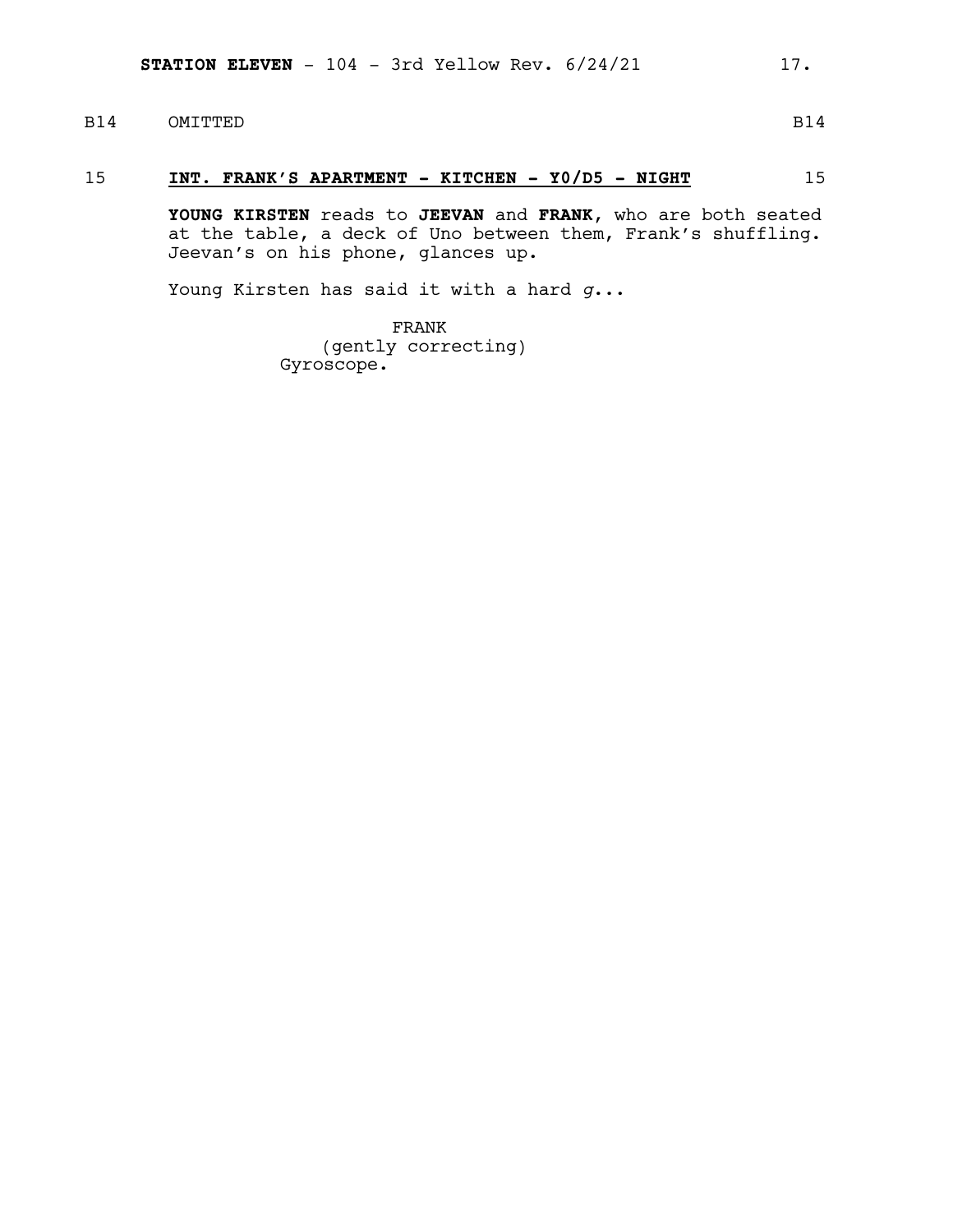B14 OMITTED B14

15 **INT. FRANK'S APARTMENT - KITCHEN - Y0/D5 - NIGHT** 15

**YOUNG KIRSTEN** reads to **JEEVAN** and **FRANK**, who are both seated at the table, a deck of Uno between them, Frank's shuffling. Jeevan's on his phone, glances up.

Young Kirsten has said it with a hard *g*...

FRANK
(gently correcting)
Gyroscope.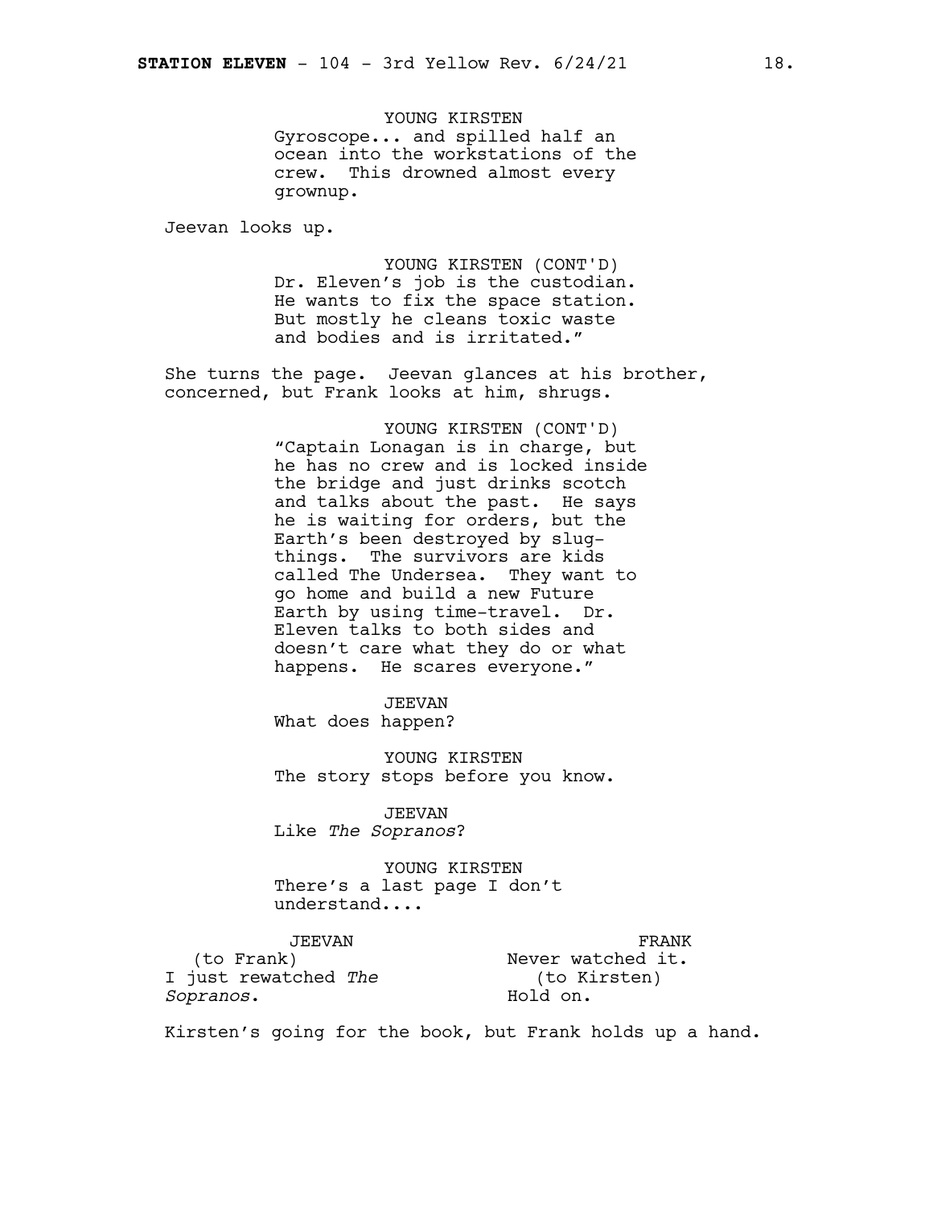YOUNG KIRSTEN

Gyroscope... and spilled half an ocean into the workstations of the crew. This drowned almost every grownup.

Jeevan looks up.

YOUNG KIRSTEN (CONT'D)

Dr. Eleven's job is the custodian. He wants to fix the space station. But mostly he cleans toxic waste and bodies and is irritated."

She turns the page. Jeevan glances at his brother, concerned, but Frank looks at him, shrugs.

YOUNG KIRSTEN (CONT'D)

"Captain Lonagan is in charge, but he has no crew and is locked inside the bridge and just drinks scotch and talks about the past. He says he is waiting for orders, but the Earth's been destroyed by slug-things. The survivors are kids called The Undersea. They want to go home and build a new Future Earth by using time-travel. Dr. Eleven talks to both sides and doesn't care what they do or what happens. He scares everyone."

JEEVAN

What does happen?

YOUNG KIRSTEN

The story stops before you know.

JEEVAN

Like *The Sopranos*?

YOUNG KIRSTEN

There's a last page I don't understand....

JEEVAN

(to Frank)

I just rewatched *The Sopranos*.

FRANK

Never watched it.

(to Kirsten)

Hold on.

Kirsten's going for the book, but Frank holds up a hand.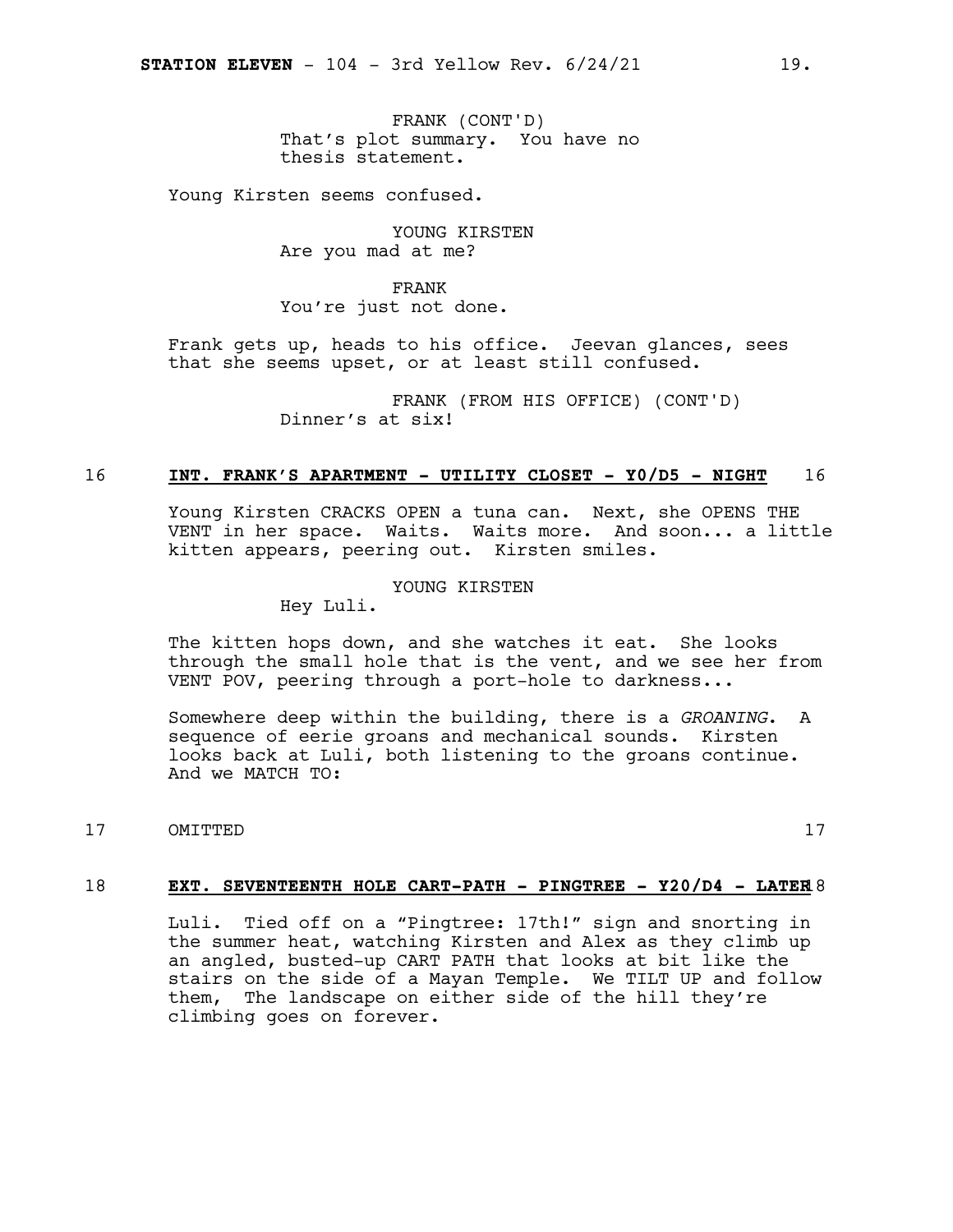FRANK (CONT'D)
That's plot summary. You have no thesis statement.

Young Kirsten seems confused.

YOUNG KIRSTEN
Are you mad at me?

FRANK
You're just not done.

Frank gets up, heads to his office. Jeevan glances, sees that she seems upset, or at least still confused.

FRANK (FROM HIS OFFICE) (CONT'D)
Dinner's at six!

16 **INT. FRANK'S APARTMENT - UTILITY CLOSET - Y0/D5 - NIGHT** 16

Young Kirsten CRACKS OPEN a tuna can. Next, she OPENS THE VENT in her space. Waits. Waits more. And soon... a little kitten appears, peering out. Kirsten smiles.

YOUNG KIRSTEN
Hey Luli.

The kitten hops down, and she watches it eat. She looks through the small hole that is the vent, and we see her from VENT POV, peering through a port-hole to darkness...

Somewhere deep within the building, there is a *GROANING*. A sequence of eerie groans and mechanical sounds. Kirsten looks back at Luli, both listening to the groans continue. And we MATCH TO:

17 OMITTED 17

18 **EXT. SEVENTEENTH HOLE CART-PATH - PINGTREE - Y20/D4 - LATER** 18

Luli. Tied off on a "Pingtree: 17th!" sign and snorting in the summer heat, watching Kirsten and Alex as they climb up an angled, busted-up CART PATH that looks at bit like the stairs on the side of a Mayan Temple. We TILT UP and follow them, The landscape on either side of the hill they're climbing goes on forever.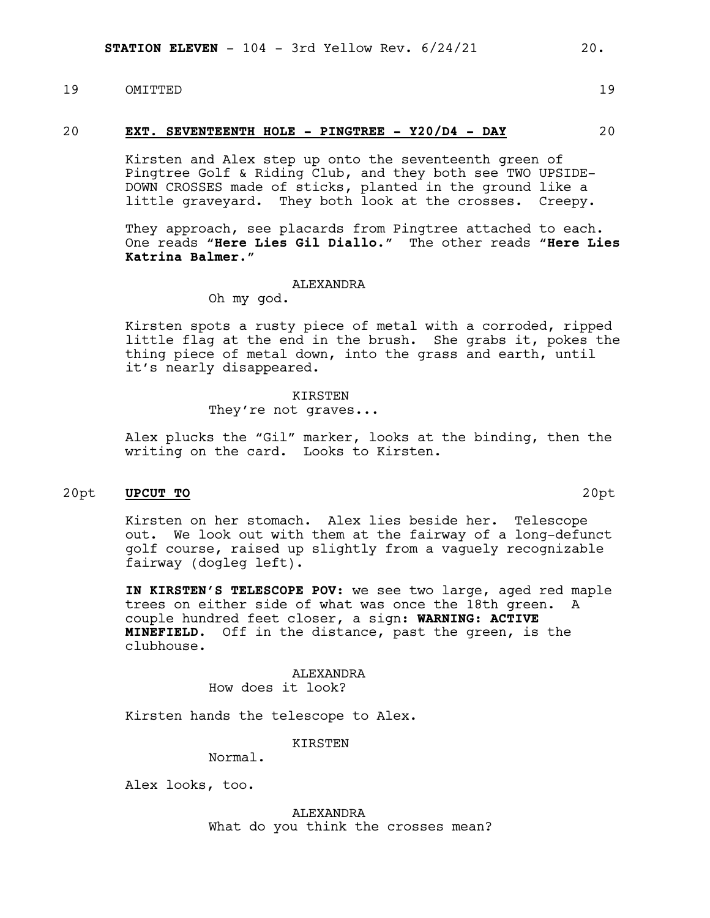19 OMITTED 19

20 **EXT. SEVENTEENTH HOLE - PINGTREE - Y20/D4 - DAY** 20

Kirsten and Alex step up onto the seventeenth green of Pingtree Golf & Riding Club, and they both see TWO UPSIDE-DOWN CROSSES made of sticks, planted in the ground like a little graveyard. They both look at the crosses. Creepy.

They approach, see placards from Pingtree attached to each. One reads "**Here Lies Gil Diallo.**" The other reads "**Here Lies Katrina Balmer.**"

ALEXANDRA
Oh my god.

Kirsten spots a rusty piece of metal with a corroded, ripped little flag at the end in the brush. She grabs it, pokes the thing piece of metal down, into the grass and earth, until it's nearly disappeared.

KIRSTEN
They're not graves...

Alex plucks the "Gil" marker, looks at the binding, then the writing on the card. Looks to Kirsten.

20pt **UPCUT TO** 20pt

Kirsten on her stomach. Alex lies beside her. Telescope out. We look out with them at the fairway of a long-defunct golf course, raised up slightly from a vaguely recognizable fairway (dogleg left).

**IN KIRSTEN'S TELESCOPE POV:** we see two large, aged red maple trees on either side of what was once the 18th green. A couple hundred feet closer, a sign: **WARNING: ACTIVE MINEFIELD.** Off in the distance, past the green, is the clubhouse.

ALEXANDRA
How does it look?

Kirsten hands the telescope to Alex.

KIRSTEN
Normal.

Alex looks, too.

ALEXANDRA
What do you think the crosses mean?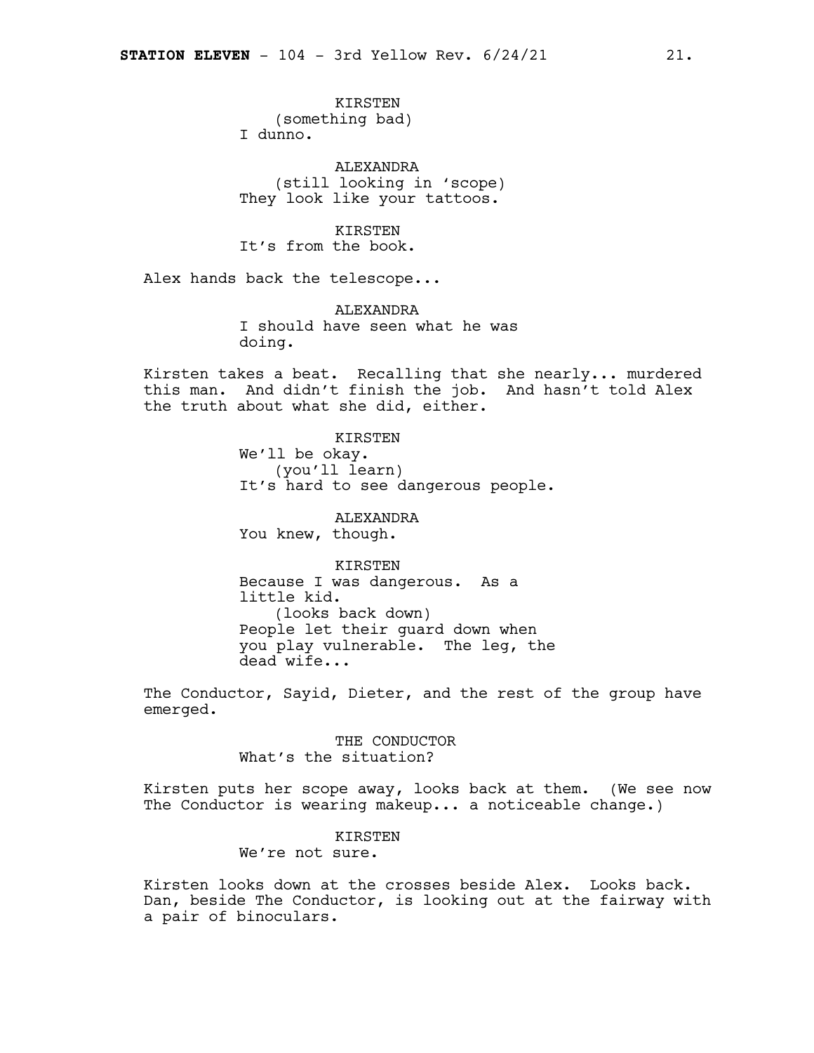KIRSTEN
(something bad)
I dunno.

ALEXANDRA
(still looking in 'scope)
They look like your tattoos.

KIRSTEN
It's from the book.

Alex hands back the telescope...

ALEXANDRA
I should have seen what he was doing.

Kirsten takes a beat. Recalling that she nearly... murdered this man. And didn't finish the job. And hasn't told Alex the truth about what she did, either.

KIRSTEN
We'll be okay.
(you'll learn)
It's hard to see dangerous people.

ALEXANDRA
You knew, though.

KIRSTEN
Because I was dangerous. As a little kid.
(looks back down)
People let their guard down when you play vulnerable. The leg, the dead wife...

The Conductor, Sayid, Dieter, and the rest of the group have emerged.

THE CONDUCTOR
What's the situation?

Kirsten puts her scope away, looks back at them. (We see now The Conductor is wearing makeup... a noticeable change.)

KIRSTEN
We're not sure.

Kirsten looks down at the crosses beside Alex. Looks back. Dan, beside The Conductor, is looking out at the fairway with a pair of binoculars.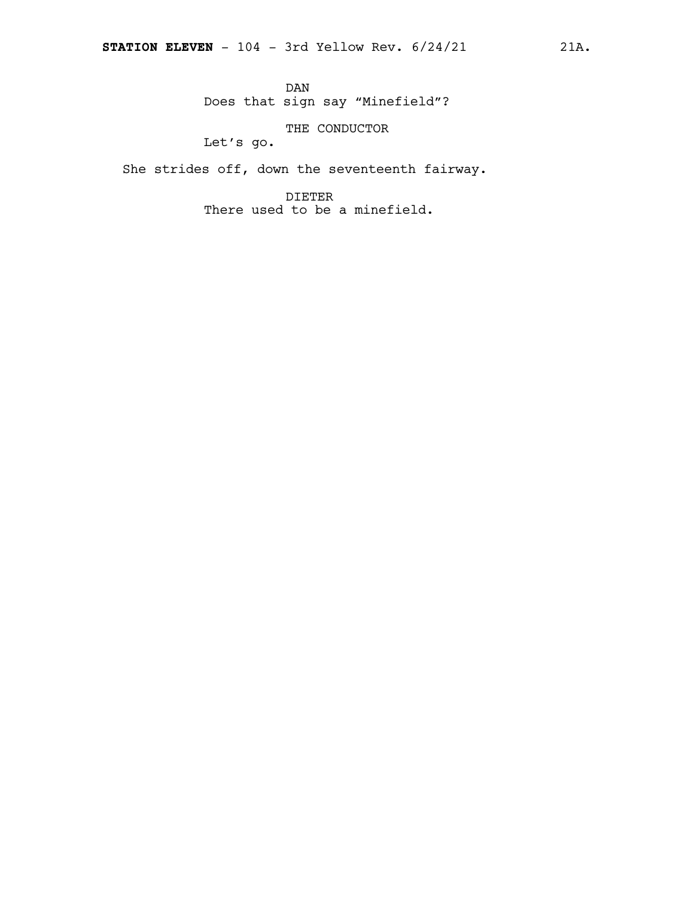DAN
Does that sign say “Minefield”?

THE CONDUCTOR
Let’s go.

She strides off, down the seventeenth fairway.

DIETER
There used to be a minefield.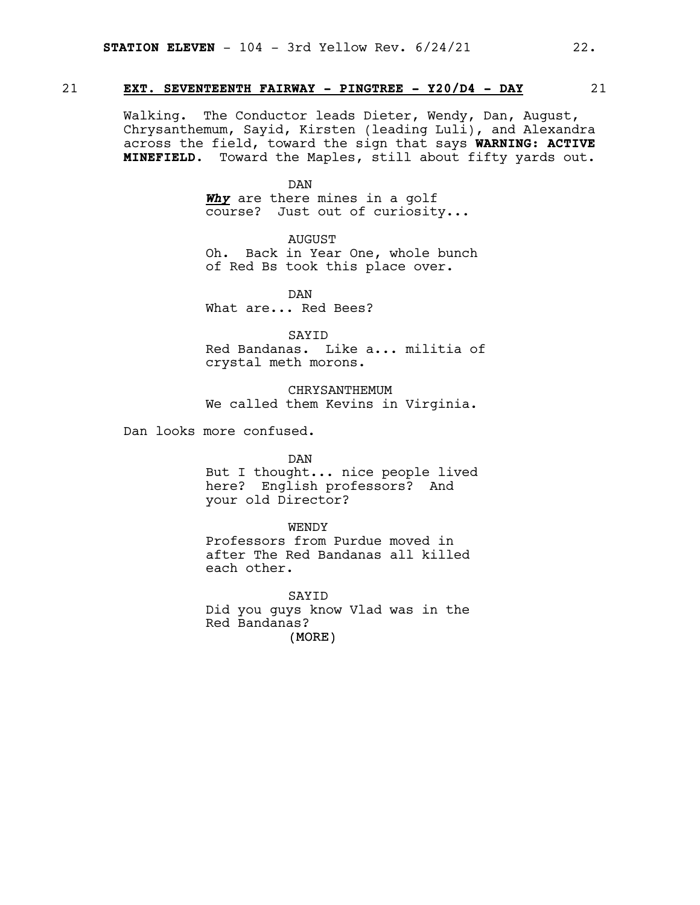**21 EXT. SEVENTEENTH FAIRWAY - PINGTREE - Y20/D4 - DAY 21**

Walking. The Conductor leads Dieter, Wendy, Dan, August, Chrysanthemum, Sayid, Kirsten (leading Luli), and Alexandra across the field, toward the sign that says **WARNING: ACTIVE MINEFIELD.** Toward the Maples, still about fifty yards out.

DAN
***Why*** are there mines in a golf course? Just out of curiosity...

AUGUST
Oh. Back in Year One, whole bunch of Red Bs took this place over.

DAN
What are... Red Bees?

SAYID
Red Bandanas. Like a... militia of crystal meth morons.

CHRYSANTHEMUM
We called them Kevins in Virginia.

Dan looks more confused.

DAN
But I thought... nice people lived here? English professors? And your old Director?

WENDY
Professors from Purdue moved in after The Red Bandanas all killed each other.

SAYID
Did you guys know Vlad was in the Red Bandanas?
(MORE)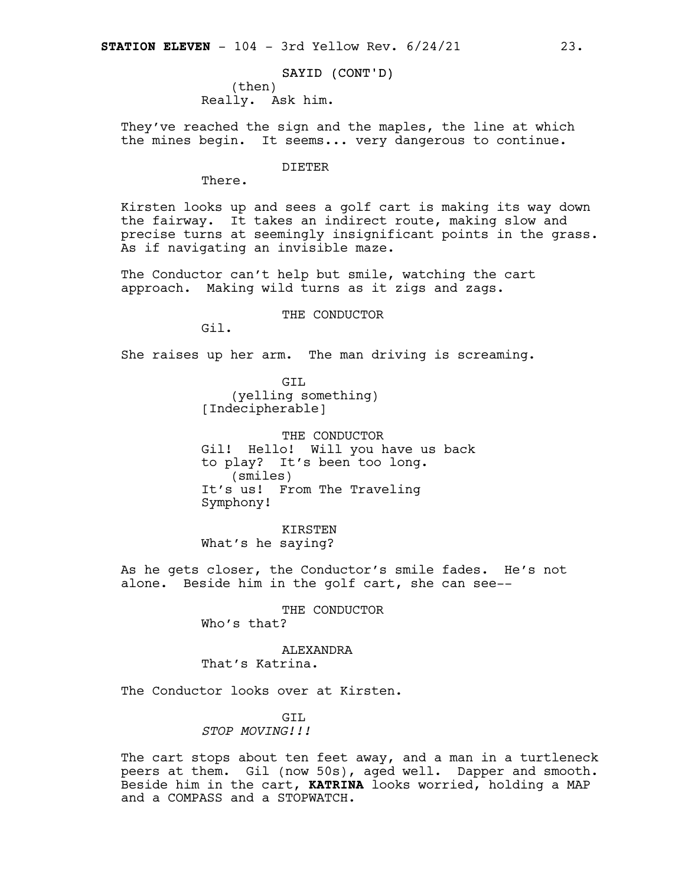SAYID (CONT'D)
(then)
Really. Ask him.

They've reached the sign and the maples, the line at which the mines begin. It seems... very dangerous to continue.

DIETER
There.

Kirsten looks up and sees a golf cart is making its way down the fairway. It takes an indirect route, making slow and precise turns at seemingly insignificant points in the grass. As if navigating an invisible maze.

The Conductor can't help but smile, watching the cart approach. Making wild turns as it zigs and zags.

THE CONDUCTOR
Gil.

She raises up her arm. The man driving is screaming.

GIL
(yelling something)
[Indecipherable]

THE CONDUCTOR
Gil! Hello! Will you have us back to play? It's been too long.
(smiles)
It's us! From The Traveling Symphony!

KIRSTEN
What's he saying?

As he gets closer, the Conductor's smile fades. He's not alone. Beside him in the golf cart, she can see--

THE CONDUCTOR
Who's that?

ALEXANDRA
That's Katrina.

The Conductor looks over at Kirsten.

GIL
*STOP MOVING!!!*

The cart stops about ten feet away, and a man in a turtleneck peers at them. Gil (now 50s), aged well. Dapper and smooth. Beside him in the cart, **KATRINA** looks worried, holding a MAP and a COMPASS and a STOPWATCH.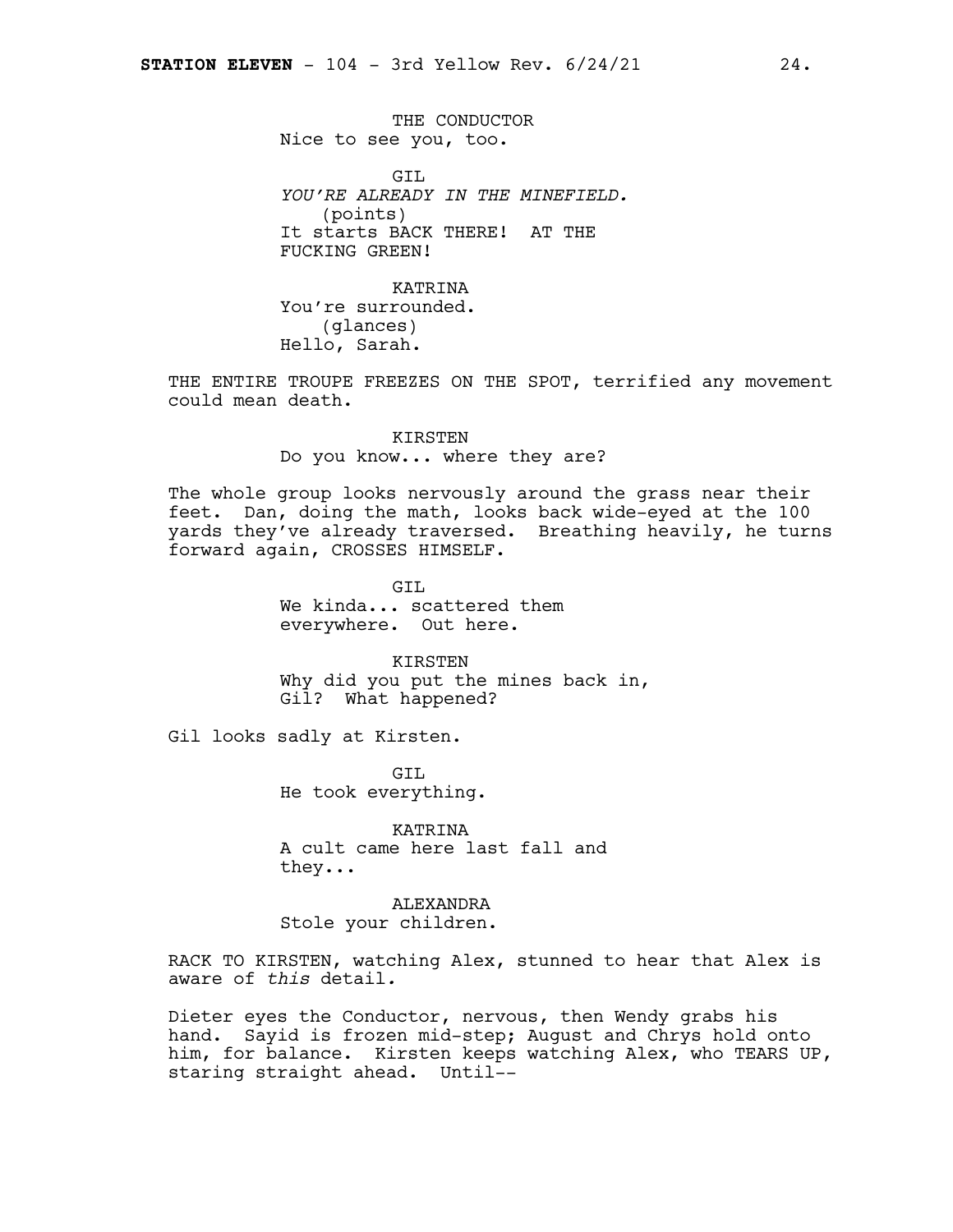THE CONDUCTOR
Nice to see you, too.

GIL
*YOU'RE ALREADY IN THE MINEFIELD.*
(points)
It starts BACK THERE! AT THE FUCKING GREEN!

KATRINA
You're surrounded.
(glances)
Hello, Sarah.

THE ENTIRE TROUPE FREEZES ON THE SPOT, terrified any movement could mean death.

KIRSTEN
Do you know... where they are?

The whole group looks nervously around the grass near their feet. Dan, doing the math, looks back wide-eyed at the 100 yards they've already traversed. Breathing heavily, he turns forward again, CROSSES HIMSELF.

GIL
We kinda... scattered them everywhere. Out here.

KIRSTEN
Why did you put the mines back in, Gil? What happened?

Gil looks sadly at Kirsten.

GIL
He took everything.

KATRINA
A cult came here last fall and they...

ALEXANDRA
Stole your children.

RACK TO KIRSTEN, watching Alex, stunned to hear that Alex is aware of *this* detail.

Dieter eyes the Conductor, nervous, then Wendy grabs his hand. Sayid is frozen mid-step; August and Chrys hold onto him, for balance. Kirsten keeps watching Alex, who TEARS UP, staring straight ahead. Until--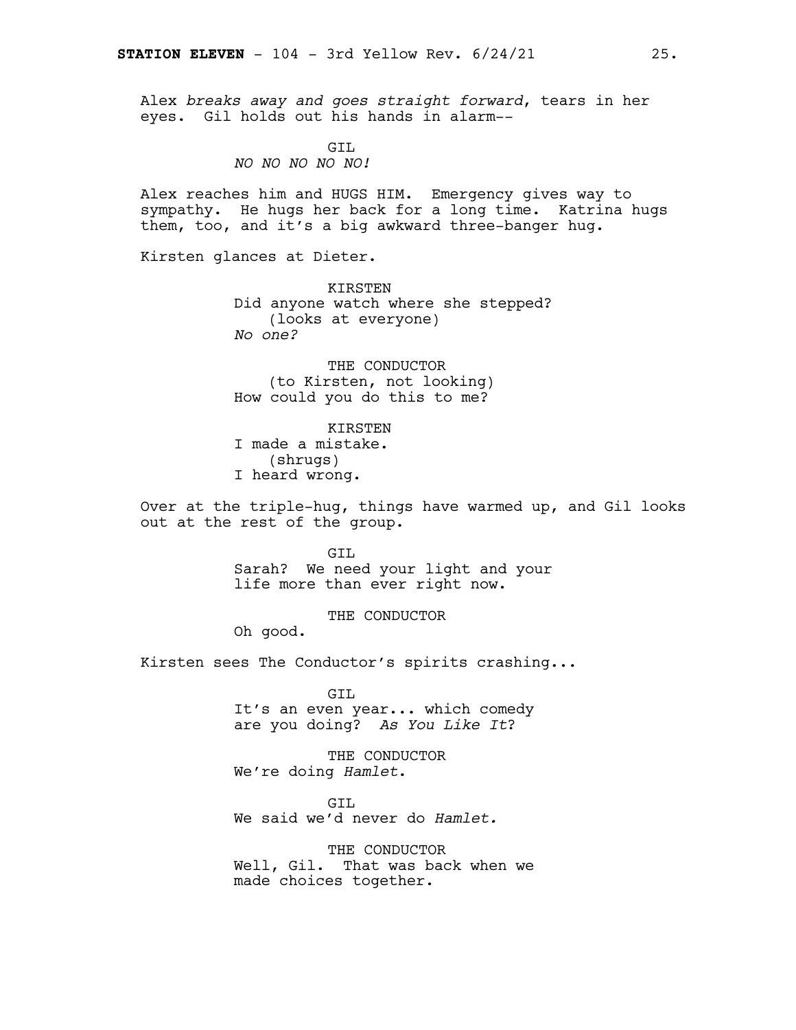Alex *breaks away and goes straight forward*, tears in her eyes. Gil holds out his hands in alarm--

GIL
*NO NO NO NO NO!*

Alex reaches him and HUGS HIM. Emergency gives way to sympathy. He hugs her back for a long time. Katrina hugs them, too, and it's a big awkward three-banger hug.

Kirsten glances at Dieter.

KIRSTEN
Did anyone watch where she stepped?
(looks at everyone)
*No one?*

THE CONDUCTOR
(to Kirsten, not looking)
How could you do this to me?

KIRSTEN
I made a mistake.
(shrugs)
I heard wrong.

Over at the triple-hug, things have warmed up, and Gil looks out at the rest of the group.

GIL
Sarah? We need your light and your life more than ever right now.

THE CONDUCTOR
Oh good.

Kirsten sees The Conductor's spirits crashing...

GIL
It's an even year... which comedy are you doing? *As You Like It*?

THE CONDUCTOR
We're doing *Hamlet*.

GIL
We said we'd never do *Hamlet.*

THE CONDUCTOR
Well, Gil. That was back when we made choices together.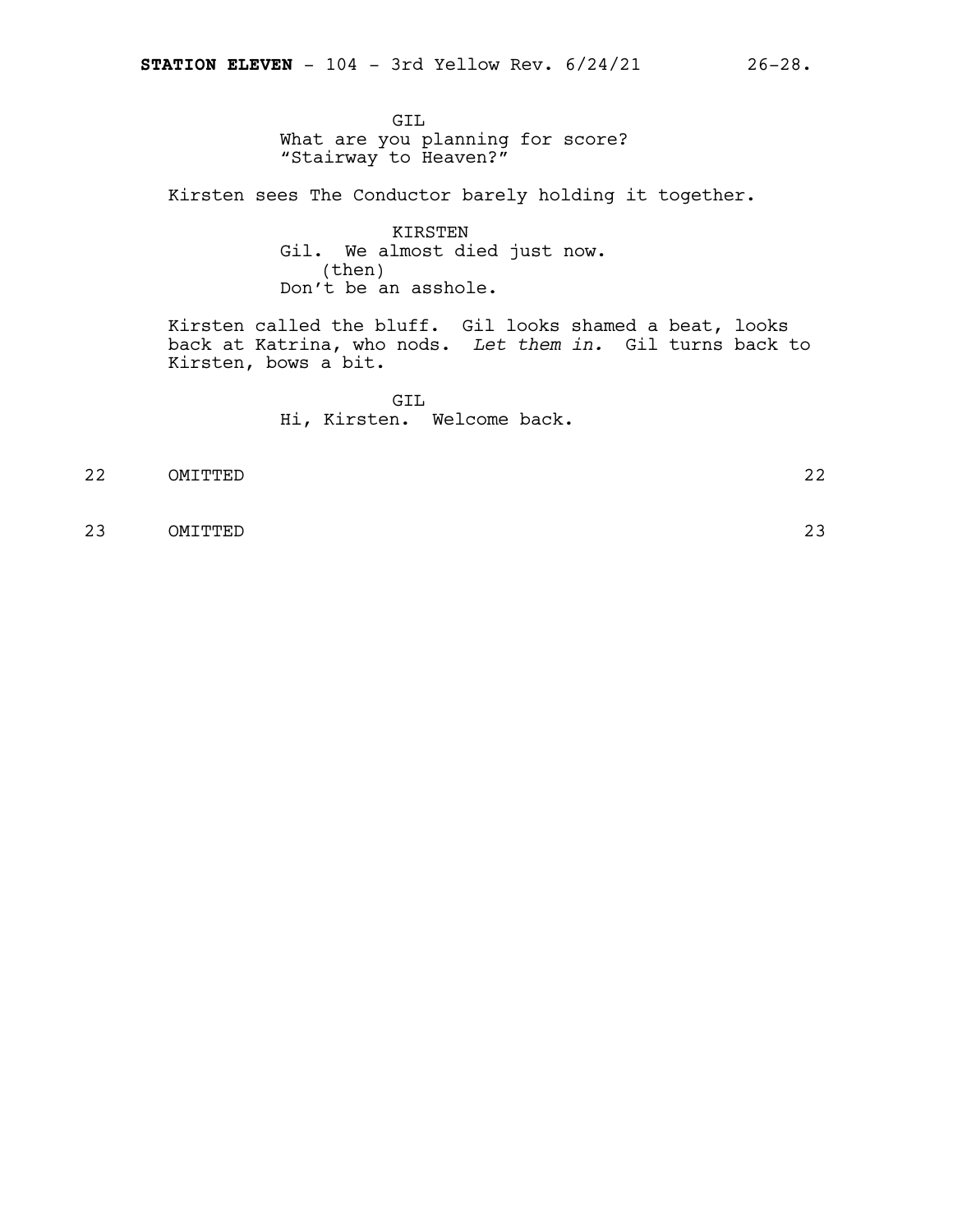GIL
What are you planning for score?
"Stairway to Heaven?"

Kirsten sees The Conductor barely holding it together.

KIRSTEN
Gil. We almost died just now.
(then)
Don't be an asshole.

Kirsten called the bluff. Gil looks shamed a beat, looks back at Katrina, who nods. *Let them in.* Gil turns back to Kirsten, bows a bit.

GIL
Hi, Kirsten. Welcome back.

22 OMITTED 22

23 OMITTED 23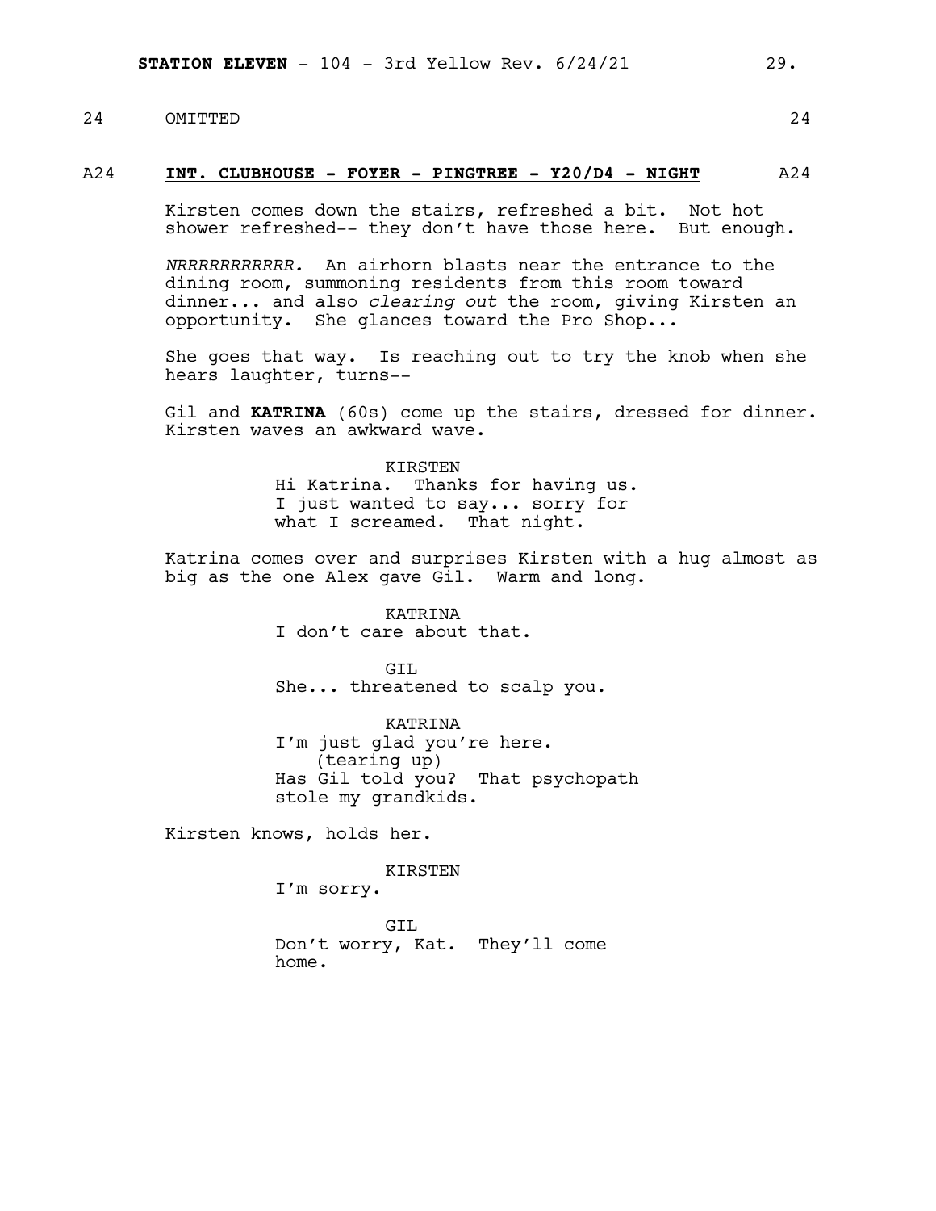24 OMITTED 24

A24 **INT. CLUBHOUSE - FOYER - PINGTREE - Y20/D4 - NIGHT** A24

Kirsten comes down the stairs, refreshed a bit. Not hot shower refreshed-- they don't have those here. But enough.

*NRRRRRRRRRRR.* An airhorn blasts near the entrance to the dining room, summoning residents from this room toward dinner... and also *clearing out* the room, giving Kirsten an opportunity. She glances toward the Pro Shop...

She goes that way. Is reaching out to try the knob when she hears laughter, turns--

Gil and **KATRINA** (60s) come up the stairs, dressed for dinner. Kirsten waves an awkward wave.

KIRSTEN
Hi Katrina. Thanks for having us. I just wanted to say... sorry for what I screamed. That night.

Katrina comes over and surprises Kirsten with a hug almost as big as the one Alex gave Gil. Warm and long.

KATRINA
I don't care about that.

GIL
She... threatened to scalp you.

KATRINA
I'm just glad you're here.
(tearing up)
Has Gil told you? That psychopath stole my grandkids.

Kirsten knows, holds her.

KIRSTEN
I'm sorry.

GIL
Don't worry, Kat. They'll come home.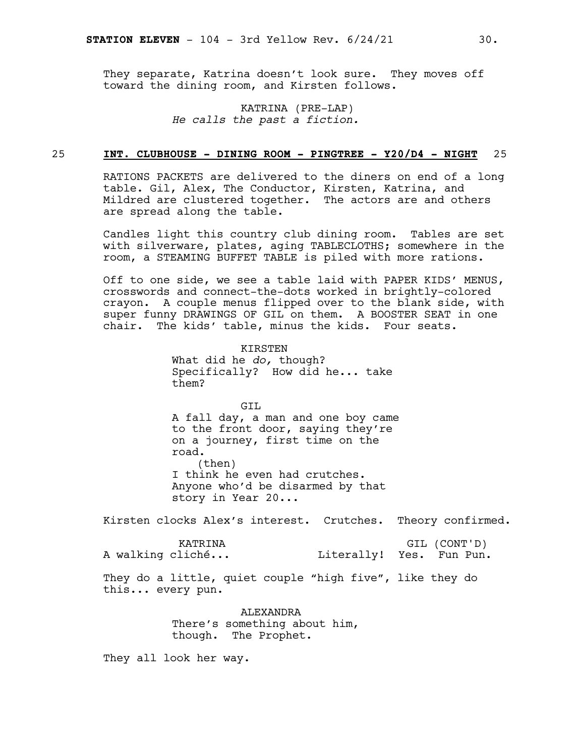They separate, Katrina doesn't look sure. They moves off toward the dining room, and Kirsten follows.

KATRINA (PRE-LAP)
*He calls the past a fiction.*

25 **INT. CLUBHOUSE - DINING ROOM - PINGTREE - Y20/D4 - NIGHT** 25

RATIONS PACKETS are delivered to the diners on end of a long table. Gil, Alex, The Conductor, Kirsten, Katrina, and Mildred are clustered together. The actors are and others are spread along the table.

Candles light this country club dining room. Tables are set with silverware, plates, aging TABLECLOTHS; somewhere in the room, a STEAMING BUFFET TABLE is piled with more rations.

Off to one side, we see a table laid with PAPER KIDS' MENUS, crosswords and connect-the-dots worked in brightly-colored crayon. A couple menus flipped over to the blank side, with super funny DRAWINGS OF GIL on them. A BOOSTER SEAT in one chair. The kids' table, minus the kids. Four seats.

KIRSTEN
What did he *do,* though? Specifically? How did he... take them?

GIL
A fall day, a man and one boy came to the front door, saying they're on a journey, first time on the road.
(then)
I think he even had crutches. Anyone who'd be disarmed by that story in Year 20...

Kirsten clocks Alex's interest. Crutches. Theory confirmed.

KATRINA
A walking cliché...

GIL (CONT'D)
Literally! Yes. Fun Pun.

They do a little, quiet couple "high five", like they do this... every pun.

ALEXANDRA
There's something about him, though. The Prophet.

They all look her way.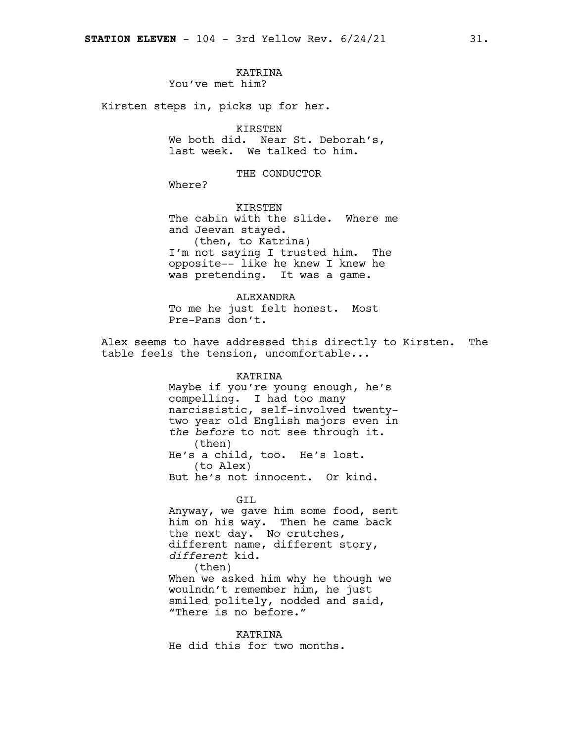KATRINA
You've met him?

Kirsten steps in, picks up for her.

KIRSTEN
We both did. Near St. Deborah's, last week. We talked to him.

THE CONDUCTOR
Where?

KIRSTEN
The cabin with the slide. Where me and Jeevan stayed.
(then, to Katrina)
I'm not saying I trusted him. The opposite-- like he knew I knew he was pretending. It was a game.

ALEXANDRA
To me he just felt honest. Most Pre-Pans don't.

Alex seems to have addressed this directly to Kirsten. The table feels the tension, uncomfortable...

KATRINA
Maybe if you're young enough, he's compelling. I had too many narcissistic, self-involved twenty-two year old English majors even in *the before* to not see through it.
(then)
He's a child, too. He's lost.
(to Alex)
But he's not innocent. Or kind.

GIL
Anyway, we gave him some food, sent him on his way. Then he came back the next day. No crutches, different name, different story, *different* kid.
(then)
When we asked him why he though we woulndn't remember him, he just smiled politely, nodded and said, "There is no before."

KATRINA
He did this for two months.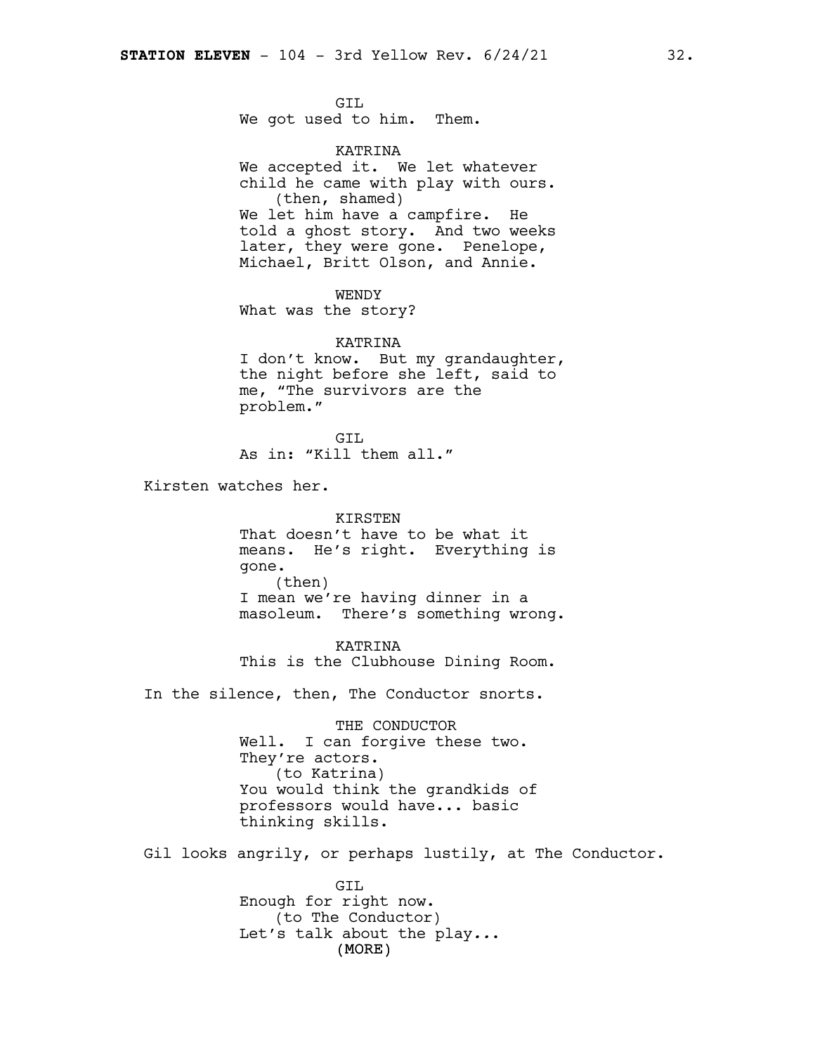GIL
We got used to him. Them.

KATRINA
We accepted it. We let whatever child he came with play with ours.
(then, shamed)
We let him have a campfire. He told a ghost story. And two weeks later, they were gone. Penelope, Michael, Britt Olson, and Annie.

WENDY
What was the story?

KATRINA
I don't know. But my granddaughter, the night before she left, said to me, "The survivors are the problem."

GIL
As in: "Kill them all."

Kirsten watches her.

KIRSTEN
That doesn't have to be what it means. He's right. Everything is gone.
(then)
I mean we're having dinner in a masoleum. There's something wrong.

KATRINA
This is the Clubhouse Dining Room.

In the silence, then, The Conductor snorts.

THE CONDUCTOR
Well. I can forgive these two. They're actors.
(to Katrina)
You would think the grandkids of professors would have... basic thinking skills.

Gil looks angrily, or perhaps lustily, at The Conductor.

GIL
Enough for right now.
(to The Conductor)
Let's talk about the play...
(MORE)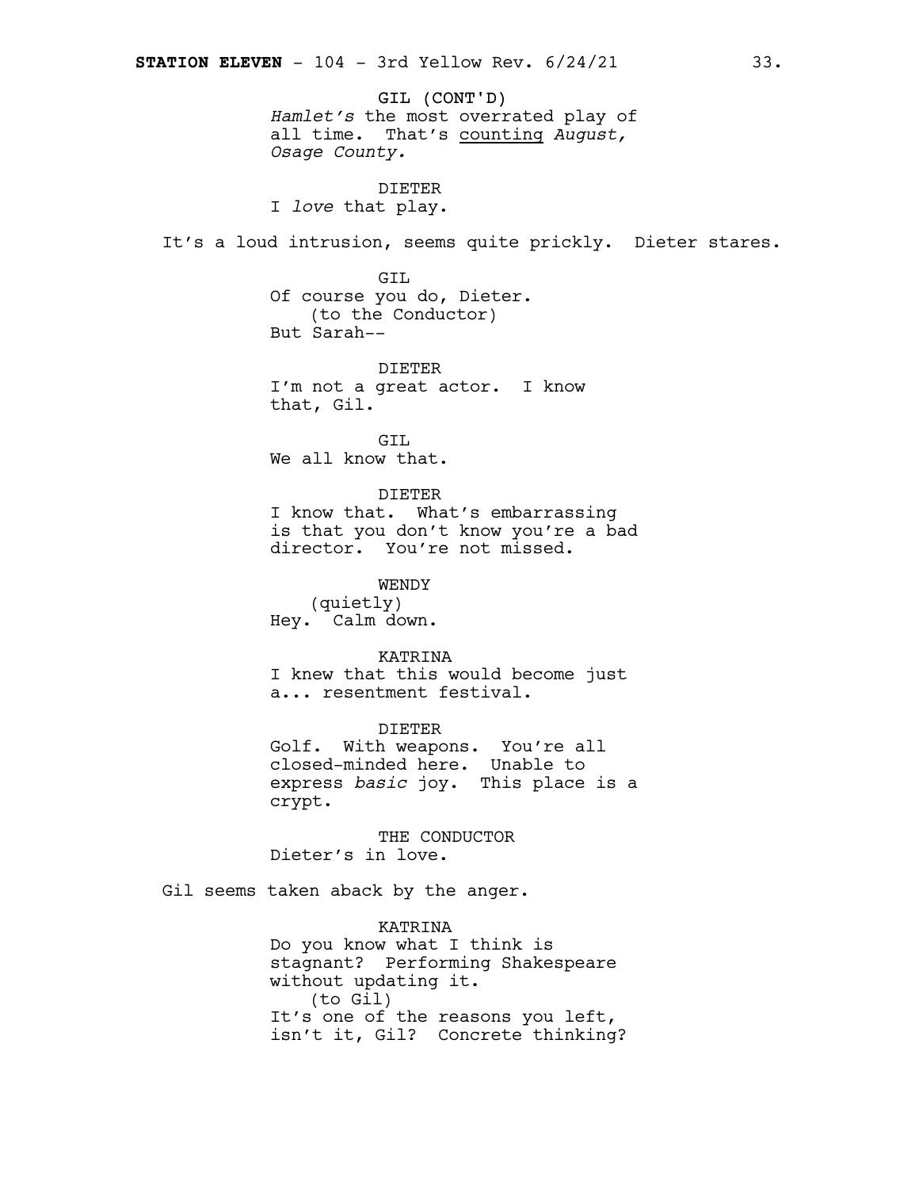GIL (CONT'D)
*Hamlet's* the most overrated play of all time. That's <u>counting</u> *August, Osage County.*

DIETER
I *love* that play.

It's a loud intrusion, seems quite prickly. Dieter stares.

GIL
Of course you do, Dieter.
(to the Conductor)
But Sarah--

DIETER
I'm not a great actor. I know that, Gil.

GIL
We all know that.

DIETER
I know that. What's embarrassing is that you don't know you're a bad director. You're not missed.

WENDY
(quietly)
Hey. Calm down.

KATRINA
I knew that this would become just a... resentment festival.

DIETER
Golf. With weapons. You're all closed-minded here. Unable to express *basic* joy. This place is a crypt.

THE CONDUCTOR
Dieter's in love.

Gil seems taken aback by the anger.

KATRINA
Do you know what I think is stagnant? Performing Shakespeare without updating it.
(to Gil)
It's one of the reasons you left, isn't it, Gil? Concrete thinking?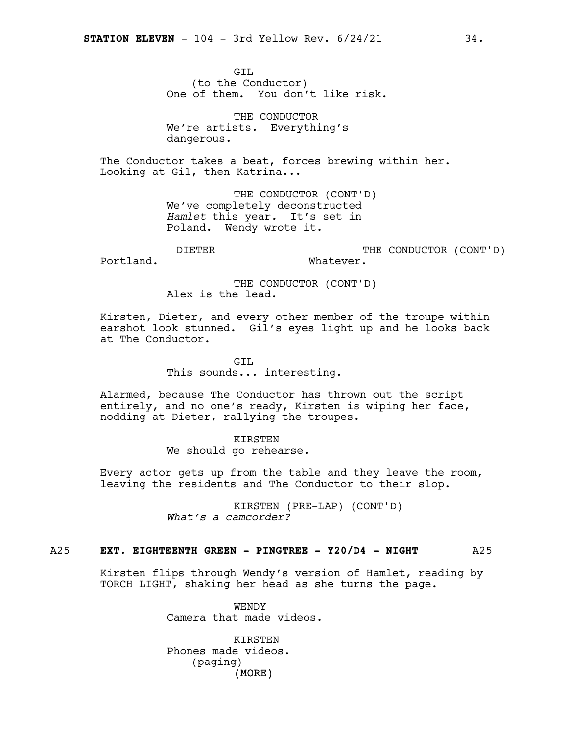GIL
(to the Conductor)
One of them. You don't like risk.

THE CONDUCTOR
We're artists. Everything's dangerous.

The Conductor takes a beat, forces brewing within her. Looking at Gil, then Katrina...

THE CONDUCTOR (CONT'D)
We've completely deconstructed *Hamlet* this year. It's set in Poland. Wendy wrote it.

DIETER
Portland.

THE CONDUCTOR (CONT'D)
Whatever.

THE CONDUCTOR (CONT'D)
Alex is the lead.

Kirsten, Dieter, and every other member of the troupe within earshot look stunned. Gil's eyes light up and he looks back at The Conductor.

GIL
This sounds... interesting.

Alarmed, because The Conductor has thrown out the script entirely, and no one's ready, Kirsten is wiping her face, nodding at Dieter, rallying the troupes.

KIRSTEN
We should go rehearse.

Every actor gets up from the table and they leave the room, leaving the residents and The Conductor to their slop.

KIRSTEN (PRE-LAP) (CONT'D)
*What's a camcorder?*

**A25 EXT. EIGHTEENTH GREEN - PINGTREE - Y20/D4 - NIGHT A25**

Kirsten flips through Wendy's version of Hamlet, reading by TORCH LIGHT, shaking her head as she turns the page.

WENDY
Camera that made videos.

KIRSTEN
Phones made videos.
(paging)
(MORE)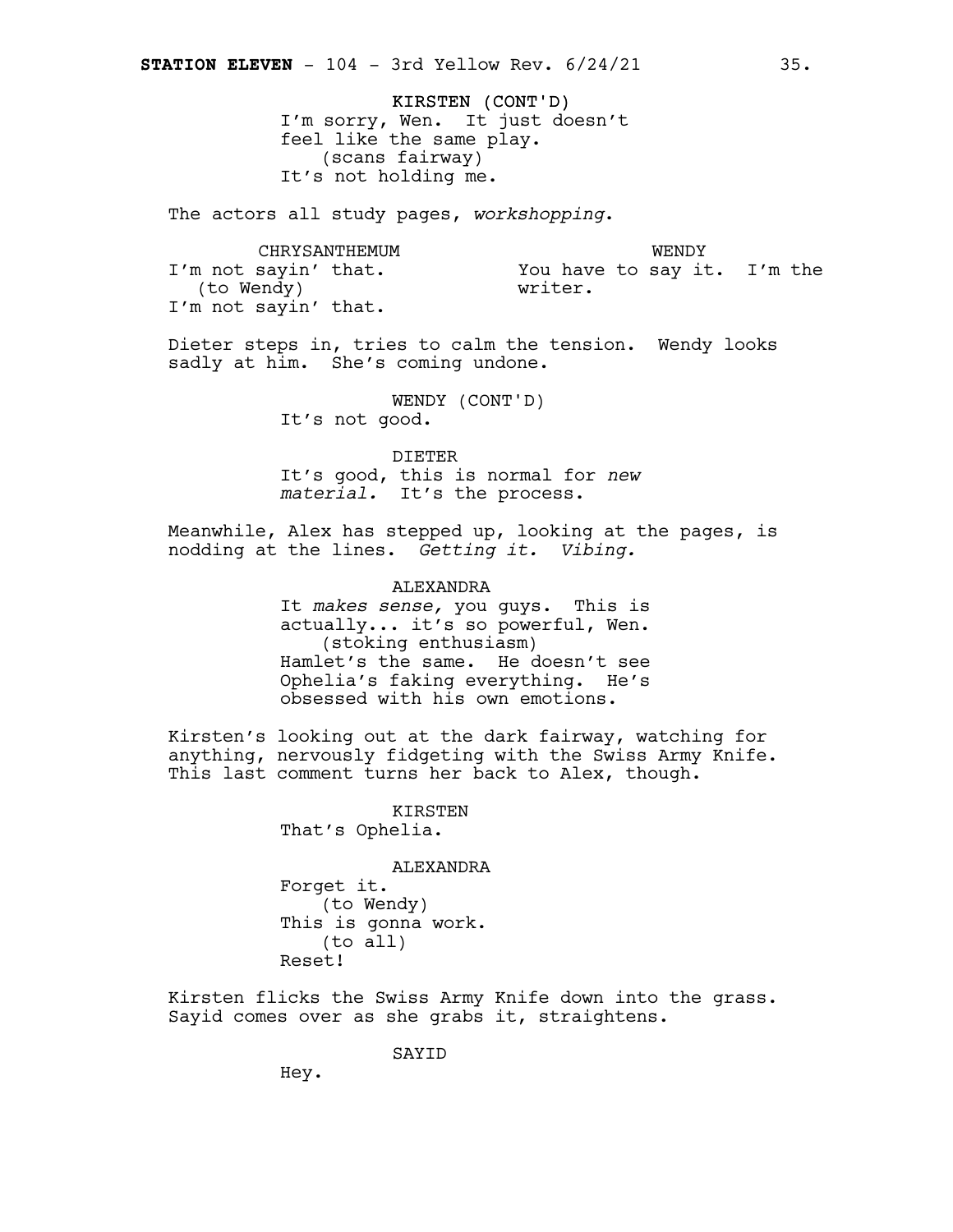KIRSTEN (CONT'D)
I'm sorry, Wen. It just doesn't feel like the same play.
(scans fairway)
It's not holding me.

The actors all study pages, *workshopping*.

CHRYSANTHEMUM
I'm not sayin' that.
(to Wendy)
I'm not sayin' that.

WENDY
You have to say it. I'm the writer.

Dieter steps in, tries to calm the tension. Wendy looks sadly at him. She's coming undone.

WENDY (CONT'D)
It's not good.

DIETER
It's good, this is normal for *new material.* It's the process.

Meanwhile, Alex has stepped up, looking at the pages, is nodding at the lines. *Getting it. Vibing.*

ALEXANDRA
It *makes sense,* you guys. This is actually... it's so powerful, Wen.
(stoking enthusiasm)
Hamlet's the same. He doesn't see Ophelia's faking everything. He's obsessed with his own emotions.

Kirsten's looking out at the dark fairway, watching for anything, nervously fidgeting with the Swiss Army Knife. This last comment turns her back to Alex, though.

KIRSTEN
That's Ophelia.

ALEXANDRA
Forget it.
(to Wendy)
This is gonna work.
(to all)
Reset!

Kirsten flicks the Swiss Army Knife down into the grass. Sayid comes over as she grabs it, straightens.

SAYID
Hey.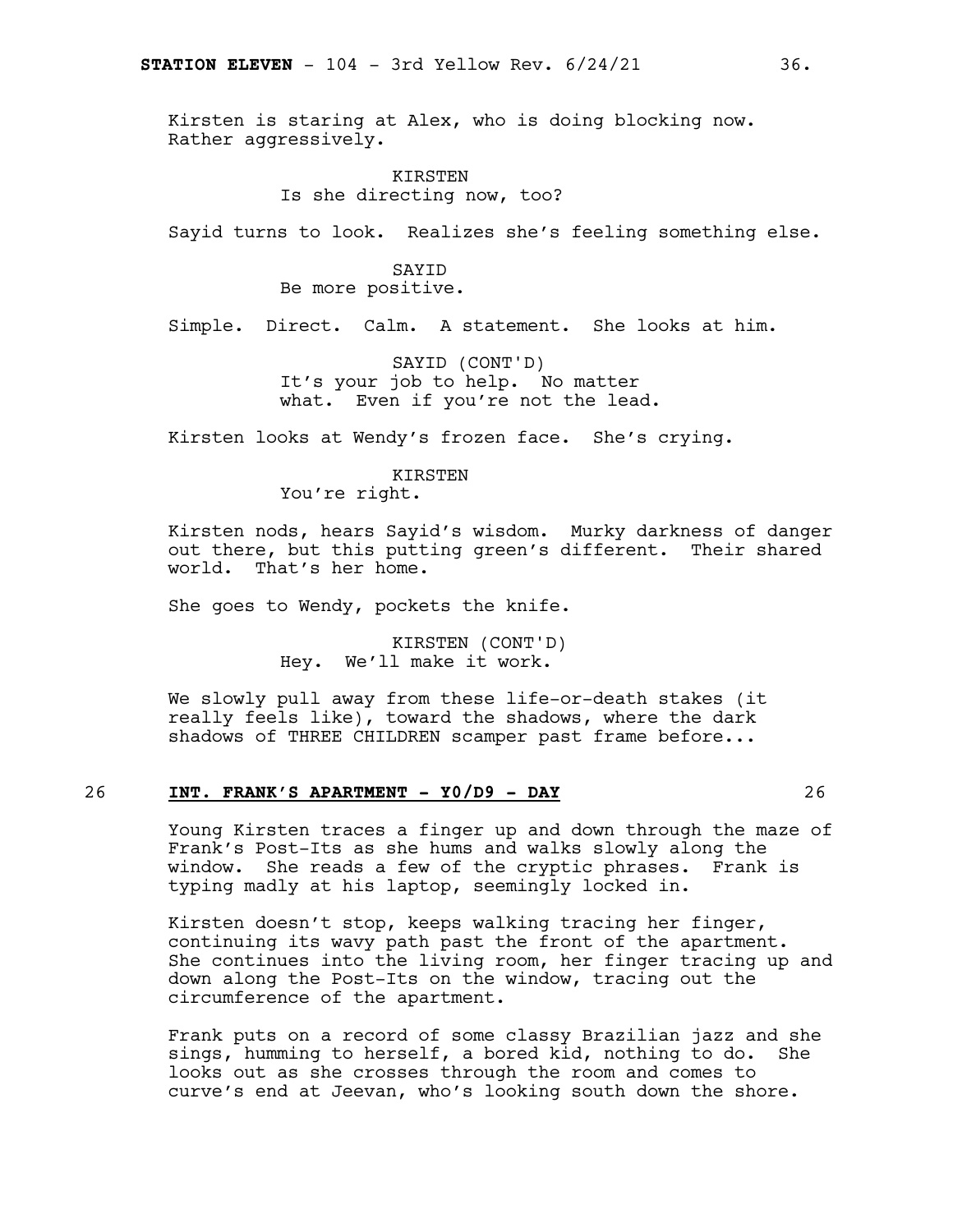Kirsten is staring at Alex, who is doing blocking now. Rather aggressively.

KIRSTEN
Is she directing now, too?

Sayid turns to look. Realizes she's feeling something else.

SAYID
Be more positive.

Simple. Direct. Calm. A statement. She looks at him.

SAYID (CONT'D)
It's your job to help. No matter what. Even if you're not the lead.

Kirsten looks at Wendy's frozen face. She's crying.

KIRSTEN
You're right.

Kirsten nods, hears Sayid's wisdom. Murky darkness of danger out there, but this putting green's different. Their shared world. That's her home.

She goes to Wendy, pockets the knife.

KIRSTEN (CONT'D)
Hey. We'll make it work.

We slowly pull away from these life-or-death stakes (it really feels like), toward the shadows, where the dark shadows of THREE CHILDREN scamper past frame before...

26 **INT. FRANK'S APARTMENT - Y0/D9 - DAY** 26

Young Kirsten traces a finger up and down through the maze of Frank's Post-Its as she hums and walks slowly along the window. She reads a few of the cryptic phrases. Frank is typing madly at his laptop, seemingly locked in.

Kirsten doesn't stop, keeps walking tracing her finger, continuing its wavy path past the front of the apartment. She continues into the living room, her finger tracing up and down along the Post-Its on the window, tracing out the circumference of the apartment.

Frank puts on a record of some classy Brazilian jazz and she sings, humming to herself, a bored kid, nothing to do. She looks out as she crosses through the room and comes to curve's end at Jeevan, who's looking south down the shore.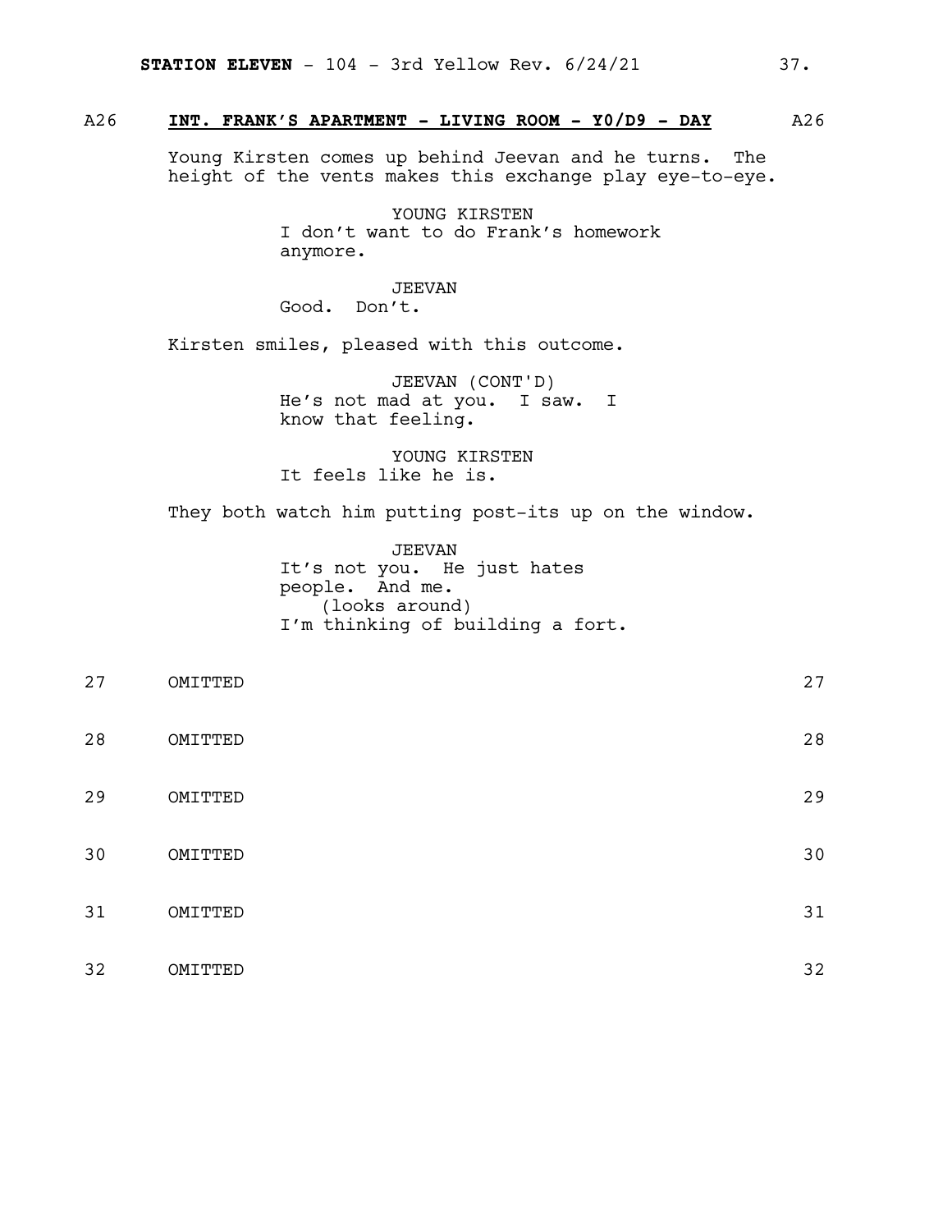A26 **INT. FRANK'S APARTMENT - LIVING ROOM - Y0/D9 - DAY** A26

Young Kirsten comes up behind Jeevan and he turns. The height of the vents makes this exchange play eye-to-eye.

YOUNG KIRSTEN
I don't want to do Frank's homework anymore.

JEEVAN
Good. Don't.

Kirsten smiles, pleased with this outcome.

JEEVAN (CONT'D)
He's not mad at you. I saw. I know that feeling.

YOUNG KIRSTEN
It feels like he is.

They both watch him putting post-its up on the window.

JEEVAN
It's not you. He just hates people. And me.
(looks around)
I'm thinking of building a fort.

27 OMITTED 27

28 OMITTED 28

29 OMITTED 29

30 OMITTED 30

31 OMITTED 31

32 OMITTED 32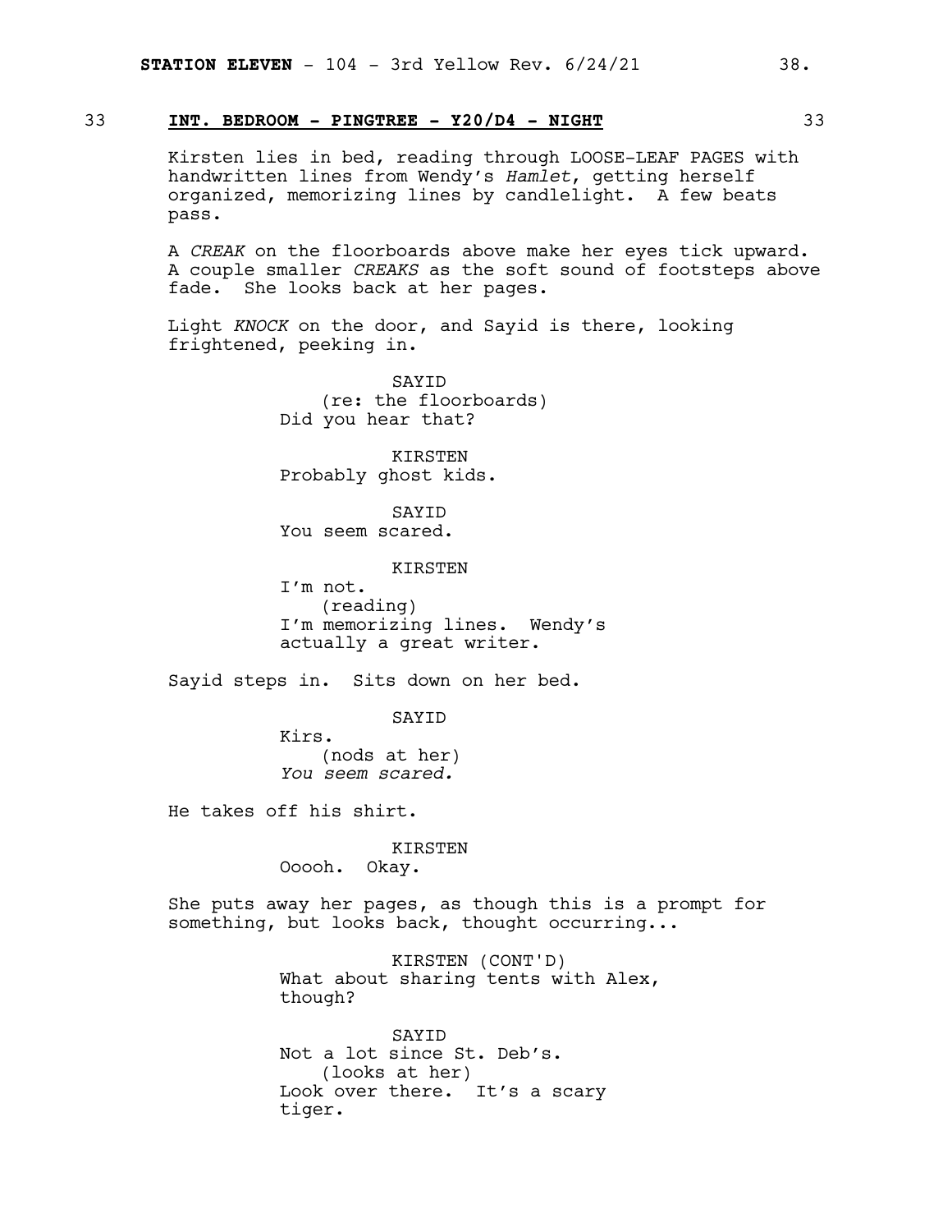33 **INT. BEDROOM - PINGTREE - Y20/D4 - NIGHT** 33

Kirsten lies in bed, reading through LOOSE-LEAF PAGES with handwritten lines from Wendy's *Hamlet*, getting herself organized, memorizing lines by candlelight. A few beats pass.

A *CREAK* on the floorboards above make her eyes tick upward. A couple smaller *CREAKS* as the soft sound of footsteps above fade. She looks back at her pages.

Light *KNOCK* on the door, and Sayid is there, looking frightened, peeking in.

SAYID
(re: the floorboards)
Did you hear that?

KIRSTEN
Probably ghost kids.

SAYID
You seem scared.

KIRSTEN
I'm not.
(reading)
I'm memorizing lines. Wendy's actually a great writer.

Sayid steps in. Sits down on her bed.

SAYID
Kirs.
(nods at her)
*You seem scared.*

He takes off his shirt.

KIRSTEN
Ooooh. Okay.

She puts away her pages, as though this is a prompt for something, but looks back, thought occurring...

KIRSTEN (CONT'D)
What about sharing tents with Alex, though?

SAYID
Not a lot since St. Deb's.
(looks at her)
Look over there. It's a scary tiger.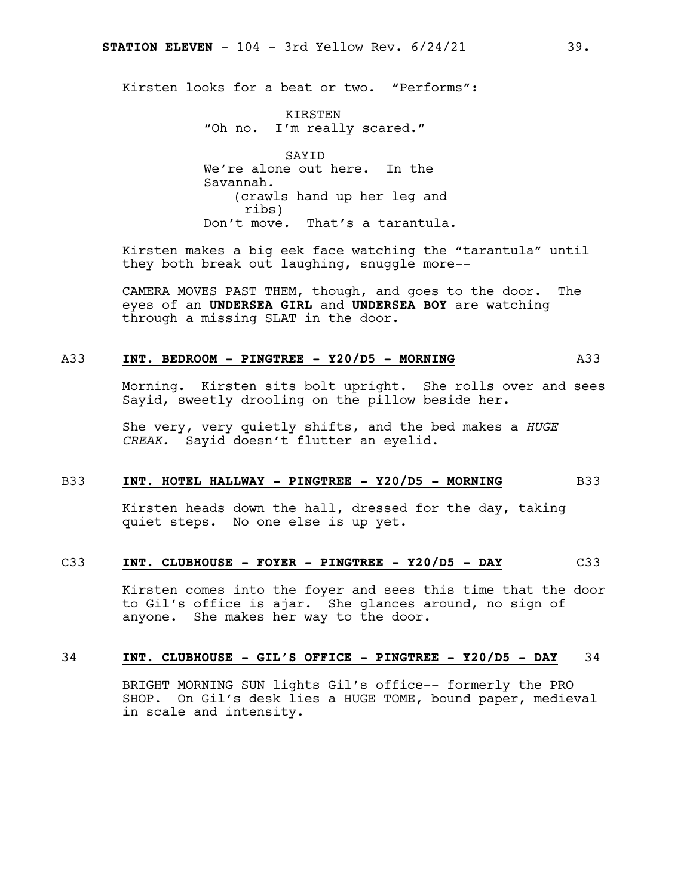Kirsten looks for a beat or two. "Performs":

KIRSTEN
"Oh no. I'm really scared."

SAYID
We're alone out here. In the Savannah.
(crawls hand up her leg and ribs)
Don't move. That's a tarantula.

Kirsten makes a big eek face watching the "tarantula" until they both break out laughing, snuggle more--

CAMERA MOVES PAST THEM, though, and goes to the door. The eyes of an **UNDERSEA GIRL** and **UNDERSEA BOY** are watching through a missing SLAT in the door.

A33 **INT. BEDROOM - PINGTREE - Y20/D5 - MORNING** A33

Morning. Kirsten sits bolt upright. She rolls over and sees Sayid, sweetly drooling on the pillow beside her.

She very, very quietly shifts, and the bed makes a *HUGE CREAK.* Sayid doesn't flutter an eyelid.

B33 **INT. HOTEL HALLWAY - PINGTREE - Y20/D5 - MORNING** B33

Kirsten heads down the hall, dressed for the day, taking quiet steps. No one else is up yet.

C33 **INT. CLUBHOUSE - FOYER - PINGTREE - Y20/D5 - DAY** C33

Kirsten comes into the foyer and sees this time that the door to Gil's office is ajar. She glances around, no sign of anyone. She makes her way to the door.

34 **INT. CLUBHOUSE - GIL'S OFFICE - PINGTREE - Y20/D5 - DAY** 34

BRIGHT MORNING SUN lights Gil's office-- formerly the PRO SHOP. On Gil's desk lies a HUGE TOME, bound paper, medieval in scale and intensity.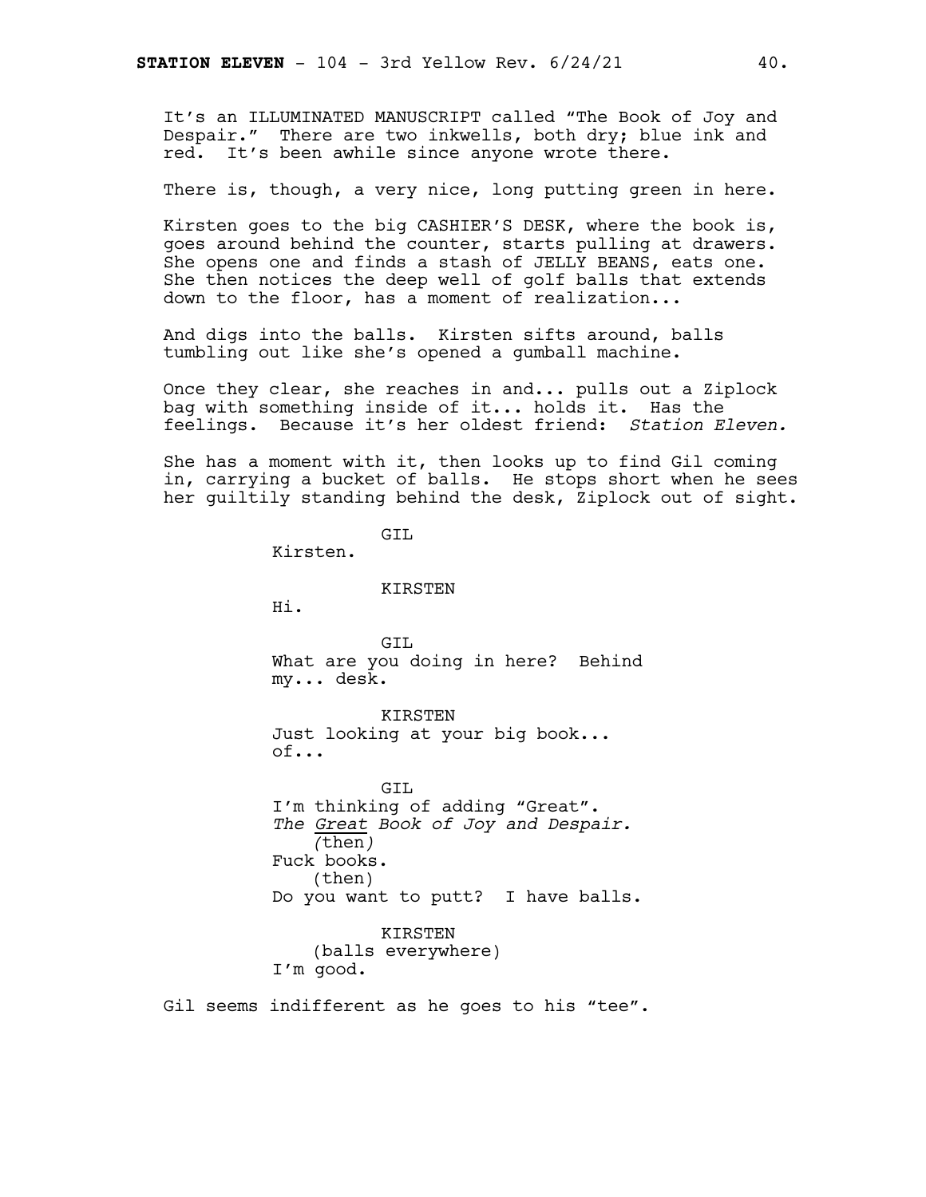It's an ILLUMINATED MANUSCRIPT called "The Book of Joy and Despair." There are two inkwells, both dry; blue ink and red. It's been awhile since anyone wrote there.

There is, though, a very nice, long putting green in here.

Kirsten goes to the big CASHIER'S DESK, where the book is, goes around behind the counter, starts pulling at drawers. She opens one and finds a stash of JELLY BEANS, eats one. She then notices the deep well of golf balls that extends down to the floor, has a moment of realization...

And digs into the balls. Kirsten sifts around, balls tumbling out like she's opened a gumball machine.

Once they clear, she reaches in and... pulls out a Ziplock bag with something inside of it... holds it. Has the feelings. Because it's her oldest friend: *Station Eleven.*

She has a moment with it, then looks up to find Gil coming in, carrying a bucket of balls. He stops short when he sees her guiltily standing behind the desk, Ziplock out of sight.

GIL
Kirsten.

KIRSTEN
Hi.

GIL
What are you doing in here? Behind my... desk.

KIRSTEN
Just looking at your big book... of...

GIL
I'm thinking of adding "Great". *The Great Book of Joy and Despair.*
(then)
Fuck books.
(then)
Do you want to putt? I have balls.

KIRSTEN
(balls everywhere)
I'm good.

Gil seems indifferent as he goes to his "tee".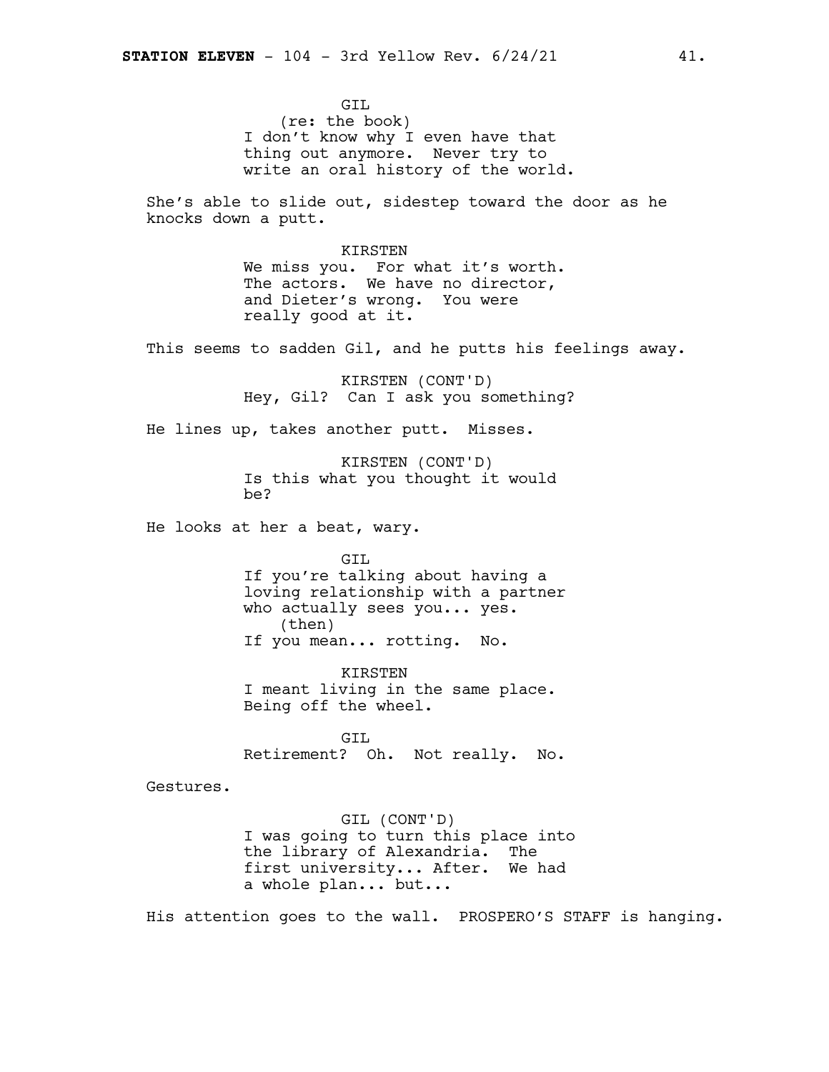GIL
(re: the book)
I don't know why I even have that thing out anymore. Never try to write an oral history of the world.

She's able to slide out, sidestep toward the door as he knocks down a putt.

KIRSTEN
We miss you. For what it's worth. The actors. We have no director, and Dieter's wrong. You were really good at it.

This seems to sadden Gil, and he putts his feelings away.

KIRSTEN (CONT'D)
Hey, Gil? Can I ask you something?

He lines up, takes another putt. Misses.

KIRSTEN (CONT'D)
Is this what you thought it would be?

He looks at her a beat, wary.

GIL
If you're talking about having a loving relationship with a partner who actually sees you... yes.
(then)
If you mean... rotting. No.

KIRSTEN
I meant living in the same place. Being off the wheel.

GIL
Retirement? Oh. Not really. No.

Gestures.

GIL (CONT'D)
I was going to turn this place into the library of Alexandria. The first university... After. We had a whole plan... but...

His attention goes to the wall. PROSPERO'S STAFF is hanging.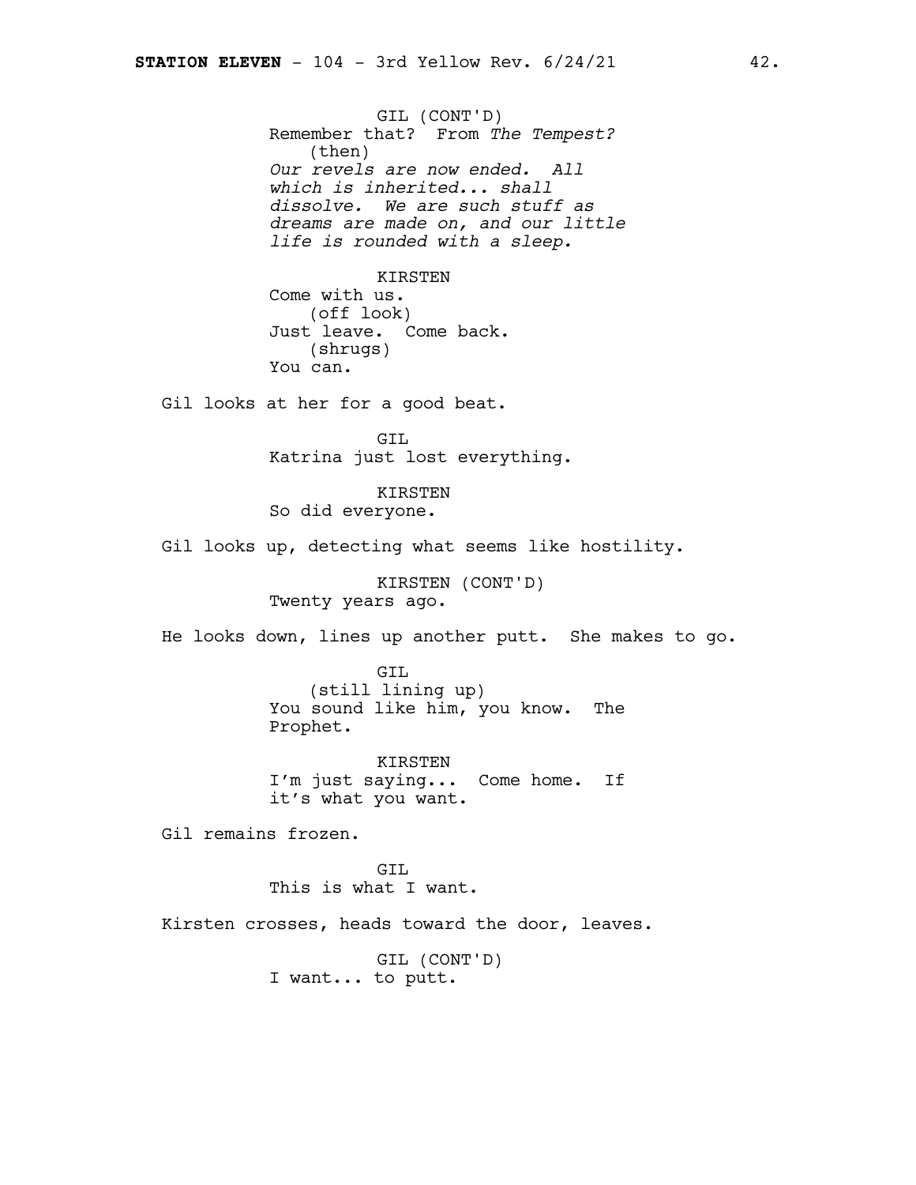GIL (CONT'D)
Remember that? From *The Tempest?*
(then)
*Our revels are now ended. All which is inherited... shall dissolve. We are such stuff as dreams are made on, and our little life is rounded with a sleep.*

KIRSTEN
Come with us.
(off look)
Just leave. Come back.
(shrugs)
You can.

Gil looks at her for a good beat.

GIL
Katrina just lost everything.

KIRSTEN
So did everyone.

Gil looks up, detecting what seems like hostility.

KIRSTEN (CONT'D)
Twenty years ago.

He looks down, lines up another putt. She makes to go.

GIL
(still lining up)
You sound like him, you know. The Prophet.

KIRSTEN
I'm just saying... Come home. If it's what you want.

Gil remains frozen.

GIL
This is what I want.

Kirsten crosses, heads toward the door, leaves.

GIL (CONT'D)
I want... to putt.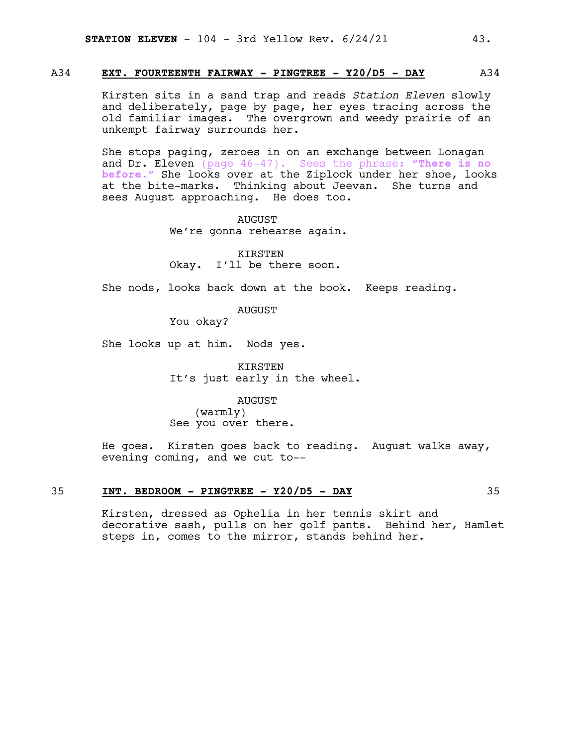A34 **EXT. FOURTEENTH FAIRWAY - PINGTREE - Y20/D5 - DAY** A34

Kirsten sits in a sand trap and reads *Station Eleven* slowly and deliberately, page by page, her eyes tracing across the old familiar images. The overgrown and weedy prairie of an unkempt fairway surrounds her.

She stops paging, zeroes in on an exchange between Lonagan and Dr. Eleven (page 46-47). Sees the phrase: **"There is no before."** She looks over at the Ziplock under her shoe, looks at the bite-marks. Thinking about Jeevan. She turns and sees August approaching. He does too.

AUGUST
We're gonna rehearse again.

KIRSTEN
Okay. I'll be there soon.

She nods, looks back down at the book. Keeps reading.

AUGUST
You okay?

She looks up at him. Nods yes.

KIRSTEN
It's just early in the wheel.

AUGUST
(warmly)
See you over there.

He goes. Kirsten goes back to reading. August walks away, evening coming, and we cut to--

35 **INT. BEDROOM - PINGTREE - Y20/D5 - DAY** 35

Kirsten, dressed as Ophelia in her tennis skirt and decorative sash, pulls on her golf pants. Behind her, Hamlet steps in, comes to the mirror, stands behind her.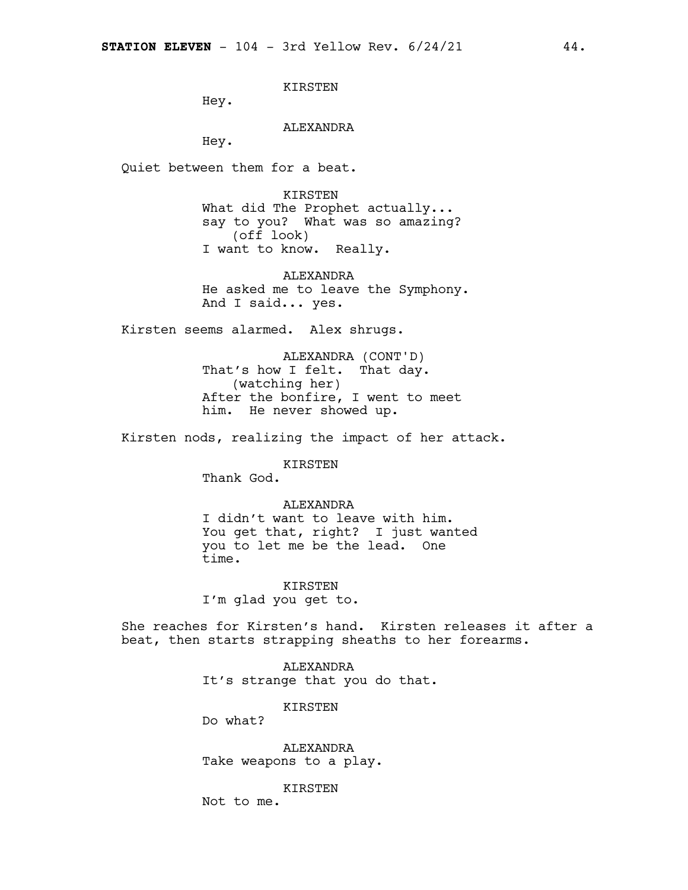KIRSTEN
Hey.

ALEXANDRA
Hey.

Quiet between them for a beat.

KIRSTEN
What did The Prophet actually...
say to you? What was so amazing?
(off look)
I want to know. Really.

ALEXANDRA
He asked me to leave the Symphony.
And I said... yes.

Kirsten seems alarmed. Alex shrugs.

ALEXANDRA (CONT'D)
That's how I felt. That day.
(watching her)
After the bonfire, I went to meet
him. He never showed up.

Kirsten nods, realizing the impact of her attack.

KIRSTEN
Thank God.

ALEXANDRA
I didn't want to leave with him.
You get that, right? I just wanted
you to let me be the lead. One
time.

KIRSTEN
I'm glad you get to.

She reaches for Kirsten's hand. Kirsten releases it after a beat, then starts strapping sheaths to her forearms.

ALEXANDRA
It's strange that you do that.

KIRSTEN
Do what?

ALEXANDRA
Take weapons to a play.

KIRSTEN
Not to me.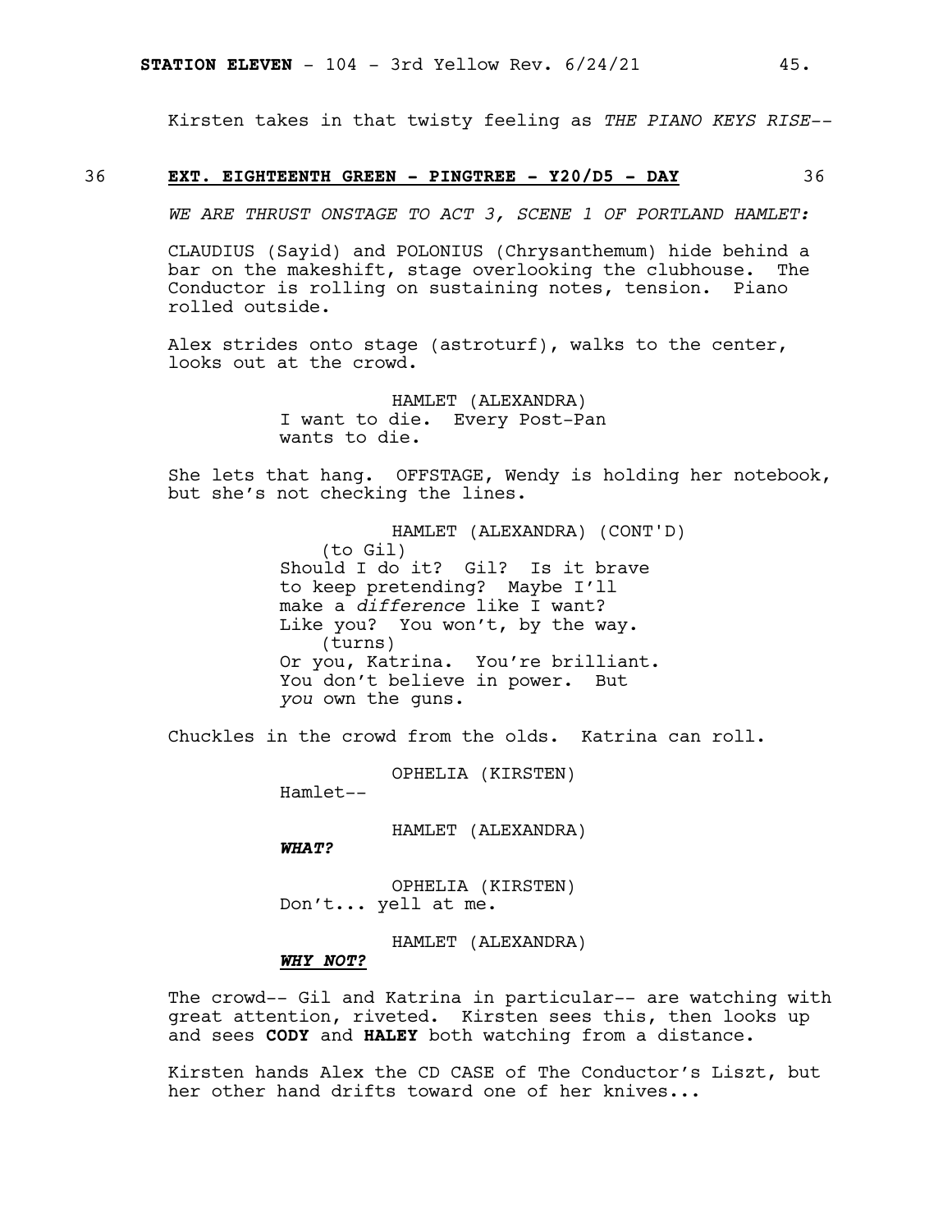Kirsten takes in that twisty feeling as *THE PIANO KEYS RISE--*

36 **EXT. EIGHTEENTH GREEN - PINGTREE - Y20/D5 - DAY** 36

*WE ARE THRUST ONSTAGE TO ACT 3, SCENE 1 OF PORTLAND HAMLET:*

CLAUDIUS (Sayid) and POLONIUS (Chrysanthemum) hide behind a bar on the makeshift, stage overlooking the clubhouse. The Conductor is rolling on sustaining notes, tension. Piano rolled outside.

Alex strides onto stage (astroturf), walks to the center, looks out at the crowd.

HAMLET (ALEXANDRA)
I want to die. Every Post-Pan wants to die.

She lets that hang. OFFSTAGE, Wendy is holding her notebook, but she's not checking the lines.

HAMLET (ALEXANDRA) (CONT'D)
(to Gil)
Should I do it? Gil? Is it brave to keep pretending? Maybe I'll make a *difference* like I want? Like you? You won't, by the way.
(turns)
Or you, Katrina. You're brilliant. You don't believe in power. But *you* own the guns.

Chuckles in the crowd from the olds. Katrina can roll.

OPHELIA (KIRSTEN)
Hamlet--

HAMLET (ALEXANDRA)
***WHAT?***

OPHELIA (KIRSTEN)
Don't... yell at me.

HAMLET (ALEXANDRA)
***WHY NOT?***

The crowd-- Gil and Katrina in particular-- are watching with great attention, riveted. Kirsten sees this, then looks up and sees **CODY** and **HALEY** both watching from a distance.

Kirsten hands Alex the CD CASE of The Conductor's Liszt, but her other hand drifts toward one of her knives...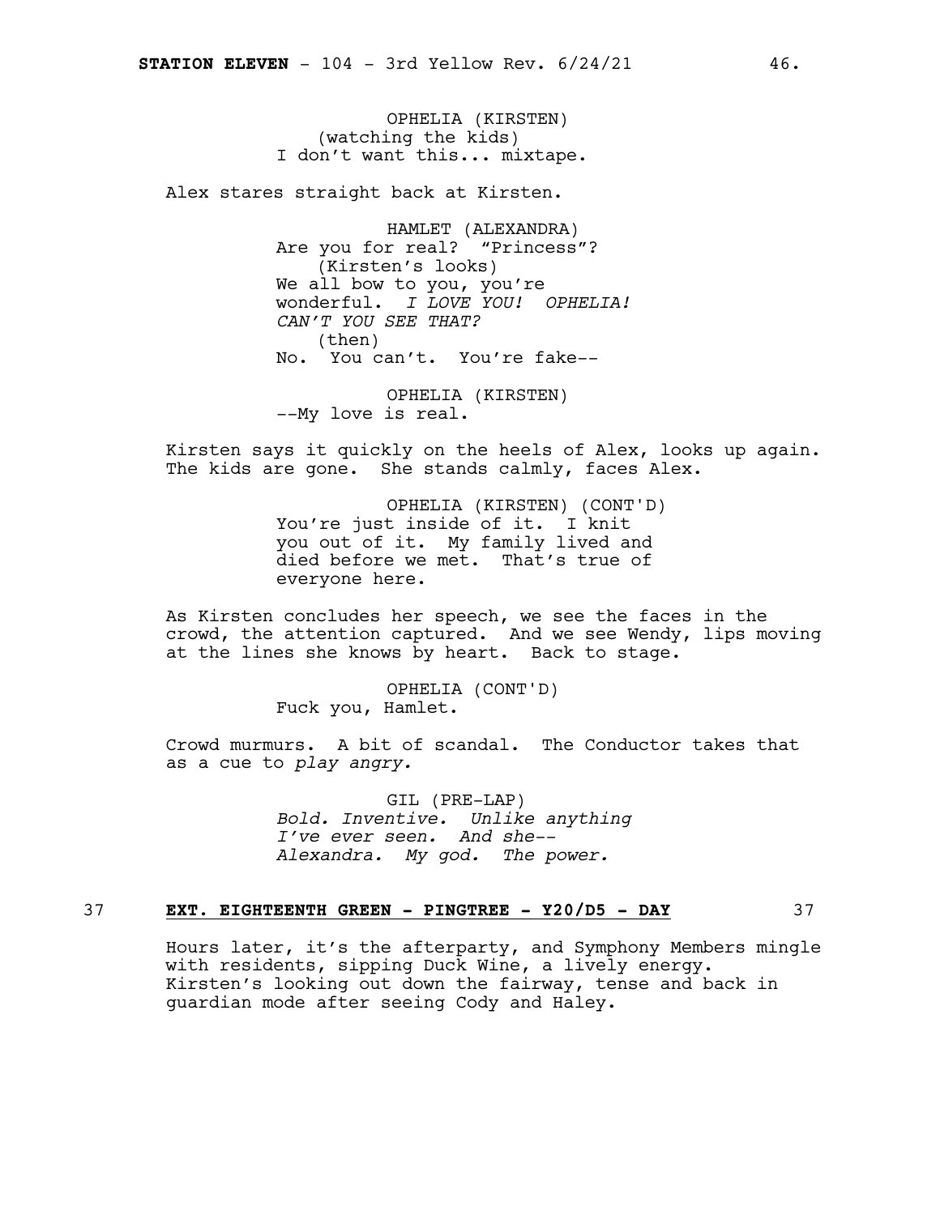OPHELIA (KIRSTEN)
(watching the kids)
I don't want this... mixtape.

Alex stares straight back at Kirsten.

HAMLET (ALEXANDRA)
Are you for real? "Princess"?
(Kirsten's looks)
We all bow to you, you're wonderful. *I LOVE YOU! OPHELIA! CAN'T YOU SEE THAT?*
(then)
No. You can't. You're fake--

OPHELIA (KIRSTEN)
--My love is real.

Kirsten says it quickly on the heels of Alex, looks up again. The kids are gone. She stands calmly, faces Alex.

OPHELIA (KIRSTEN) (CONT'D)
You're just inside of it. I knit you out of it. My family lived and died before we met. That's true of everyone here.

As Kirsten concludes her speech, we see the faces in the crowd, the attention captured. And we see Wendy, lips moving at the lines she knows by heart. Back to stage.

OPHELIA (CONT'D)
Fuck you, Hamlet.

Crowd murmurs. A bit of scandal. The Conductor takes that as a cue to *play angry.*

GIL (PRE-LAP)
*Bold. Inventive. Unlike anything I've ever seen. And she-- Alexandra. My god. The power.*

37 **EXT. EIGHTEENTH GREEN - PINGTREE - Y20/D5 - DAY** 37

Hours later, it's the afterparty, and Symphony Members mingle with residents, sipping Duck Wine, a lively energy. Kirsten's looking out down the fairway, tense and back in guardian mode after seeing Cody and Haley.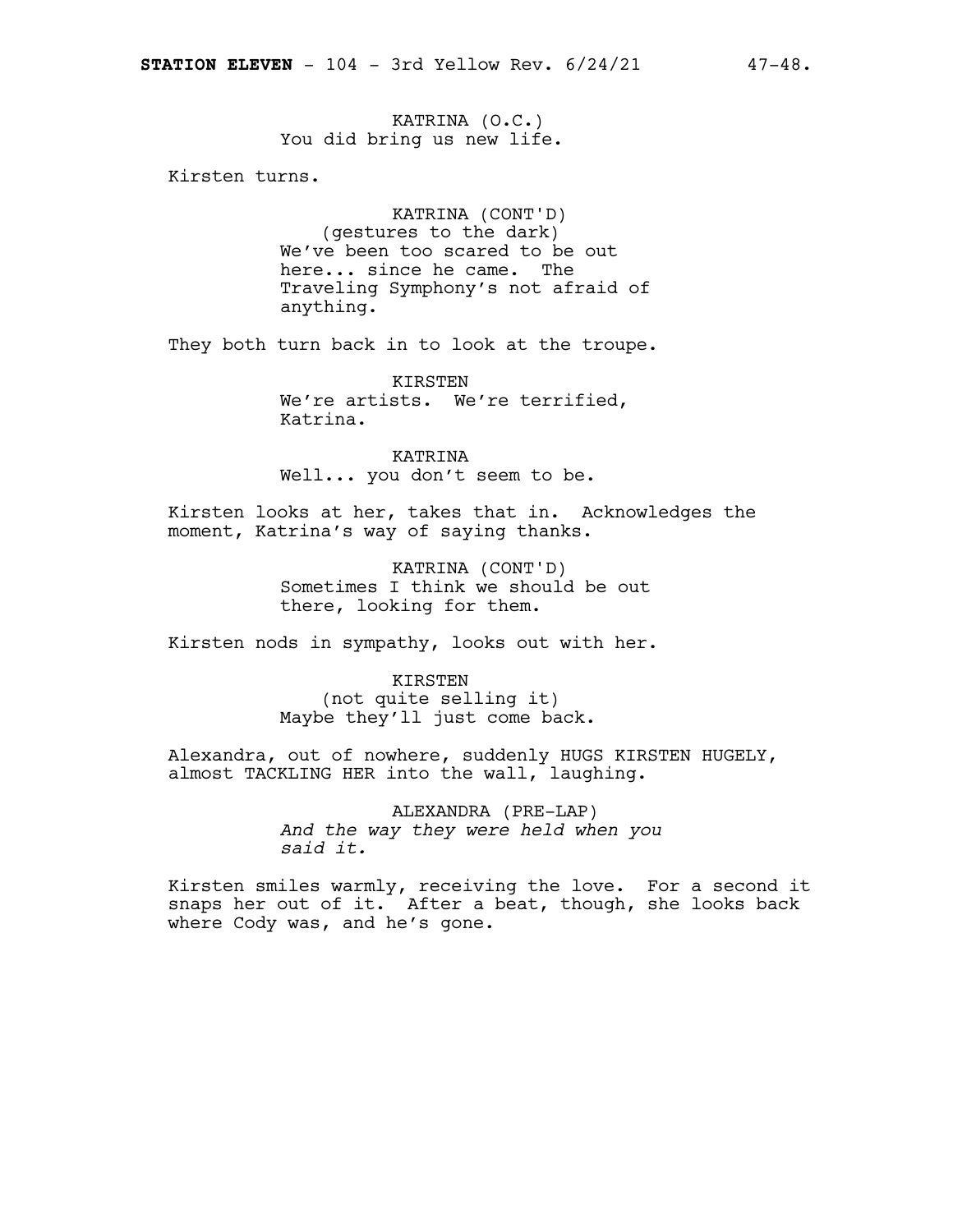KATRINA (O.C.)
You did bring us new life.

Kirsten turns.

KATRINA (CONT'D)
(gestures to the dark)
We've been too scared to be out here... since he came. The Traveling Symphony's not afraid of anything.

They both turn back in to look at the troupe.

KIRSTEN
We're artists. We're terrified, Katrina.

KATRINA
Well... you don't seem to be.

Kirsten looks at her, takes that in. Acknowledges the moment, Katrina's way of saying thanks.

KATRINA (CONT'D)
Sometimes I think we should be out there, looking for them.

Kirsten nods in sympathy, looks out with her.

KIRSTEN
(not quite selling it)
Maybe they'll just come back.

Alexandra, out of nowhere, suddenly HUGS KIRSTEN HUGELY, almost TACKLING HER into the wall, laughing.

ALEXANDRA (PRE-LAP)
*And the way they were held when you said it.*

Kirsten smiles warmly, receiving the love. For a second it snaps her out of it. After a beat, though, she looks back where Cody was, and he's gone.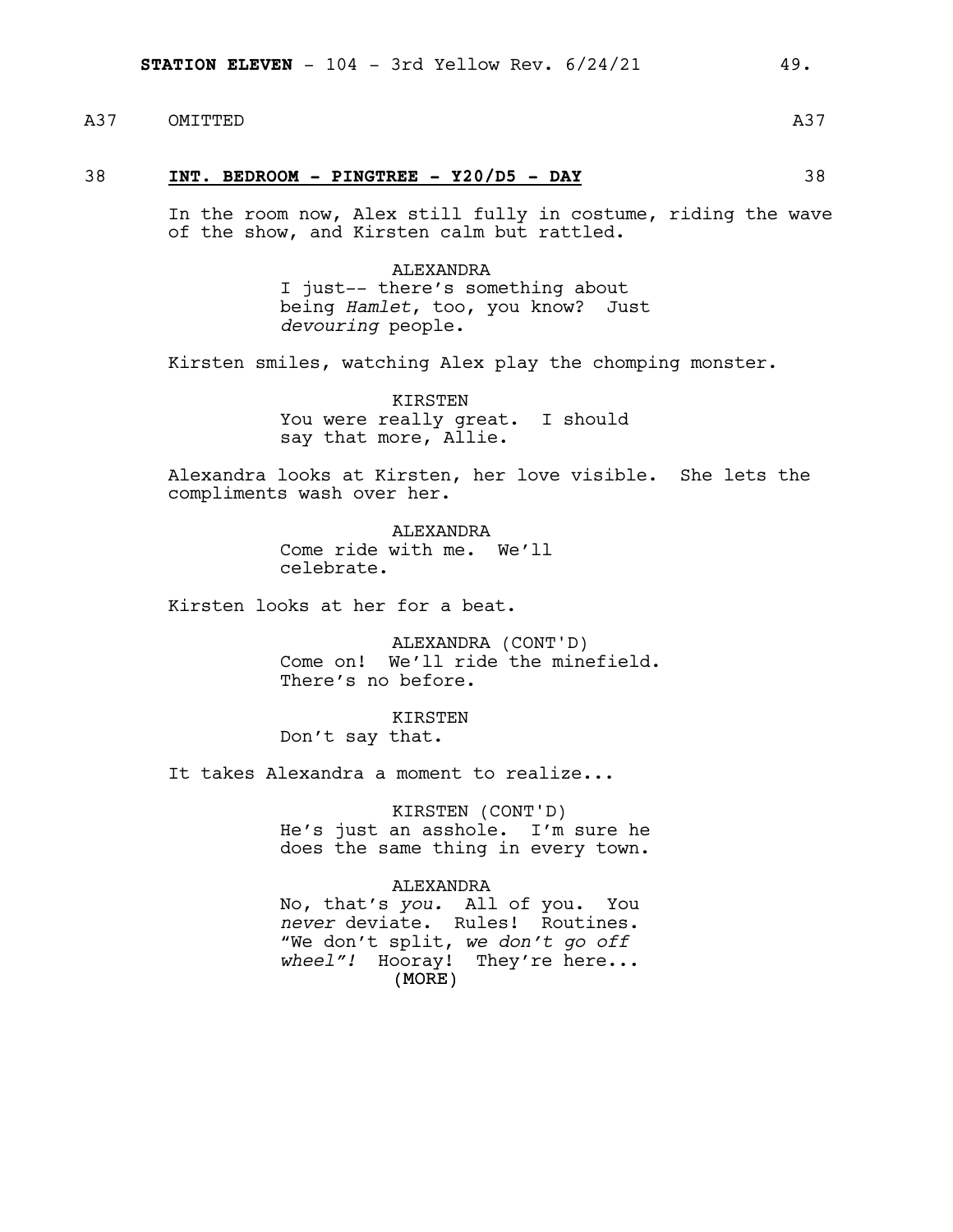A37 OMITTED A37

38 **INT. BEDROOM - PINGTREE - Y20/D5 - DAY** 38

In the room now, Alex still fully in costume, riding the wave of the show, and Kirsten calm but rattled.

ALEXANDRA
I just-- there's something about being *Hamlet*, too, you know? Just *devouring* people.

Kirsten smiles, watching Alex play the chomping monster.

KIRSTEN
You were really great. I should say that more, Allie.

Alexandra looks at Kirsten, her love visible. She lets the compliments wash over her.

ALEXANDRA
Come ride with me. We'll celebrate.

Kirsten looks at her for a beat.

ALEXANDRA (CONT'D)
Come on! We'll ride the minefield. There's no before.

KIRSTEN
Don't say that.

It takes Alexandra a moment to realize...

KIRSTEN (CONT'D)
He's just an asshole. I'm sure he does the same thing in every town.

ALEXANDRA
No, that's *you.* All of you. You *never* deviate. Rules! Routines. "We don't split, *we don't go off wheel"!* Hooray! They're here...
(MORE)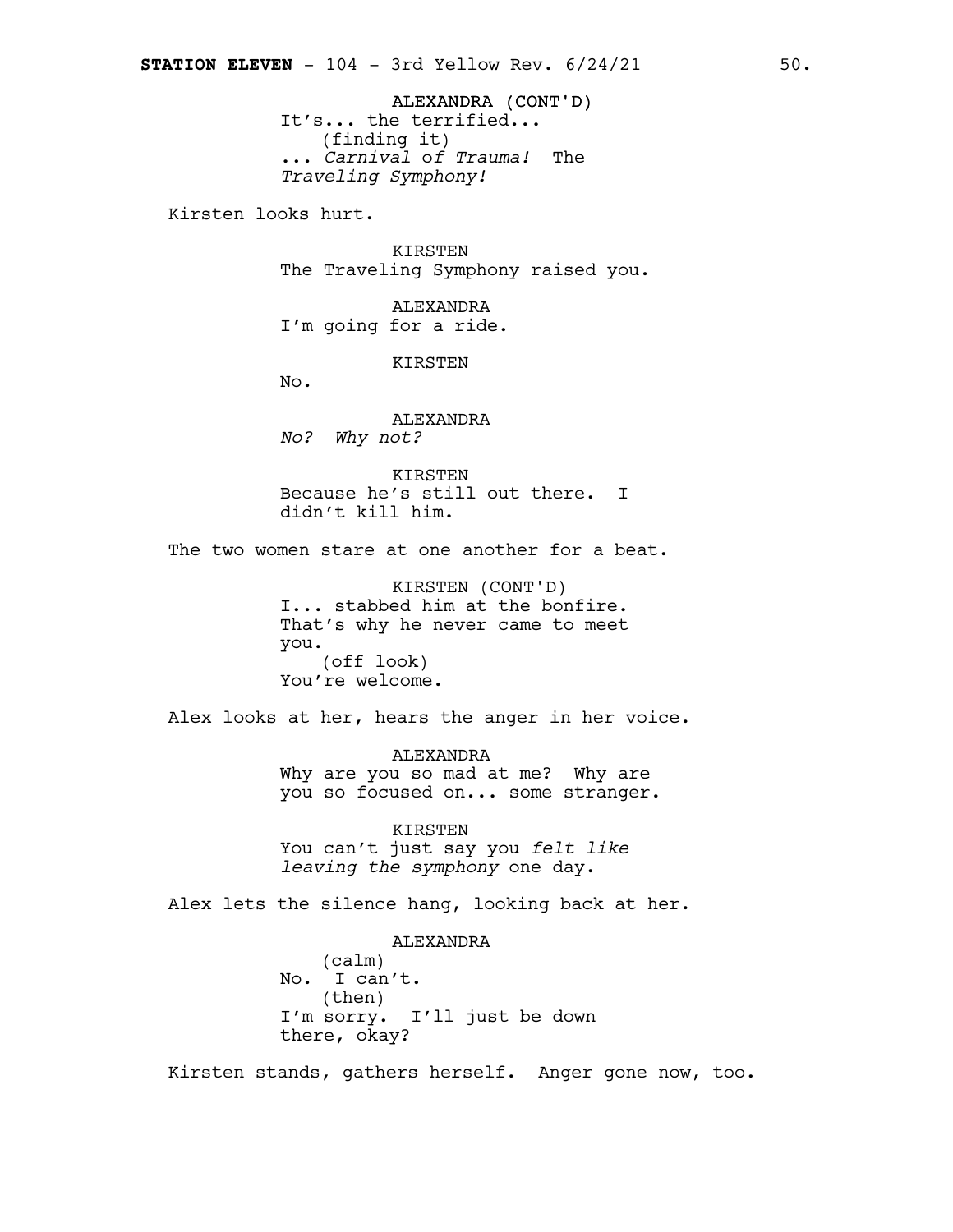ALEXANDRA (CONT'D)
It's... the terrified...
(finding it)
... *Carnival of Trauma!* The *Traveling Symphony!*

Kirsten looks hurt.

KIRSTEN
The Traveling Symphony raised you.

ALEXANDRA
I'm going for a ride.

KIRSTEN
No.

ALEXANDRA
*No? Why not?*

KIRSTEN
Because he's still out there. I didn't kill him.

The two women stare at one another for a beat.

KIRSTEN (CONT'D)
I... stabbed him at the bonfire. That's why he never came to meet you.
(off look)
You're welcome.

Alex looks at her, hears the anger in her voice.

ALEXANDRA
Why are you so mad at me? Why are you so focused on... some stranger.

KIRSTEN
You can't just say you *felt like leaving the symphony* one day.

Alex lets the silence hang, looking back at her.

ALEXANDRA
(calm)
No. I can't.
(then)
I'm sorry. I'll just be down there, okay?

Kirsten stands, gathers herself. Anger gone now, too.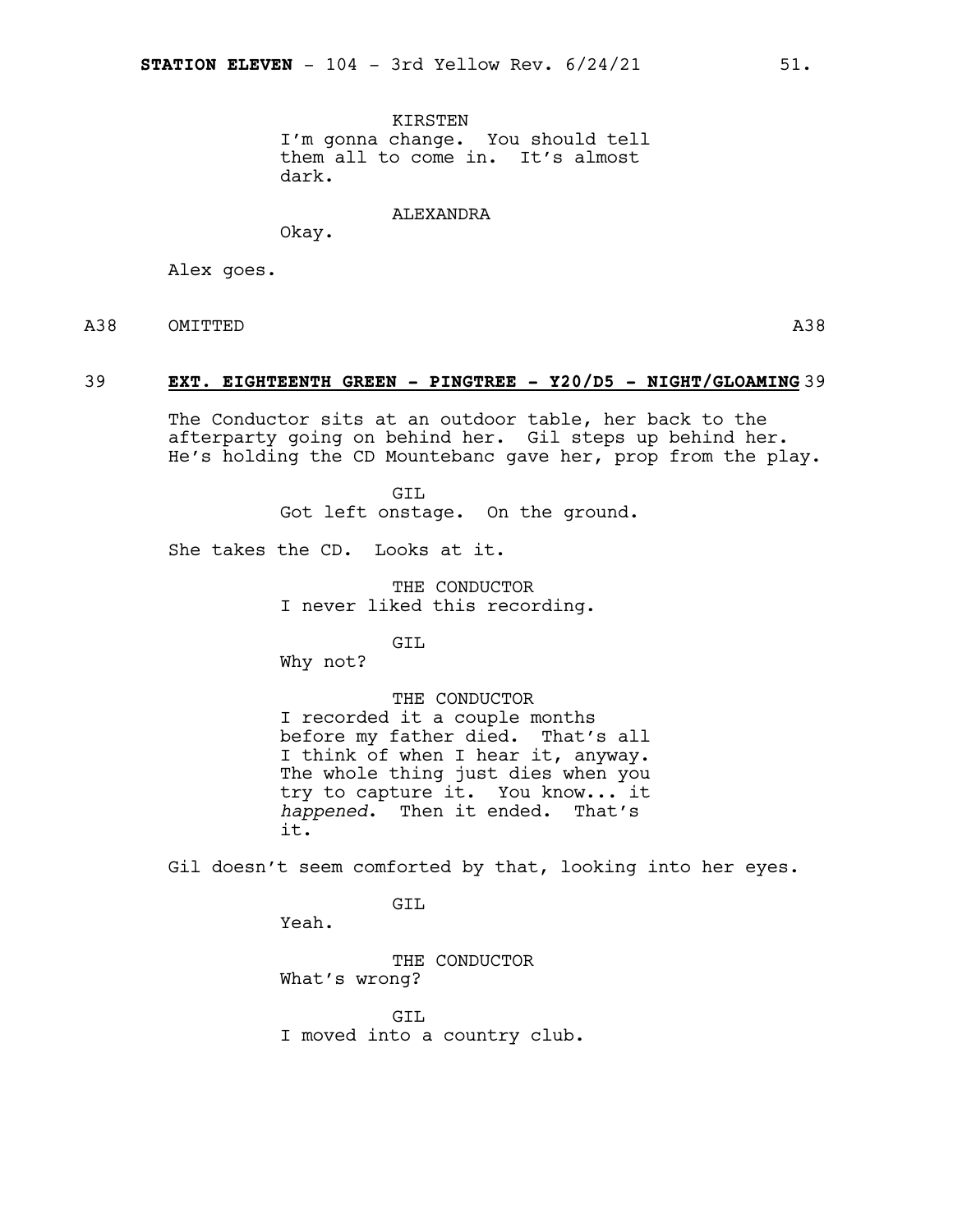KIRSTEN
I'm gonna change. You should tell them all to come in. It's almost dark.

ALEXANDRA
Okay.

Alex goes.

A38 OMITTED A38

39 **EXT. EIGHTEENTH GREEN - PINGTREE - Y20/D5 - NIGHT/GLOAMING** 39

The Conductor sits at an outdoor table, her back to the afterparty going on behind her. Gil steps up behind her. He's holding the CD Mountebanc gave her, prop from the play.

GIL
Got left onstage. On the ground.

She takes the CD. Looks at it.

THE CONDUCTOR
I never liked this recording.

GIL
Why not?

THE CONDUCTOR
I recorded it a couple months before my father died. That's all I think of when I hear it, anyway. The whole thing just dies when you try to capture it. You know... it *happened*. Then it ended. That's it.

Gil doesn't seem comforted by that, looking into her eyes.

GIL
Yeah.

THE CONDUCTOR
What's wrong?

GIL
I moved into a country club.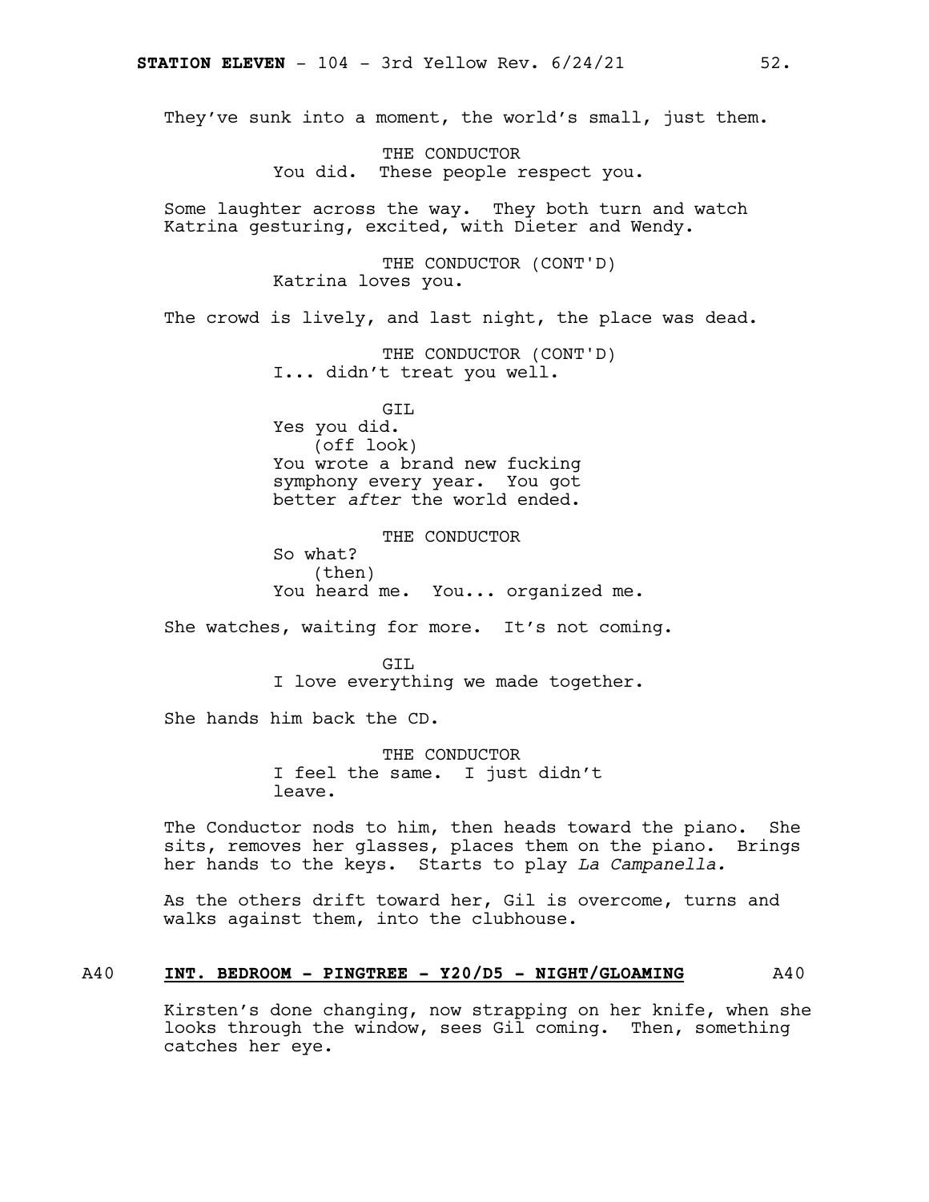They've sunk into a moment, the world's small, just them.

THE CONDUCTOR
You did. These people respect you.

Some laughter across the way. They both turn and watch Katrina gesturing, excited, with Dieter and Wendy.

THE CONDUCTOR (CONT'D)
Katrina loves you.

The crowd is lively, and last night, the place was dead.

THE CONDUCTOR (CONT'D)
I... didn't treat you well.

GIL
Yes you did.
(off look)
You wrote a brand new fucking symphony every year. You got better *after* the world ended.

THE CONDUCTOR
So what?
(then)
You heard me. You... organized me.

She watches, waiting for more. It's not coming.

GIL
I love everything we made together.

She hands him back the CD.

THE CONDUCTOR
I feel the same. I just didn't leave.

The Conductor nods to him, then heads toward the piano. She sits, removes her glasses, places them on the piano. Brings her hands to the keys. Starts to play *La Campanella.*

As the others drift toward her, Gil is overcome, turns and walks against them, into the clubhouse.

A40 **INT. BEDROOM - PINGTREE - Y20/D5 - NIGHT/GLOAMING** A40

Kirsten's done changing, now strapping on her knife, when she looks through the window, sees Gil coming. Then, something catches her eye.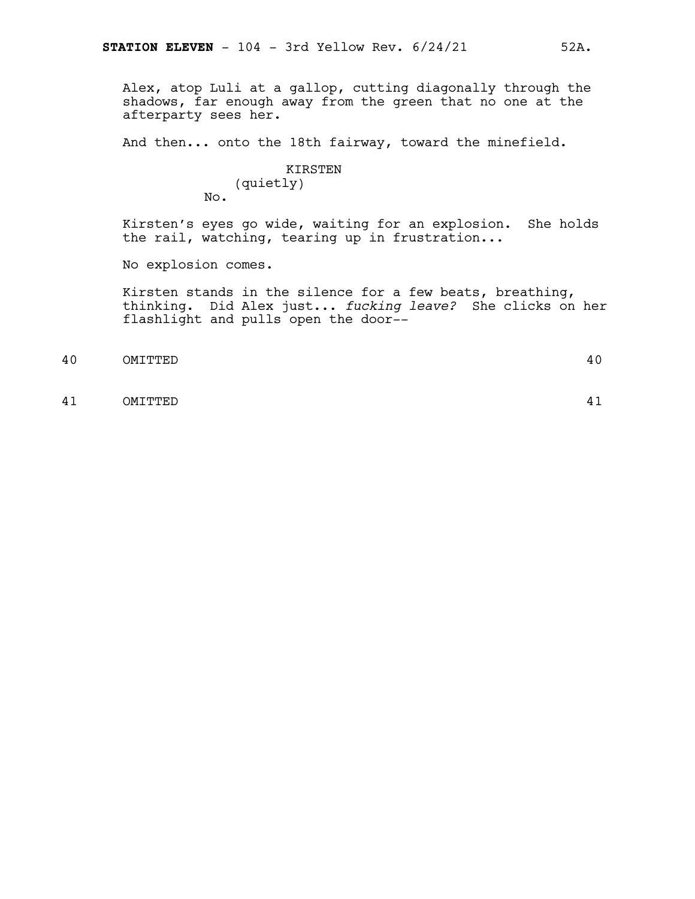Alex, atop Luli at a gallop, cutting diagonally through the shadows, far enough away from the green that no one at the afterparty sees her.

And then... onto the 18th fairway, toward the minefield.

KIRSTEN
(quietly)
No.

Kirsten's eyes go wide, waiting for an explosion. She holds the rail, watching, tearing up in frustration...

No explosion comes.

Kirsten stands in the silence for a few beats, breathing, thinking. Did Alex just... *fucking leave?* She clicks on her flashlight and pulls open the door--

40 OMITTED 40

41 OMITTED 41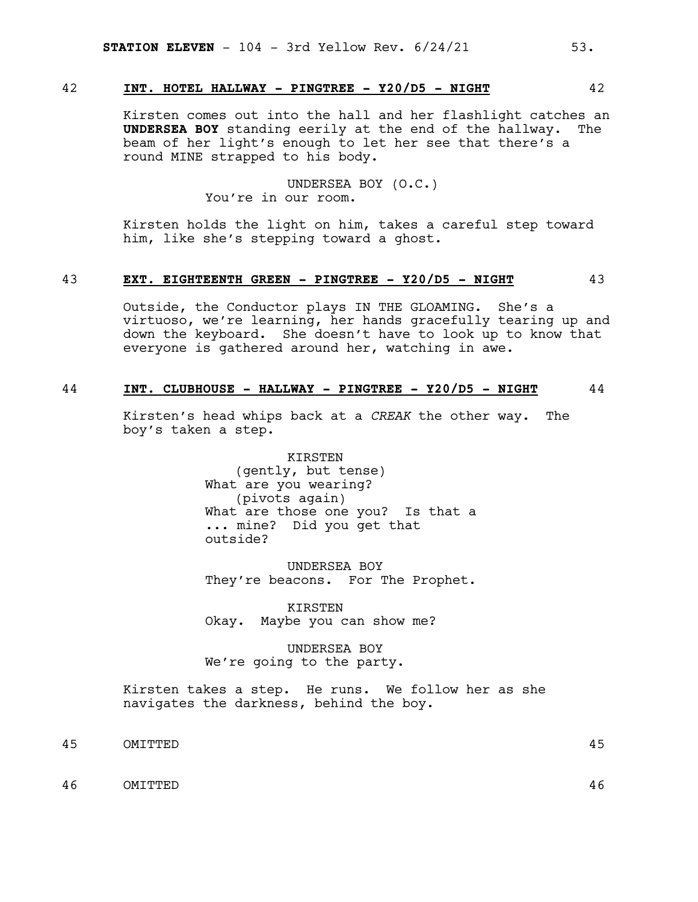42 **INT. HOTEL HALLWAY - PINGTREE - Y20/D5 - NIGHT** 42

Kirsten comes out into the hall and her flashlight catches an **UNDERSEA BOY** standing eerily at the end of the hallway. The beam of her light's enough to let her see that there's a round MINE strapped to his body.

UNDERSEA BOY (O.C.)
You're in our room.

Kirsten holds the light on him, takes a careful step toward him, like she's stepping toward a ghost.

43 **EXT. EIGHTEENTH GREEN - PINGTREE - Y20/D5 - NIGHT** 43

Outside, the Conductor plays IN THE GLOAMING. She's a virtuoso, we're learning, her hands gracefully tearing up and down the keyboard. She doesn't have to look up to know that everyone is gathered around her, watching in awe.

44 **INT. CLUBHOUSE - HALLWAY - PINGTREE - Y20/D5 - NIGHT** 44

Kirsten's head whips back at a *CREAK* the other way. The boy's taken a step.

KIRSTEN
(gently, but tense)
What are you wearing?
(pivots again)
What are those one you? Is that a ... mine? Did you get that outside?

UNDERSEA BOY
They're beacons. For The Prophet.

KIRSTEN
Okay. Maybe you can show me?

UNDERSEA BOY
We're going to the party.

Kirsten takes a step. He runs. We follow her as she navigates the darkness, behind the boy.

45 OMITTED 45

46 OMITTED 46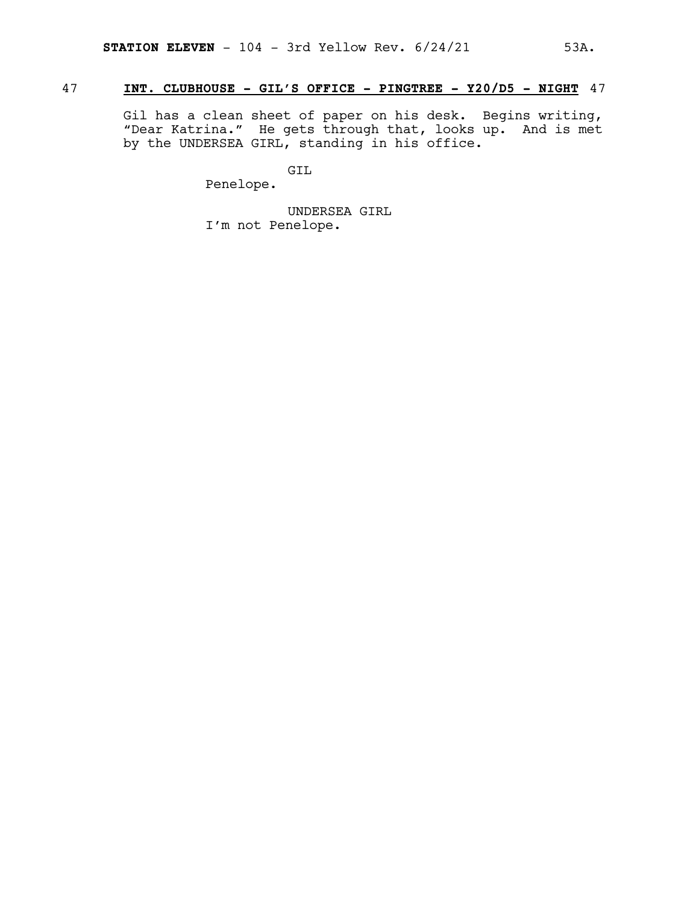47 **INT. CLUBHOUSE - GIL'S OFFICE - PINGTREE - Y20/D5 - NIGHT** 47

Gil has a clean sheet of paper on his desk. Begins writing, "Dear Katrina." He gets through that, looks up. And is met by the UNDERSEA GIRL, standing in his office.

GIL

Penelope.

UNDERSEA GIRL

I'm not Penelope.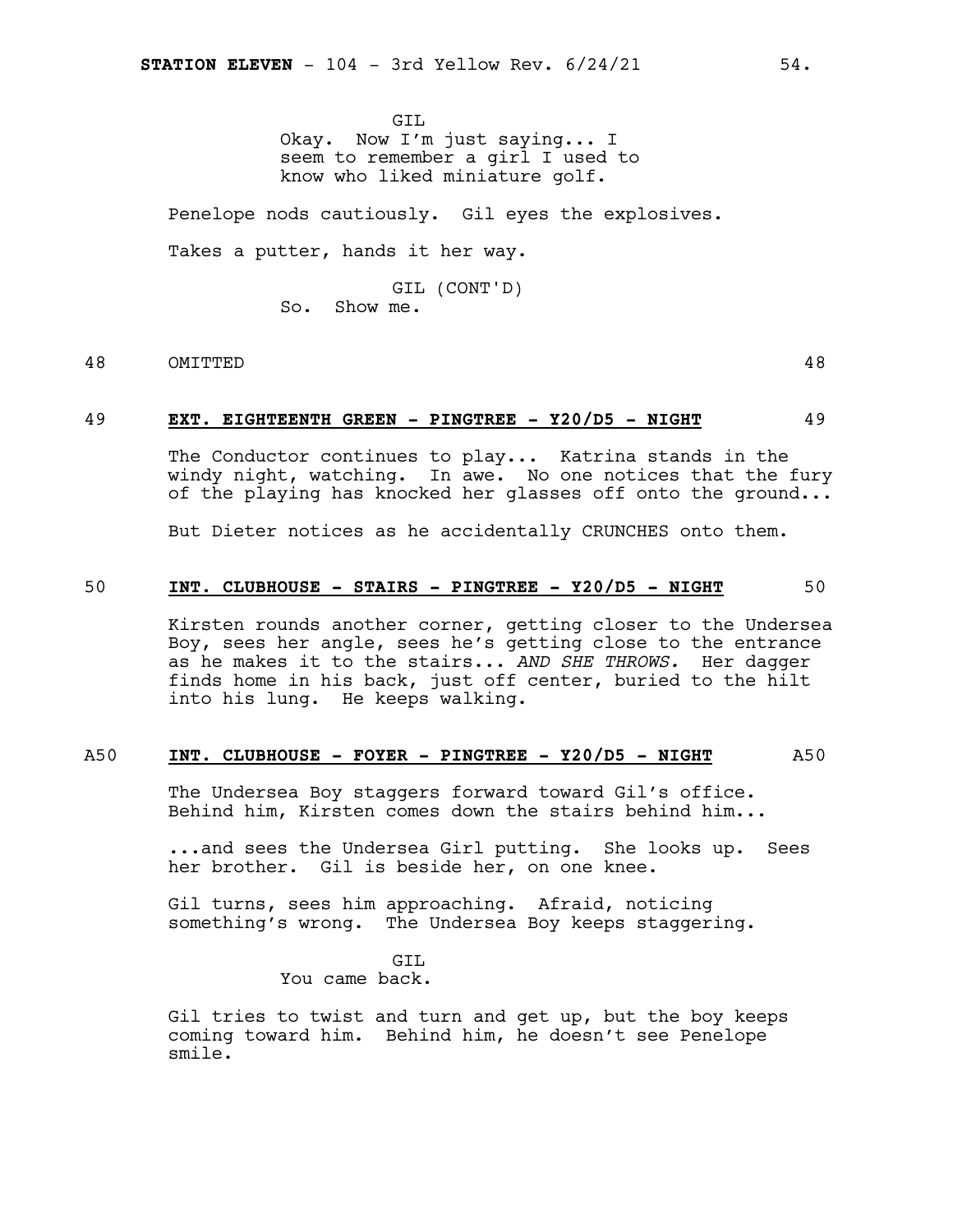GIL
Okay. Now I'm just saying... I seem to remember a girl I used to know who liked miniature golf.

Penelope nods cautiously. Gil eyes the explosives.

Takes a putter, hands it her way.

GIL (CONT'D)
So. Show me.

48 OMITTED 48

**49 EXT. EIGHTEENTH GREEN - PINGTREE - Y20/D5 - NIGHT 49**

The Conductor continues to play... Katrina stands in the windy night, watching. In awe. No one notices that the fury of the playing has knocked her glasses off onto the ground...

But Dieter notices as he accidentally CRUNCHES onto them.

**50 INT. CLUBHOUSE - STAIRS - PINGTREE - Y20/D5 - NIGHT 50**

Kirsten rounds another corner, getting closer to the Undersea Boy, sees her angle, sees he's getting close to the entrance as he makes it to the stairs... *AND SHE THROWS.* Her dagger finds home in his back, just off center, buried to the hilt into his lung. He keeps walking.

**A50 INT. CLUBHOUSE - FOYER - PINGTREE - Y20/D5 - NIGHT A50**

The Undersea Boy staggers forward toward Gil's office. Behind him, Kirsten comes down the stairs behind him...

...and sees the Undersea Girl putting. She looks up. Sees her brother. Gil is beside her, on one knee.

Gil turns, sees him approaching. Afraid, noticing something's wrong. The Undersea Boy keeps staggering.

GIL
You came back.

Gil tries to twist and turn and get up, but the boy keeps coming toward him. Behind him, he doesn't see Penelope smile.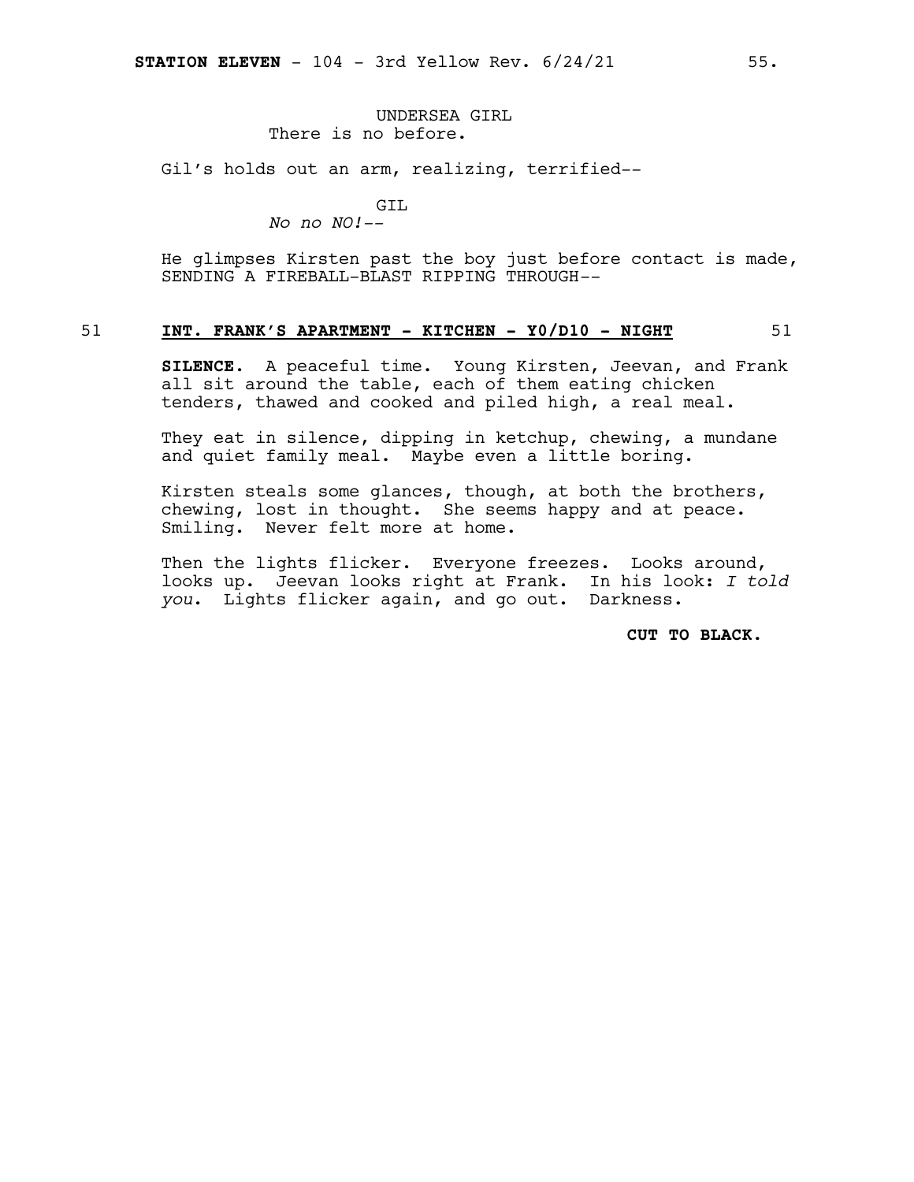UNDERSEA GIRL
There is no before.

Gil's holds out an arm, realizing, terrified--

GIL
*No no NO!*--

He glimpses Kirsten past the boy just before contact is made, SENDING A FIREBALL-BLAST RIPPING THROUGH--

51 **INT. FRANK'S APARTMENT - KITCHEN - Y0/D10 - NIGHT** 51

**SILENCE.** A peaceful time. Young Kirsten, Jeevan, and Frank all sit around the table, each of them eating chicken tenders, thawed and cooked and piled high, a real meal.

They eat in silence, dipping in ketchup, chewing, a mundane and quiet family meal. Maybe even a little boring.

Kirsten steals some glances, though, at both the brothers, chewing, lost in thought. She seems happy and at peace. Smiling. Never felt more at home.

Then the lights flicker. Everyone freezes. Looks around, looks up. Jeevan looks right at Frank. In his look: *I told you*. Lights flicker again, and go out. Darkness.

**CUT TO BLACK.**